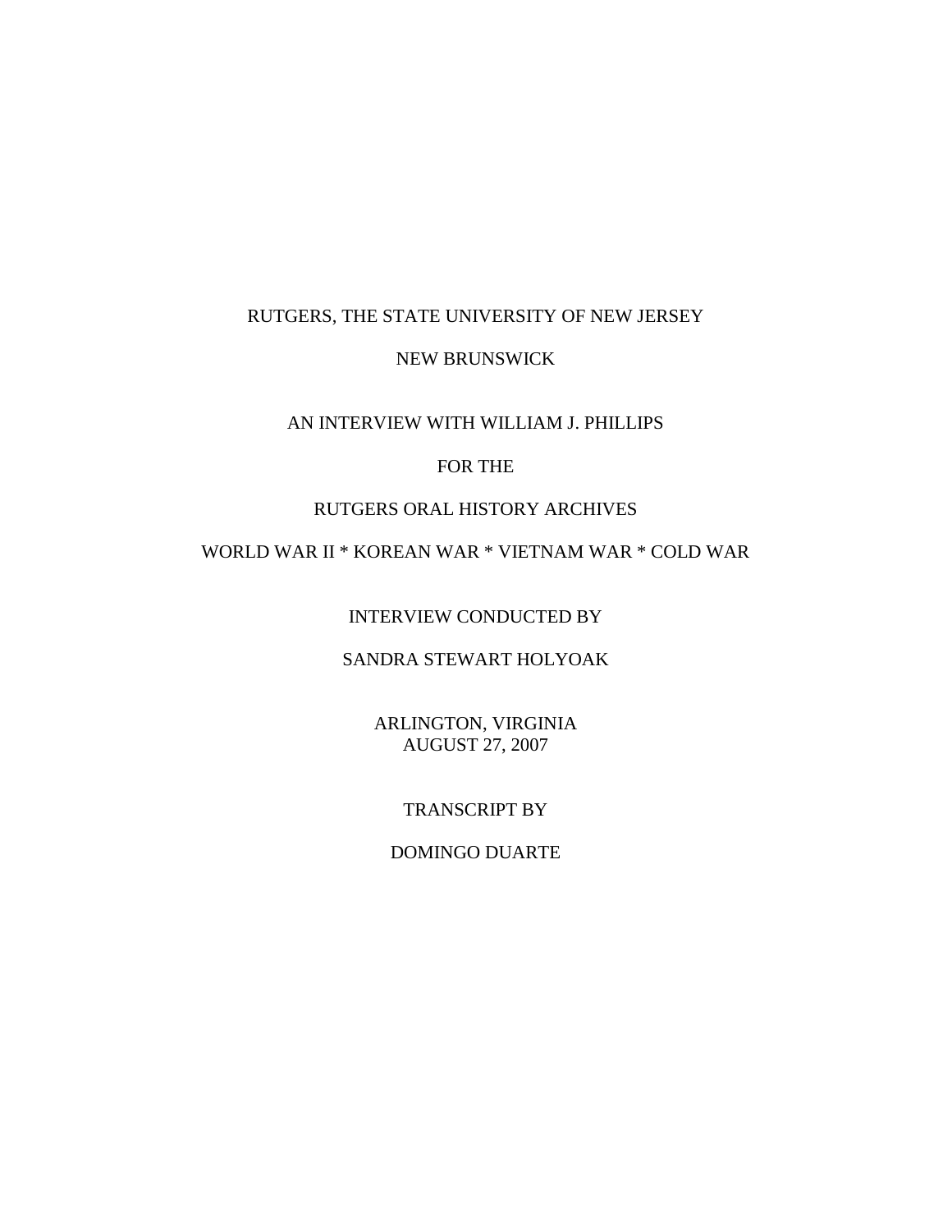RUTGERS, THE STATE UNIVERSITY OF NEW JERSEY

NEW BRUNSWICK

AN INTERVIEW WITH WILLIAM J. PHILLIPS

FOR THE

RUTGERS ORAL HISTORY ARCHIVES

WORLD WAR II * KOREAN WAR * VIETNAM WAR * COLD WAR

INTERVIEW CONDUCTED BY

SANDRA STEWART HOLYOAK

ARLINGTON, VIRGINIA
AUGUST 27, 2007

TRANSCRIPT BY

DOMINGO DUARTE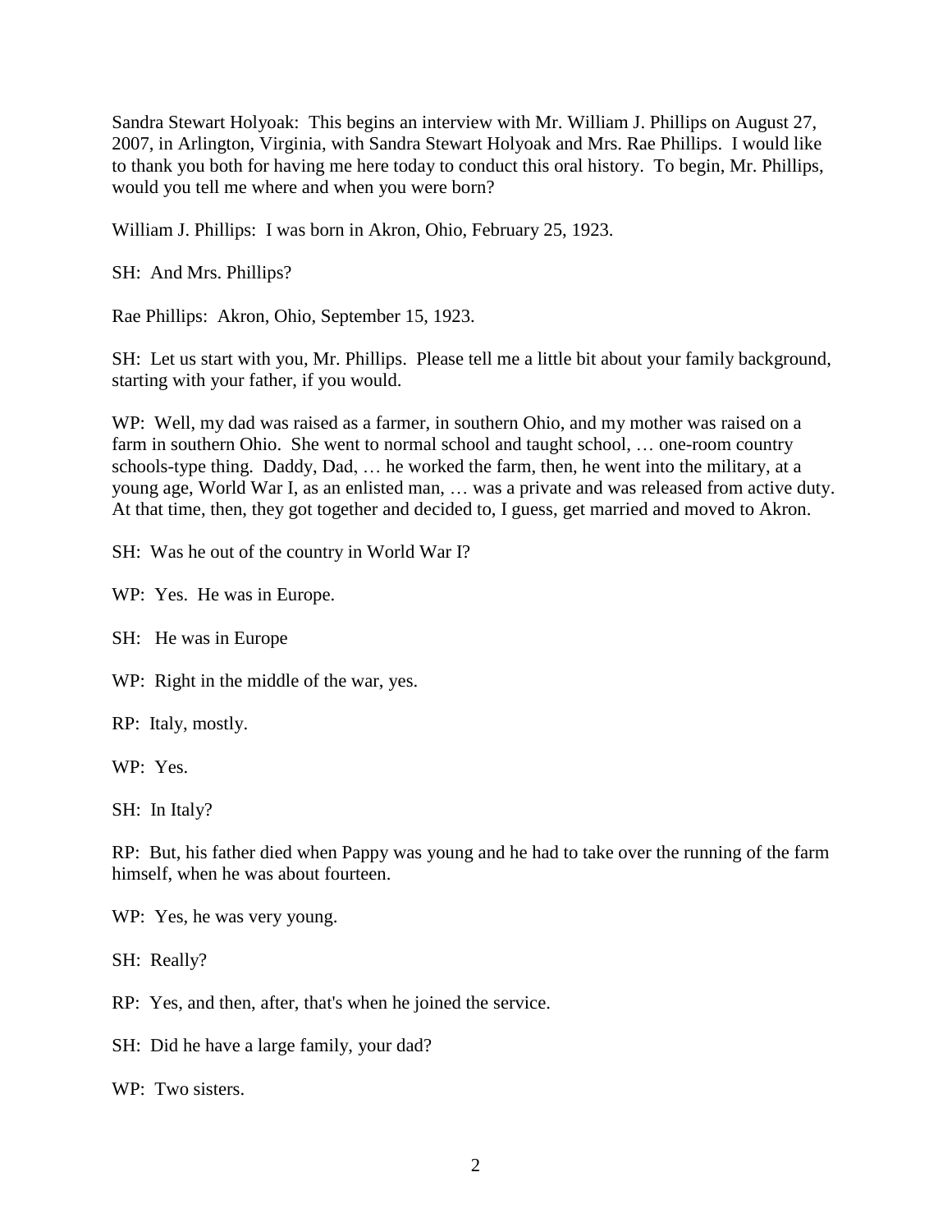Sandra Stewart Holyoak: This begins an interview with Mr. William J. Phillips on August 27, 2007, in Arlington, Virginia, with Sandra Stewart Holyoak and Mrs. Rae Phillips. I would like to thank you both for having me here today to conduct this oral history. To begin, Mr. Phillips, would you tell me where and when you were born?

William J. Phillips: I was born in Akron, Ohio, February 25, 1923.

SH: And Mrs. Phillips?

Rae Phillips: Akron, Ohio, September 15, 1923.

SH: Let us start with you, Mr. Phillips. Please tell me a little bit about your family background, starting with your father, if you would.

WP: Well, my dad was raised as a farmer, in southern Ohio, and my mother was raised on a farm in southern Ohio. She went to normal school and taught school, … one-room country schools-type thing. Daddy, Dad, … he worked the farm, then, he went into the military, at a young age, World War I, as an enlisted man, … was a private and was released from active duty. At that time, then, they got together and decided to, I guess, get married and moved to Akron.

SH: Was he out of the country in World War I?

WP: Yes. He was in Europe.

SH: He was in Europe

WP: Right in the middle of the war, yes.

RP: Italy, mostly.

WP: Yes.

SH: In Italy?

RP: But, his father died when Pappy was young and he had to take over the running of the farm himself, when he was about fourteen.

WP: Yes, he was very young.

SH: Really?

RP: Yes, and then, after, that's when he joined the service.

SH: Did he have a large family, your dad?

WP: Two sisters.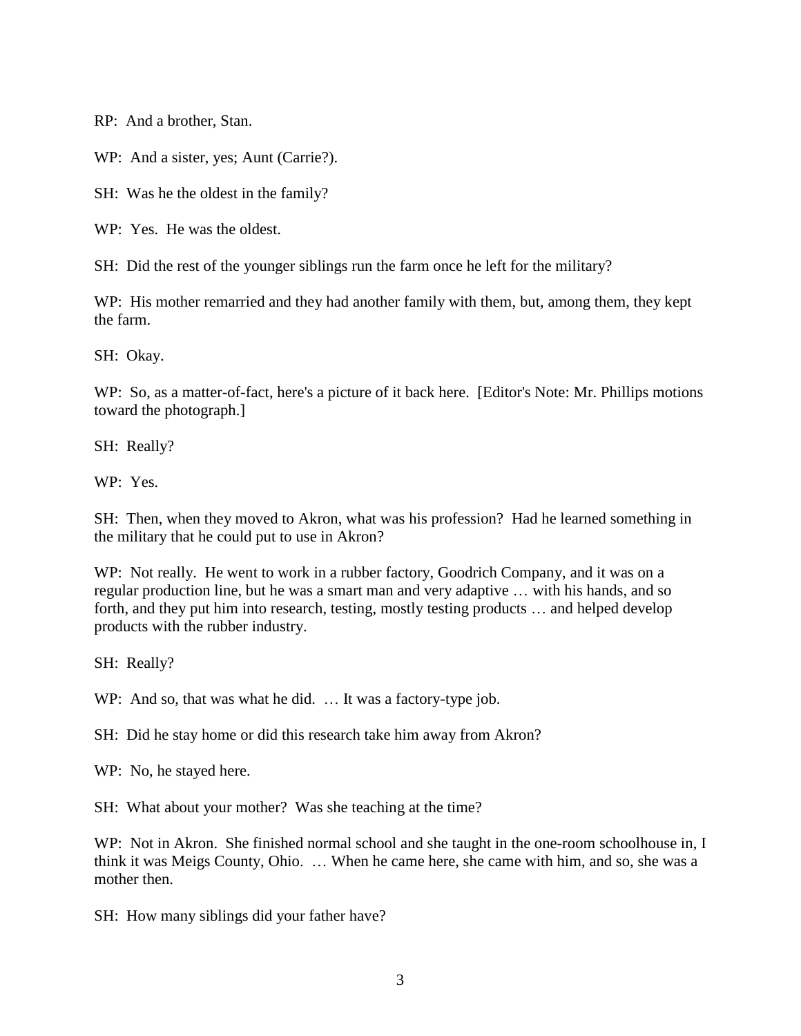RP: And a brother, Stan.

WP: And a sister, yes; Aunt (Carrie?).

SH: Was he the oldest in the family?

WP: Yes. He was the oldest.

SH: Did the rest of the younger siblings run the farm once he left for the military?

WP: His mother remarried and they had another family with them, but, among them, they kept the farm.

SH: Okay.

WP: So, as a matter-of-fact, here's a picture of it back here. [Editor's Note: Mr. Phillips motions toward the photograph.]

SH: Really?

WP: Yes.

SH: Then, when they moved to Akron, what was his profession? Had he learned something in the military that he could put to use in Akron?

WP: Not really. He went to work in a rubber factory, Goodrich Company, and it was on a regular production line, but he was a smart man and very adaptive … with his hands, and so forth, and they put him into research, testing, mostly testing products … and helped develop products with the rubber industry.

SH: Really?

WP: And so, that was what he did. … It was a factory-type job.

SH: Did he stay home or did this research take him away from Akron?

WP: No, he stayed here.

SH: What about your mother? Was she teaching at the time?

WP: Not in Akron. She finished normal school and she taught in the one-room schoolhouse in, I think it was Meigs County, Ohio. … When he came here, she came with him, and so, she was a mother then.

SH: How many siblings did your father have?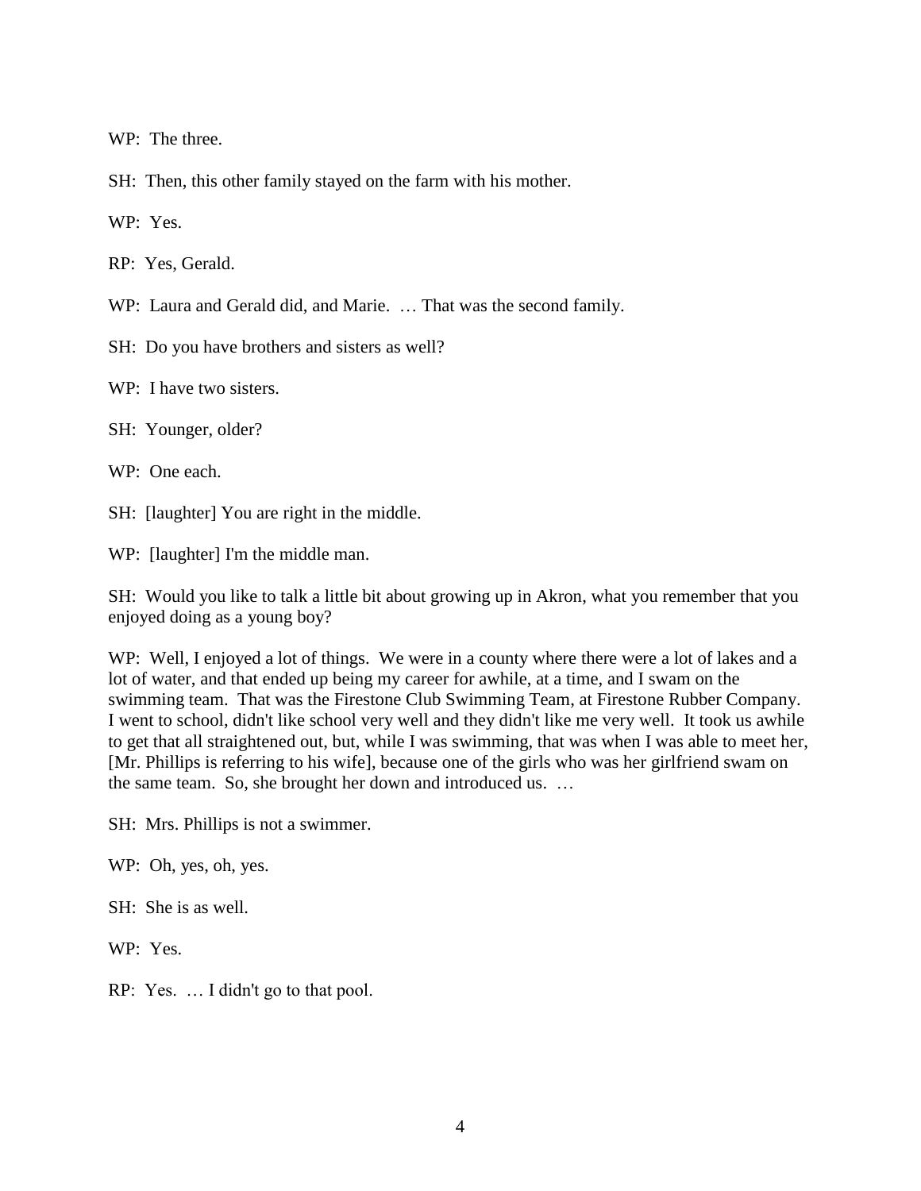WP: The three.

SH: Then, this other family stayed on the farm with his mother.

WP: Yes.

RP: Yes, Gerald.

WP: Laura and Gerald did, and Marie. … That was the second family.

SH: Do you have brothers and sisters as well?

WP: I have two sisters.

SH: Younger, older?

WP: One each.

SH: [laughter] You are right in the middle.

WP: [laughter] I'm the middle man.

SH: Would you like to talk a little bit about growing up in Akron, what you remember that you enjoyed doing as a young boy?

WP: Well, I enjoyed a lot of things. We were in a county where there were a lot of lakes and a lot of water, and that ended up being my career for awhile, at a time, and I swam on the swimming team. That was the Firestone Club Swimming Team, at Firestone Rubber Company. I went to school, didn't like school very well and they didn't like me very well. It took us awhile to get that all straightened out, but, while I was swimming, that was when I was able to meet her, [Mr. Phillips is referring to his wife], because one of the girls who was her girlfriend swam on the same team. So, she brought her down and introduced us. …

SH: Mrs. Phillips is not a swimmer.

WP: Oh, yes, oh, yes.

SH: She is as well.

WP: Yes.

RP: Yes. … I didn't go to that pool.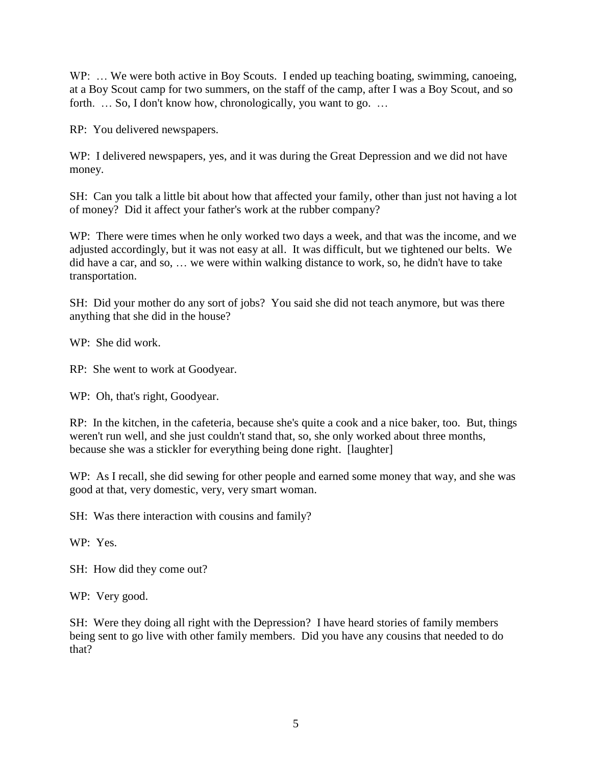WP: … We were both active in Boy Scouts. I ended up teaching boating, swimming, canoeing, at a Boy Scout camp for two summers, on the staff of the camp, after I was a Boy Scout, and so forth. … So, I don't know how, chronologically, you want to go. …

RP: You delivered newspapers.

WP: I delivered newspapers, yes, and it was during the Great Depression and we did not have money.

SH: Can you talk a little bit about how that affected your family, other than just not having a lot of money? Did it affect your father's work at the rubber company?

WP: There were times when he only worked two days a week, and that was the income, and we adjusted accordingly, but it was not easy at all. It was difficult, but we tightened our belts. We did have a car, and so, … we were within walking distance to work, so, he didn't have to take transportation.

SH: Did your mother do any sort of jobs? You said she did not teach anymore, but was there anything that she did in the house?

WP: She did work.

RP: She went to work at Goodyear.

WP: Oh, that's right, Goodyear.

RP: In the kitchen, in the cafeteria, because she's quite a cook and a nice baker, too. But, things weren't run well, and she just couldn't stand that, so, she only worked about three months, because she was a stickler for everything being done right. [laughter]

WP: As I recall, she did sewing for other people and earned some money that way, and she was good at that, very domestic, very, very smart woman.

SH: Was there interaction with cousins and family?

WP: Yes.

SH: How did they come out?

WP: Very good.

SH: Were they doing all right with the Depression? I have heard stories of family members being sent to go live with other family members. Did you have any cousins that needed to do that?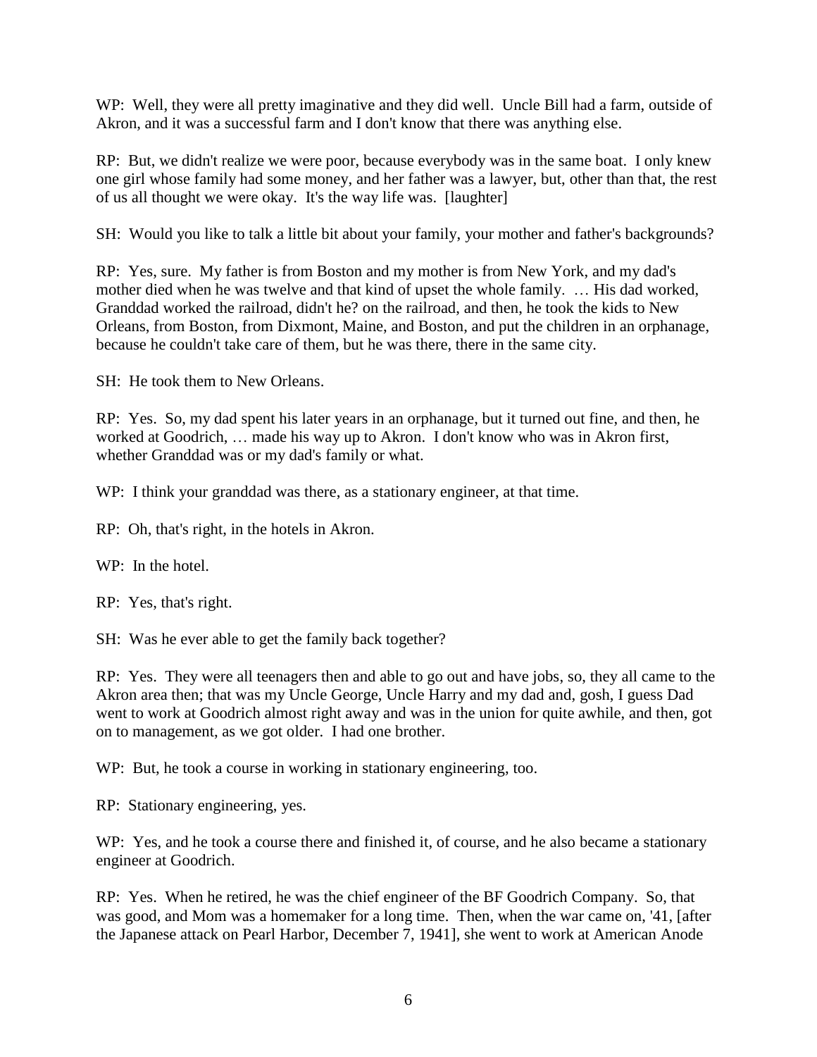WP: Well, they were all pretty imaginative and they did well. Uncle Bill had a farm, outside of Akron, and it was a successful farm and I don't know that there was anything else.

RP: But, we didn't realize we were poor, because everybody was in the same boat. I only knew one girl whose family had some money, and her father was a lawyer, but, other than that, the rest of us all thought we were okay. It's the way life was. [laughter]

SH: Would you like to talk a little bit about your family, your mother and father's backgrounds?

RP: Yes, sure. My father is from Boston and my mother is from New York, and my dad's mother died when he was twelve and that kind of upset the whole family. … His dad worked, Granddad worked the railroad, didn't he? on the railroad, and then, he took the kids to New Orleans, from Boston, from Dixmont, Maine, and Boston, and put the children in an orphanage, because he couldn't take care of them, but he was there, there in the same city.

SH: He took them to New Orleans.

RP: Yes. So, my dad spent his later years in an orphanage, but it turned out fine, and then, he worked at Goodrich, … made his way up to Akron. I don't know who was in Akron first, whether Granddad was or my dad's family or what.

WP: I think your granddad was there, as a stationary engineer, at that time.

RP: Oh, that's right, in the hotels in Akron.

WP: In the hotel.

RP: Yes, that's right.

SH: Was he ever able to get the family back together?

RP: Yes. They were all teenagers then and able to go out and have jobs, so, they all came to the Akron area then; that was my Uncle George, Uncle Harry and my dad and, gosh, I guess Dad went to work at Goodrich almost right away and was in the union for quite awhile, and then, got on to management, as we got older. I had one brother.

WP: But, he took a course in working in stationary engineering, too.

RP: Stationary engineering, yes.

WP: Yes, and he took a course there and finished it, of course, and he also became a stationary engineer at Goodrich.

RP: Yes. When he retired, he was the chief engineer of the BF Goodrich Company. So, that was good, and Mom was a homemaker for a long time. Then, when the war came on, '41, [after the Japanese attack on Pearl Harbor, December 7, 1941], she went to work at American Anode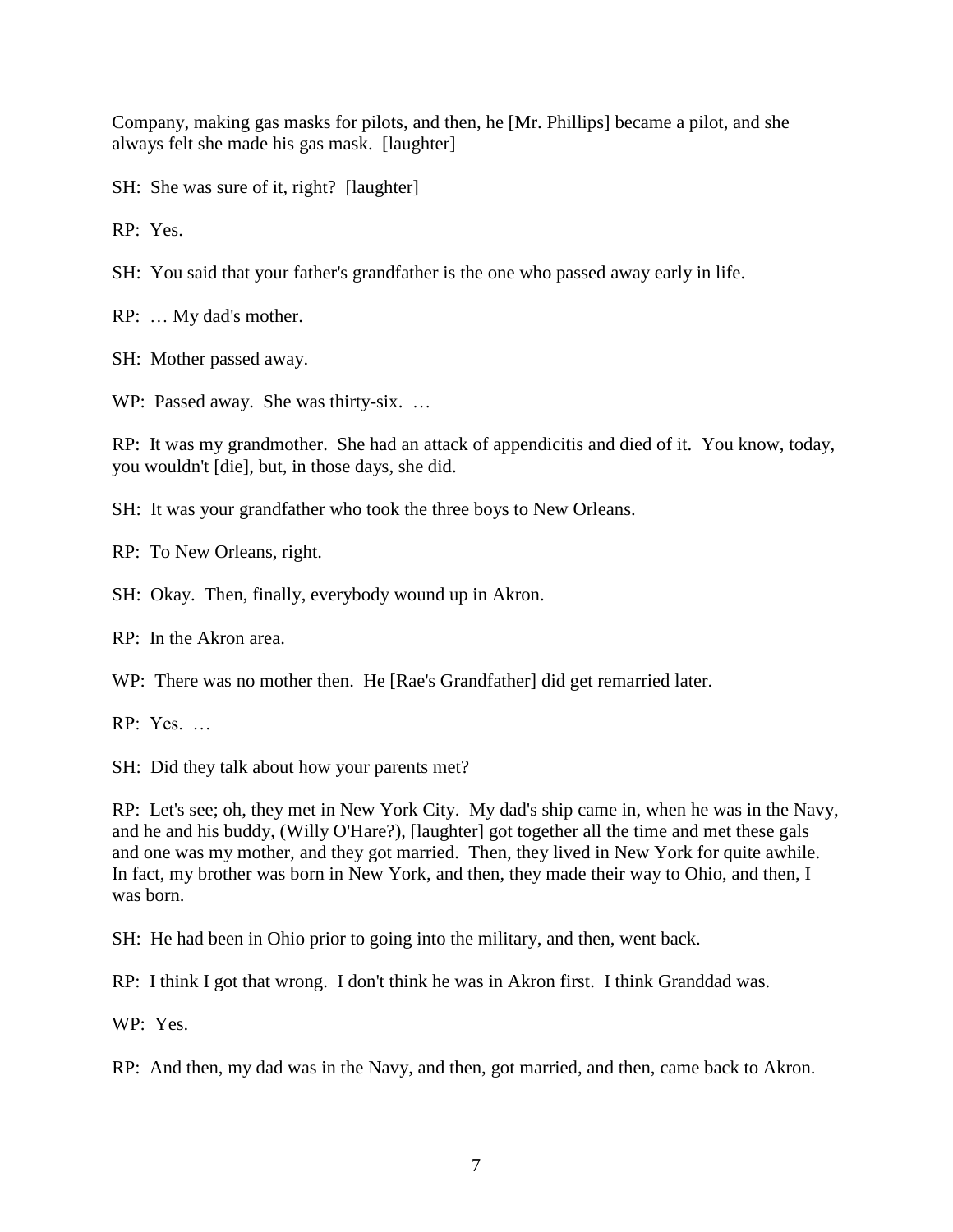Company, making gas masks for pilots, and then, he [Mr. Phillips] became a pilot, and she always felt she made his gas mask. [laughter]

SH: She was sure of it, right? [laughter]

RP: Yes.

SH: You said that your father's grandfather is the one who passed away early in life.

RP: … My dad's mother.

SH: Mother passed away.

WP: Passed away. She was thirty-six. …

RP: It was my grandmother. She had an attack of appendicitis and died of it. You know, today, you wouldn't [die], but, in those days, she did.

SH: It was your grandfather who took the three boys to New Orleans.

RP: To New Orleans, right.

SH: Okay. Then, finally, everybody wound up in Akron.

RP: In the Akron area.

WP: There was no mother then. He [Rae's Grandfather] did get remarried later.

RP: Yes. …

SH: Did they talk about how your parents met?

RP: Let's see; oh, they met in New York City. My dad's ship came in, when he was in the Navy, and he and his buddy, (Willy O'Hare?), [laughter] got together all the time and met these gals and one was my mother, and they got married. Then, they lived in New York for quite awhile. In fact, my brother was born in New York, and then, they made their way to Ohio, and then, I was born.

SH: He had been in Ohio prior to going into the military, and then, went back.

RP: I think I got that wrong. I don't think he was in Akron first. I think Granddad was.

WP: Yes.

RP: And then, my dad was in the Navy, and then, got married, and then, came back to Akron.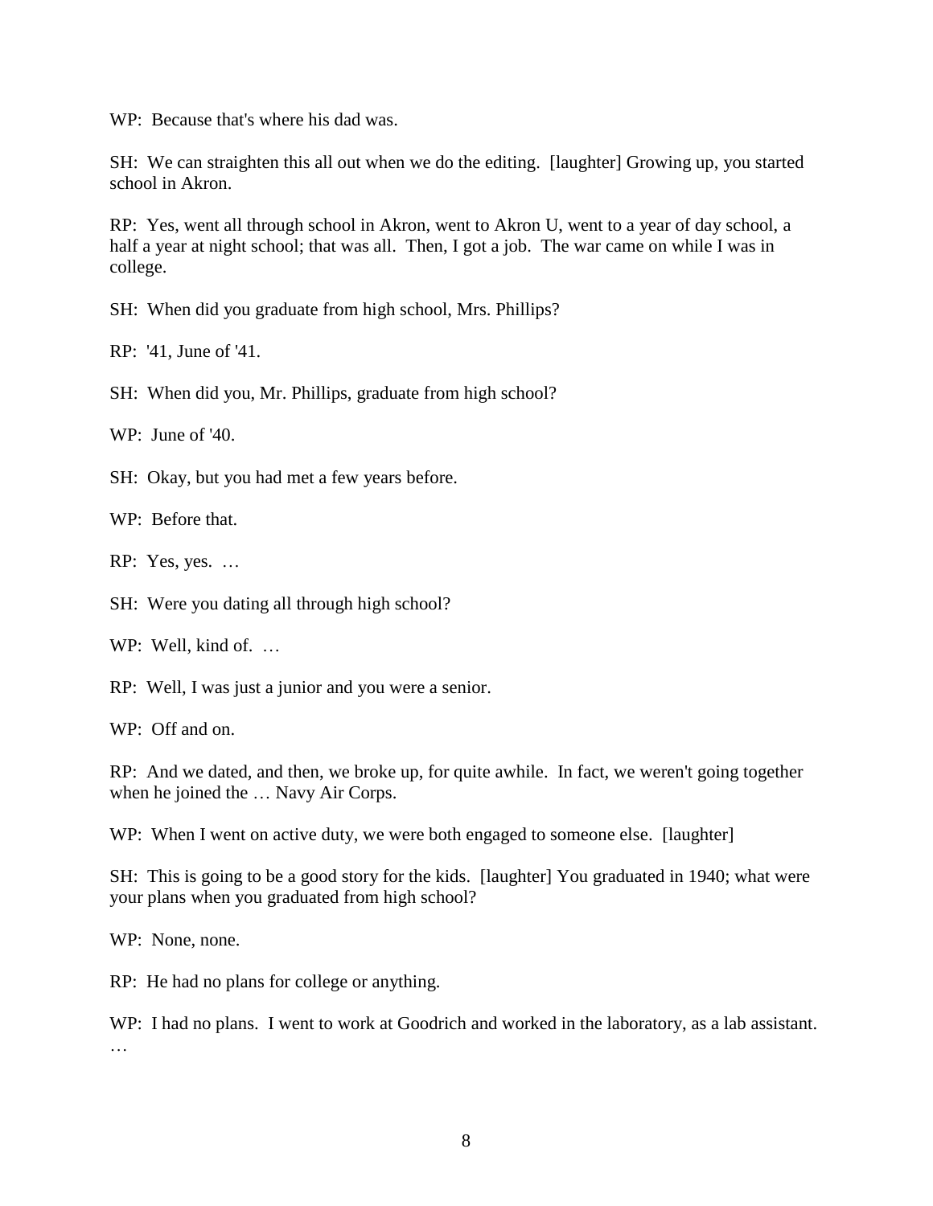WP:  Because that's where his dad was.

SH:  We can straighten this all out when we do the editing.  [laughter] Growing up, you started school in Akron.

RP:  Yes, went all through school in Akron, went to Akron U, went to a year of day school, a half a year at night school; that was all.  Then, I got a job.  The war came on while I was in college.

SH:  When did you graduate from high school, Mrs. Phillips?

RP:  '41, June of '41.

SH:  When did you, Mr. Phillips, graduate from high school?

WP:  June of '40.

SH:  Okay, but you had met a few years before.

WP:  Before that.

RP:  Yes, yes.  …

SH:  Were you dating all through high school?

WP:  Well, kind of.  …

RP:  Well, I was just a junior and you were a senior.

WP:  Off and on.

RP:  And we dated, and then, we broke up, for quite awhile.  In fact, we weren't going together when he joined the … Navy Air Corps.

WP:  When I went on active duty, we were both engaged to someone else.  [laughter]

SH:  This is going to be a good story for the kids.  [laughter] You graduated in 1940; what were your plans when you graduated from high school?

WP:  None, none.

RP:  He had no plans for college or anything.

WP:  I had no plans.  I went to work at Goodrich and worked in the laboratory, as a lab assistant. …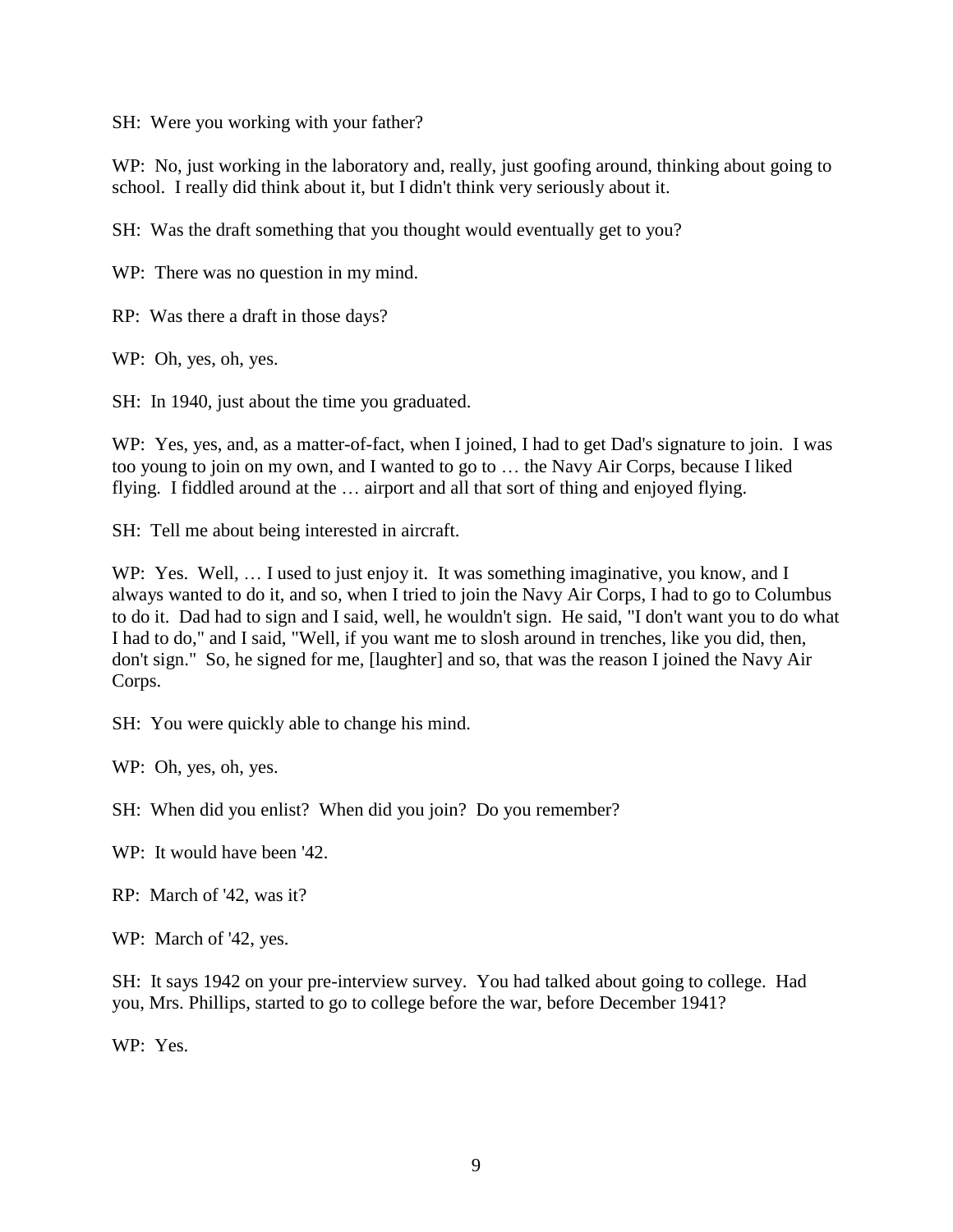SH: Were you working with your father?

WP: No, just working in the laboratory and, really, just goofing around, thinking about going to school. I really did think about it, but I didn't think very seriously about it.

SH: Was the draft something that you thought would eventually get to you?

WP: There was no question in my mind.

RP: Was there a draft in those days?

WP: Oh, yes, oh, yes.

SH: In 1940, just about the time you graduated.

WP: Yes, yes, and, as a matter-of-fact, when I joined, I had to get Dad's signature to join. I was too young to join on my own, and I wanted to go to … the Navy Air Corps, because I liked flying. I fiddled around at the … airport and all that sort of thing and enjoyed flying.

SH: Tell me about being interested in aircraft.

WP: Yes. Well, … I used to just enjoy it. It was something imaginative, you know, and I always wanted to do it, and so, when I tried to join the Navy Air Corps, I had to go to Columbus to do it. Dad had to sign and I said, well, he wouldn't sign. He said, "I don't want you to do what I had to do," and I said, "Well, if you want me to slosh around in trenches, like you did, then, don't sign." So, he signed for me, [laughter] and so, that was the reason I joined the Navy Air Corps.

SH: You were quickly able to change his mind.

WP: Oh, yes, oh, yes.

SH: When did you enlist? When did you join? Do you remember?

WP: It would have been '42.

RP: March of '42, was it?

WP: March of '42, yes.

SH: It says 1942 on your pre-interview survey. You had talked about going to college. Had you, Mrs. Phillips, started to go to college before the war, before December 1941?

WP: Yes.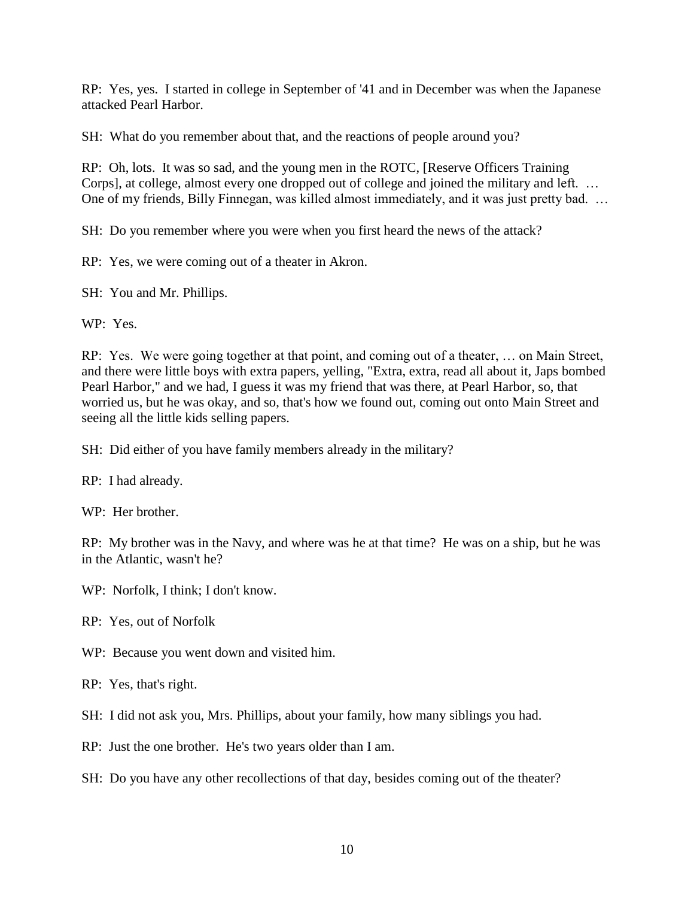RP: Yes, yes. I started in college in September of '41 and in December was when the Japanese attacked Pearl Harbor.

SH: What do you remember about that, and the reactions of people around you?

RP: Oh, lots. It was so sad, and the young men in the ROTC, [Reserve Officers Training Corps], at college, almost every one dropped out of college and joined the military and left. … One of my friends, Billy Finnegan, was killed almost immediately, and it was just pretty bad. …

SH: Do you remember where you were when you first heard the news of the attack?

RP: Yes, we were coming out of a theater in Akron.

SH: You and Mr. Phillips.

WP: Yes.

RP: Yes. We were going together at that point, and coming out of a theater, … on Main Street, and there were little boys with extra papers, yelling, "Extra, extra, read all about it, Japs bombed Pearl Harbor," and we had, I guess it was my friend that was there, at Pearl Harbor, so, that worried us, but he was okay, and so, that's how we found out, coming out onto Main Street and seeing all the little kids selling papers.

SH: Did either of you have family members already in the military?

RP: I had already.

WP: Her brother.

RP: My brother was in the Navy, and where was he at that time? He was on a ship, but he was in the Atlantic, wasn't he?

WP: Norfolk, I think; I don't know.

RP: Yes, out of Norfolk

WP: Because you went down and visited him.

RP: Yes, that's right.

SH: I did not ask you, Mrs. Phillips, about your family, how many siblings you had.

RP: Just the one brother. He's two years older than I am.

SH: Do you have any other recollections of that day, besides coming out of the theater?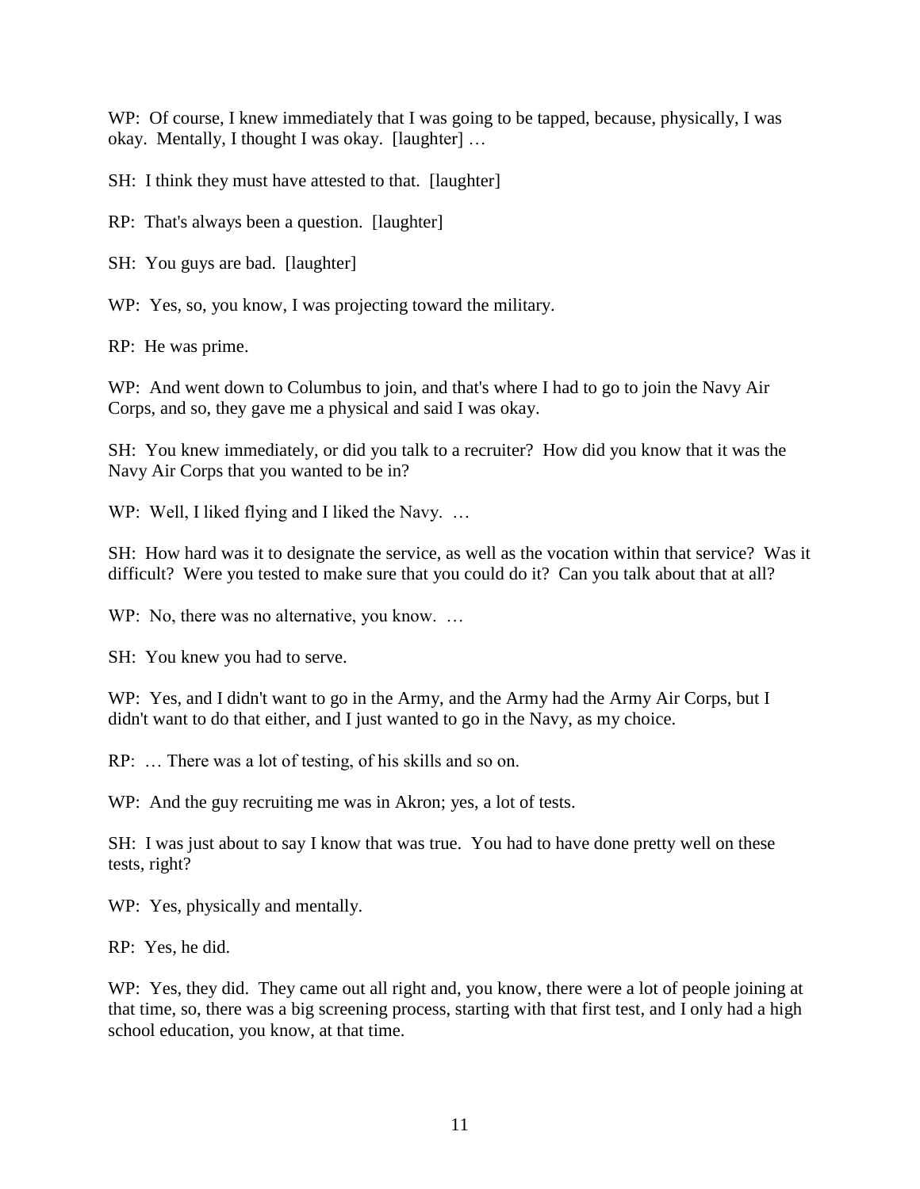WP: Of course, I knew immediately that I was going to be tapped, because, physically, I was okay. Mentally, I thought I was okay. [laughter] …

SH: I think they must have attested to that. [laughter]

RP: That's always been a question. [laughter]

SH: You guys are bad. [laughter]

WP: Yes, so, you know, I was projecting toward the military.

RP: He was prime.

WP: And went down to Columbus to join, and that's where I had to go to join the Navy Air Corps, and so, they gave me a physical and said I was okay.

SH: You knew immediately, or did you talk to a recruiter? How did you know that it was the Navy Air Corps that you wanted to be in?

WP: Well, I liked flying and I liked the Navy. …

SH: How hard was it to designate the service, as well as the vocation within that service? Was it difficult? Were you tested to make sure that you could do it? Can you talk about that at all?

WP: No, there was no alternative, you know. …

SH: You knew you had to serve.

WP: Yes, and I didn't want to go in the Army, and the Army had the Army Air Corps, but I didn't want to do that either, and I just wanted to go in the Navy, as my choice.

RP: … There was a lot of testing, of his skills and so on.

WP: And the guy recruiting me was in Akron; yes, a lot of tests.

SH: I was just about to say I know that was true. You had to have done pretty well on these tests, right?

WP: Yes, physically and mentally.

RP: Yes, he did.

WP: Yes, they did. They came out all right and, you know, there were a lot of people joining at that time, so, there was a big screening process, starting with that first test, and I only had a high school education, you know, at that time.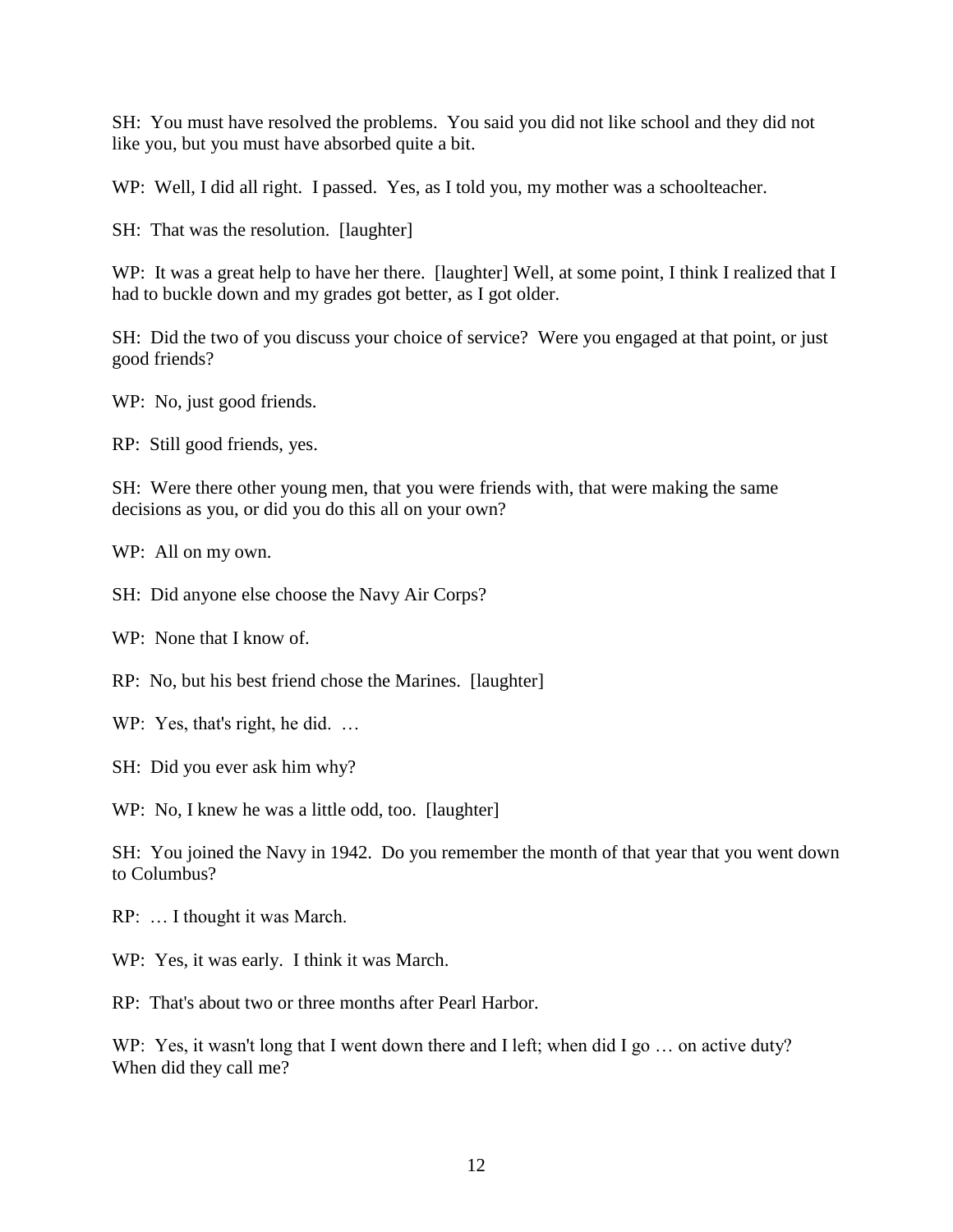SH: You must have resolved the problems. You said you did not like school and they did not like you, but you must have absorbed quite a bit.

WP: Well, I did all right. I passed. Yes, as I told you, my mother was a schoolteacher.

SH: That was the resolution. [laughter]

WP: It was a great help to have her there. [laughter] Well, at some point, I think I realized that I had to buckle down and my grades got better, as I got older.

SH: Did the two of you discuss your choice of service? Were you engaged at that point, or just good friends?

WP: No, just good friends.

RP: Still good friends, yes.

SH: Were there other young men, that you were friends with, that were making the same decisions as you, or did you do this all on your own?

WP: All on my own.

SH: Did anyone else choose the Navy Air Corps?

WP: None that I know of.

RP: No, but his best friend chose the Marines. [laughter]

WP: Yes, that's right, he did. …

SH: Did you ever ask him why?

WP: No, I knew he was a little odd, too. [laughter]

SH: You joined the Navy in 1942. Do you remember the month of that year that you went down to Columbus?

RP: … I thought it was March.

WP: Yes, it was early. I think it was March.

RP: That's about two or three months after Pearl Harbor.

WP: Yes, it wasn't long that I went down there and I left; when did I go … on active duty? When did they call me?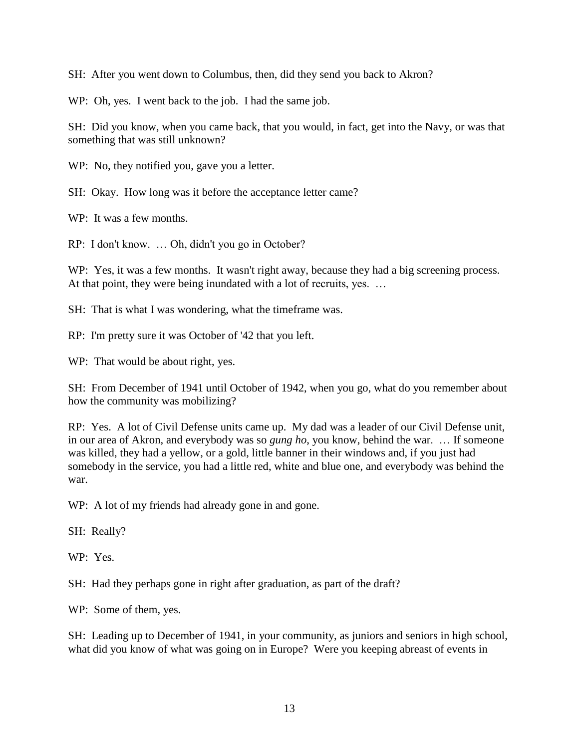SH: After you went down to Columbus, then, did they send you back to Akron?

WP: Oh, yes. I went back to the job. I had the same job.

SH: Did you know, when you came back, that you would, in fact, get into the Navy, or was that something that was still unknown?

WP: No, they notified you, gave you a letter.

SH: Okay. How long was it before the acceptance letter came?

WP: It was a few months.

RP: I don't know. … Oh, didn't you go in October?

WP: Yes, it was a few months. It wasn't right away, because they had a big screening process. At that point, they were being inundated with a lot of recruits, yes. …

SH: That is what I was wondering, what the timeframe was.

RP: I'm pretty sure it was October of '42 that you left.

WP: That would be about right, yes.

SH: From December of 1941 until October of 1942, when you go, what do you remember about how the community was mobilizing?

RP: Yes. A lot of Civil Defense units came up. My dad was a leader of our Civil Defense unit, in our area of Akron, and everybody was so *gung ho*, you know, behind the war. … If someone was killed, they had a yellow, or a gold, little banner in their windows and, if you just had somebody in the service, you had a little red, white and blue one, and everybody was behind the war.

WP: A lot of my friends had already gone in and gone.

SH: Really?

WP: Yes.

SH: Had they perhaps gone in right after graduation, as part of the draft?

WP: Some of them, yes.

SH: Leading up to December of 1941, in your community, as juniors and seniors in high school, what did you know of what was going on in Europe? Were you keeping abreast of events in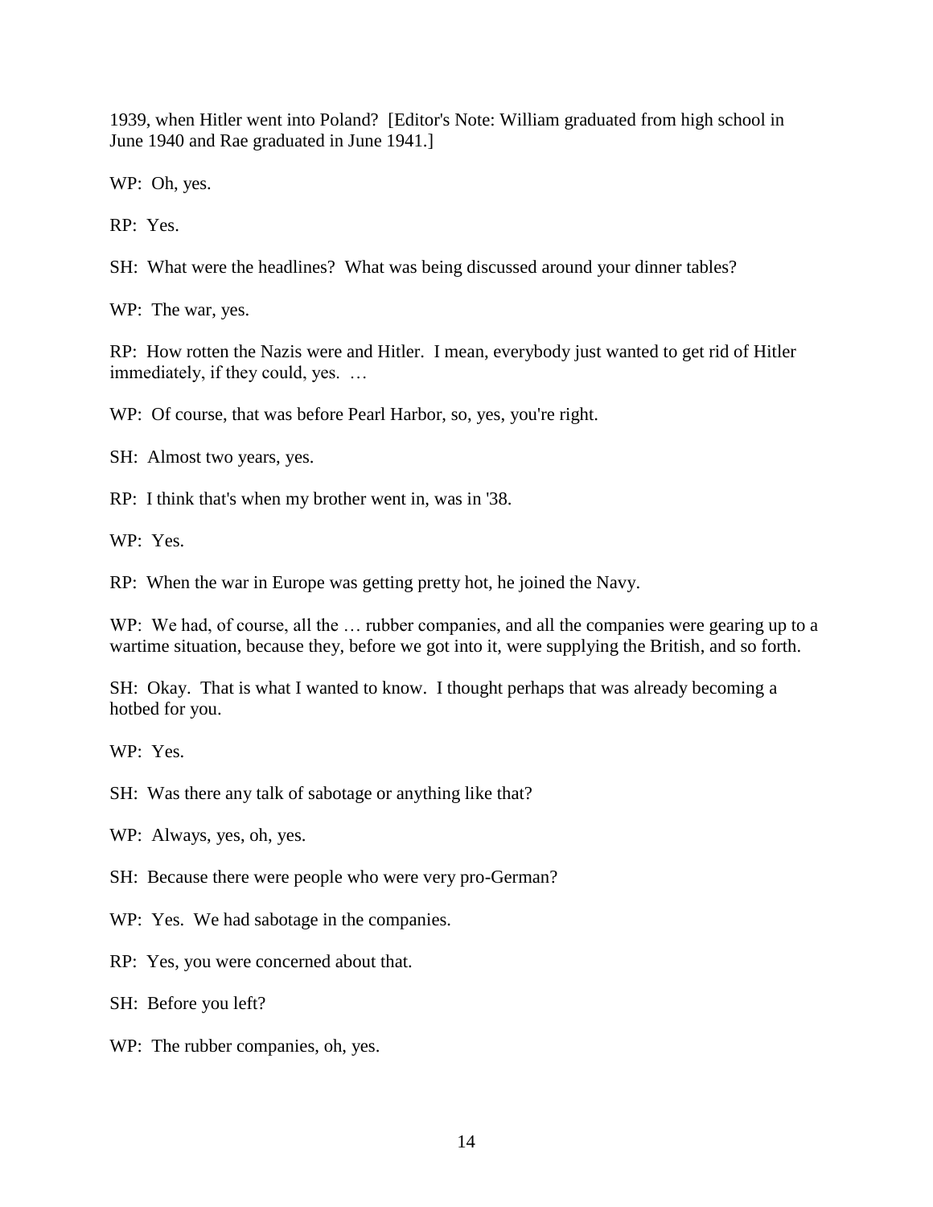1939, when Hitler went into Poland? [Editor's Note: William graduated from high school in June 1940 and Rae graduated in June 1941.]

WP: Oh, yes.

RP: Yes.

SH: What were the headlines? What was being discussed around your dinner tables?

WP: The war, yes.

RP: How rotten the Nazis were and Hitler. I mean, everybody just wanted to get rid of Hitler immediately, if they could, yes. …

WP: Of course, that was before Pearl Harbor, so, yes, you're right.

SH: Almost two years, yes.

RP: I think that's when my brother went in, was in '38.

WP: Yes.

RP: When the war in Europe was getting pretty hot, he joined the Navy.

WP: We had, of course, all the … rubber companies, and all the companies were gearing up to a wartime situation, because they, before we got into it, were supplying the British, and so forth.

SH: Okay. That is what I wanted to know. I thought perhaps that was already becoming a hotbed for you.

WP: Yes.

SH: Was there any talk of sabotage or anything like that?

WP: Always, yes, oh, yes.

SH: Because there were people who were very pro-German?

WP: Yes. We had sabotage in the companies.

RP: Yes, you were concerned about that.

SH: Before you left?

WP: The rubber companies, oh, yes.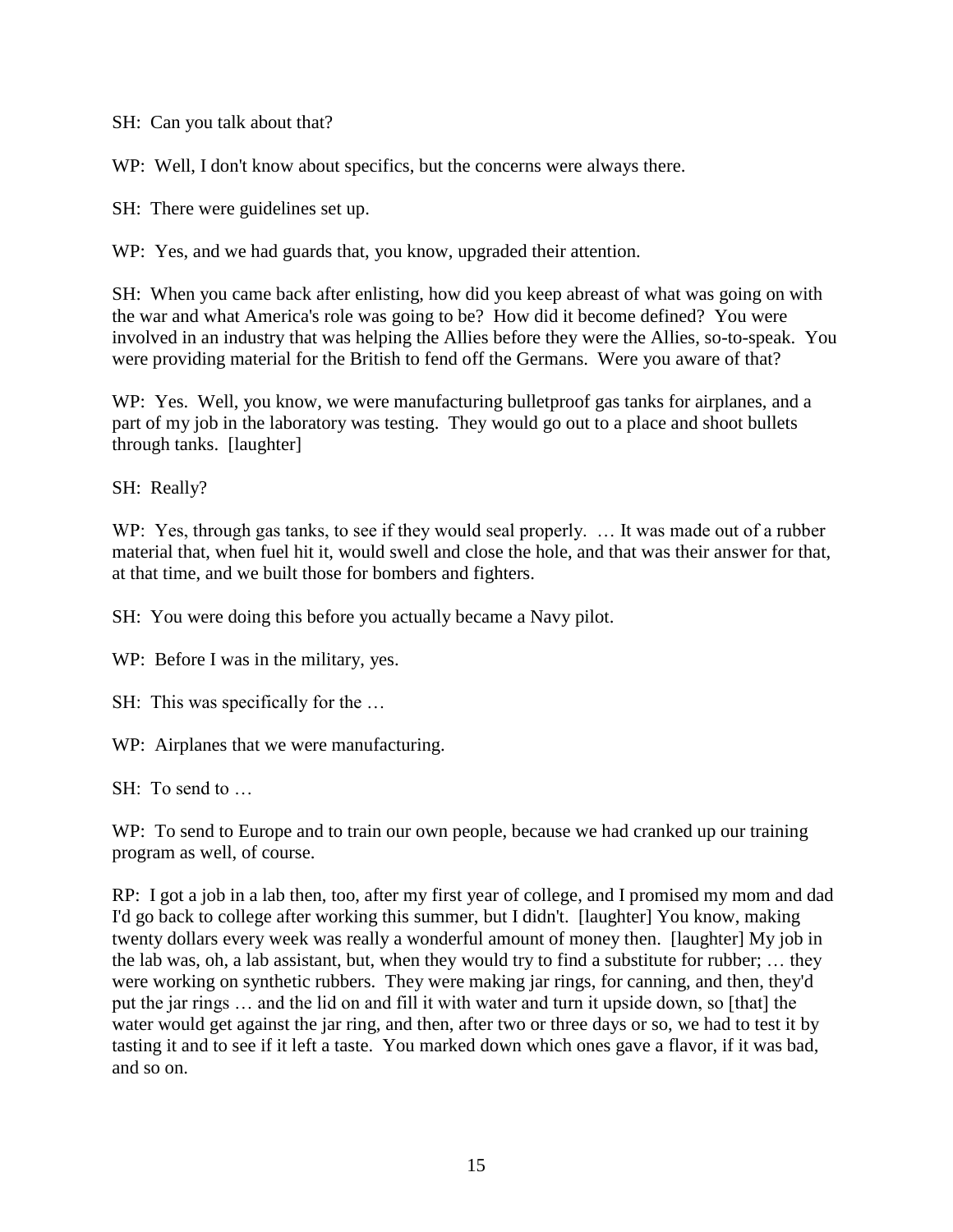SH: Can you talk about that?

WP: Well, I don't know about specifics, but the concerns were always there.

SH: There were guidelines set up.

WP: Yes, and we had guards that, you know, upgraded their attention.

SH: When you came back after enlisting, how did you keep abreast of what was going on with the war and what America's role was going to be? How did it become defined? You were involved in an industry that was helping the Allies before they were the Allies, so-to-speak. You were providing material for the British to fend off the Germans. Were you aware of that?

WP: Yes. Well, you know, we were manufacturing bulletproof gas tanks for airplanes, and a part of my job in the laboratory was testing. They would go out to a place and shoot bullets through tanks. [laughter]

SH: Really?

WP: Yes, through gas tanks, to see if they would seal properly. … It was made out of a rubber material that, when fuel hit it, would swell and close the hole, and that was their answer for that, at that time, and we built those for bombers and fighters.

SH: You were doing this before you actually became a Navy pilot.

WP: Before I was in the military, yes.

SH: This was specifically for the …

WP: Airplanes that we were manufacturing.

SH: To send to …

WP: To send to Europe and to train our own people, because we had cranked up our training program as well, of course.

RP: I got a job in a lab then, too, after my first year of college, and I promised my mom and dad I'd go back to college after working this summer, but I didn't. [laughter] You know, making twenty dollars every week was really a wonderful amount of money then. [laughter] My job in the lab was, oh, a lab assistant, but, when they would try to find a substitute for rubber; … they were working on synthetic rubbers. They were making jar rings, for canning, and then, they'd put the jar rings … and the lid on and fill it with water and turn it upside down, so [that] the water would get against the jar ring, and then, after two or three days or so, we had to test it by tasting it and to see if it left a taste. You marked down which ones gave a flavor, if it was bad, and so on.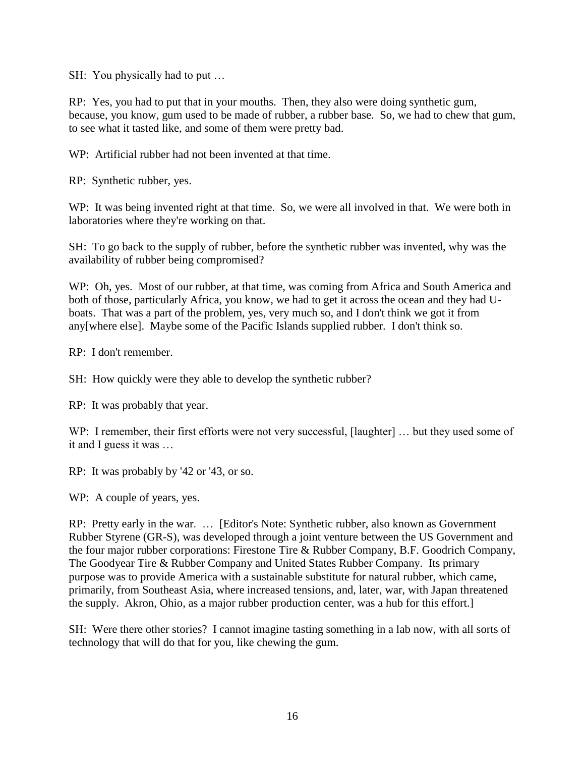SH: You physically had to put …

RP: Yes, you had to put that in your mouths. Then, they also were doing synthetic gum, because, you know, gum used to be made of rubber, a rubber base. So, we had to chew that gum, to see what it tasted like, and some of them were pretty bad.

WP: Artificial rubber had not been invented at that time.

RP: Synthetic rubber, yes.

WP: It was being invented right at that time. So, we were all involved in that. We were both in laboratories where they're working on that.

SH: To go back to the supply of rubber, before the synthetic rubber was invented, why was the availability of rubber being compromised?

WP: Oh, yes. Most of our rubber, at that time, was coming from Africa and South America and both of those, particularly Africa, you know, we had to get it across the ocean and they had U-boats. That was a part of the problem, yes, very much so, and I don't think we got it from any[where else]. Maybe some of the Pacific Islands supplied rubber. I don't think so.

RP: I don't remember.

SH: How quickly were they able to develop the synthetic rubber?

RP: It was probably that year.

WP: I remember, their first efforts were not very successful, [laughter] … but they used some of it and I guess it was …

RP: It was probably by '42 or '43, or so.

WP: A couple of years, yes.

RP: Pretty early in the war. … [Editor's Note: Synthetic rubber, also known as Government Rubber Styrene (GR-S), was developed through a joint venture between the US Government and the four major rubber corporations: Firestone Tire & Rubber Company, B.F. Goodrich Company, The Goodyear Tire & Rubber Company and United States Rubber Company. Its primary purpose was to provide America with a sustainable substitute for natural rubber, which came, primarily, from Southeast Asia, where increased tensions, and, later, war, with Japan threatened the supply. Akron, Ohio, as a major rubber production center, was a hub for this effort.]

SH: Were there other stories? I cannot imagine tasting something in a lab now, with all sorts of technology that will do that for you, like chewing the gum.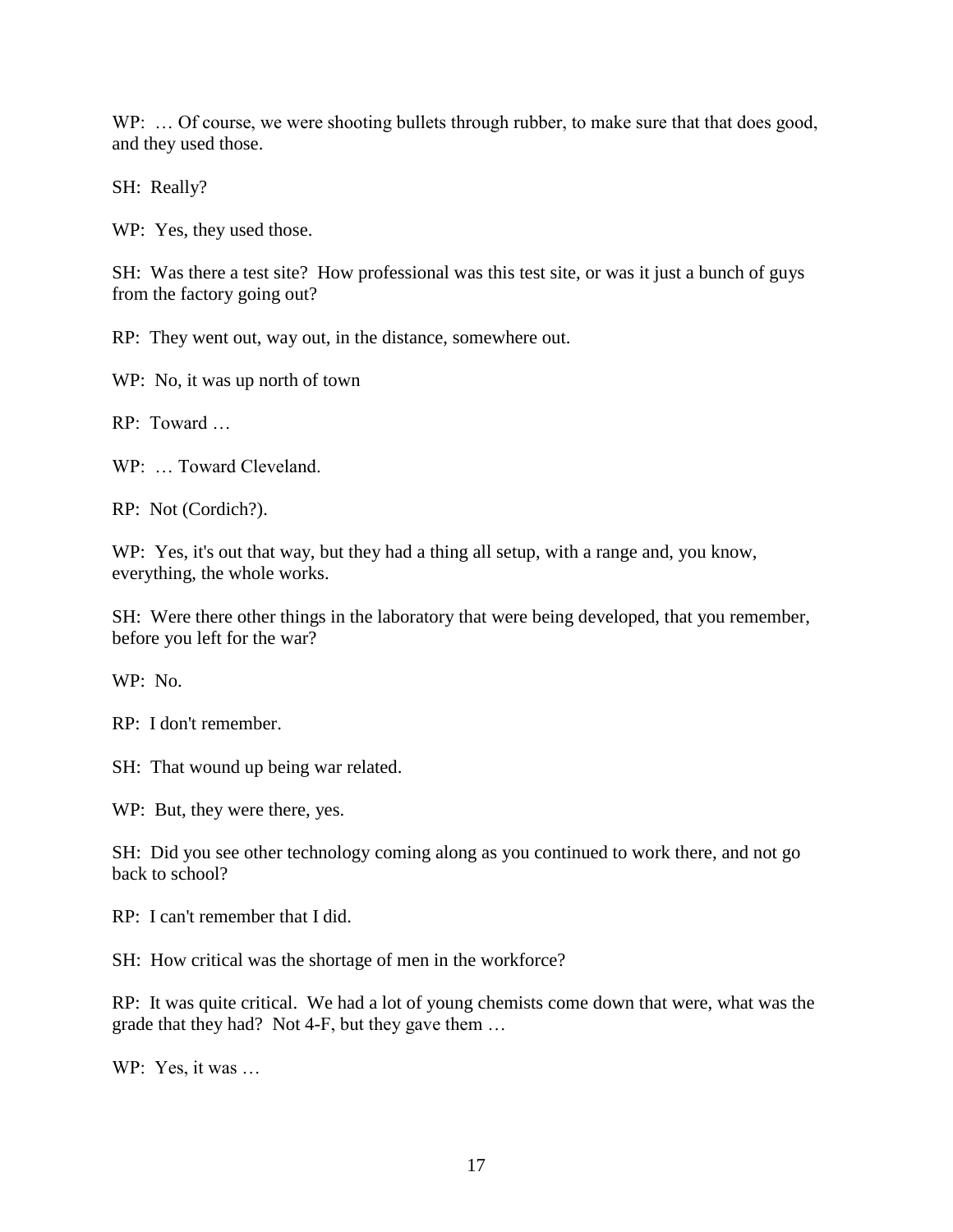WP: … Of course, we were shooting bullets through rubber, to make sure that that does good, and they used those.

SH: Really?

WP: Yes, they used those.

SH: Was there a test site? How professional was this test site, or was it just a bunch of guys from the factory going out?

RP: They went out, way out, in the distance, somewhere out.

WP: No, it was up north of town

RP: Toward …

WP: … Toward Cleveland.

RP: Not (Cordich?).

WP: Yes, it's out that way, but they had a thing all setup, with a range and, you know, everything, the whole works.

SH: Were there other things in the laboratory that were being developed, that you remember, before you left for the war?

WP: No.

RP: I don't remember.

SH: That wound up being war related.

WP: But, they were there, yes.

SH: Did you see other technology coming along as you continued to work there, and not go back to school?

RP: I can't remember that I did.

SH: How critical was the shortage of men in the workforce?

RP: It was quite critical. We had a lot of young chemists come down that were, what was the grade that they had? Not 4-F, but they gave them …

WP: Yes, it was …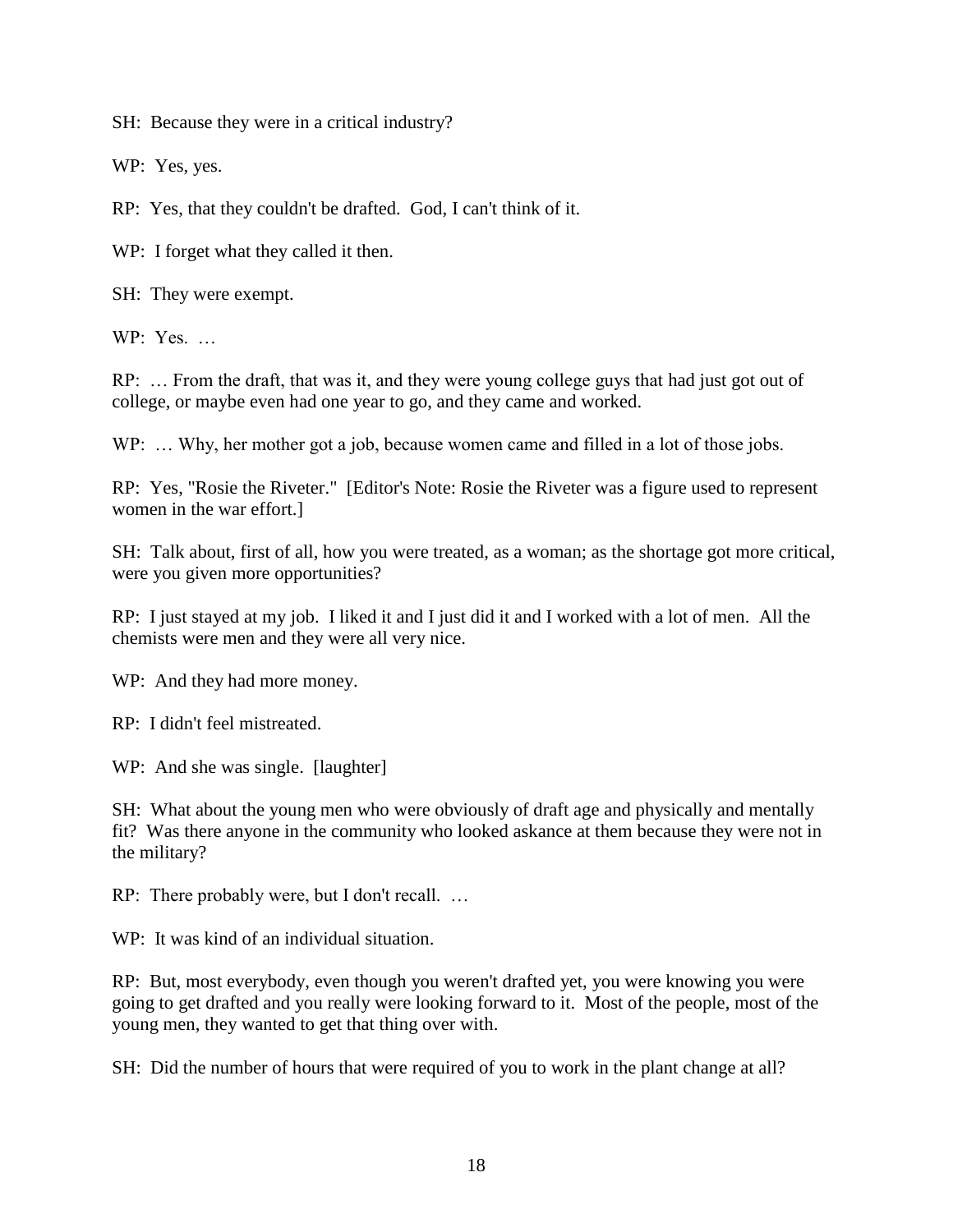SH: Because they were in a critical industry?

WP: Yes, yes.

RP: Yes, that they couldn't be drafted. God, I can't think of it.

WP: I forget what they called it then.

SH: They were exempt.

WP: Yes. …

RP: … From the draft, that was it, and they were young college guys that had just got out of college, or maybe even had one year to go, and they came and worked.

WP: … Why, her mother got a job, because women came and filled in a lot of those jobs.

RP: Yes, "Rosie the Riveter." [Editor's Note: Rosie the Riveter was a figure used to represent women in the war effort.]

SH: Talk about, first of all, how you were treated, as a woman; as the shortage got more critical, were you given more opportunities?

RP: I just stayed at my job. I liked it and I just did it and I worked with a lot of men. All the chemists were men and they were all very nice.

WP: And they had more money.

RP: I didn't feel mistreated.

WP: And she was single. [laughter]

SH: What about the young men who were obviously of draft age and physically and mentally fit? Was there anyone in the community who looked askance at them because they were not in the military?

RP: There probably were, but I don't recall. …

WP: It was kind of an individual situation.

RP: But, most everybody, even though you weren't drafted yet, you were knowing you were going to get drafted and you really were looking forward to it. Most of the people, most of the young men, they wanted to get that thing over with.

SH: Did the number of hours that were required of you to work in the plant change at all?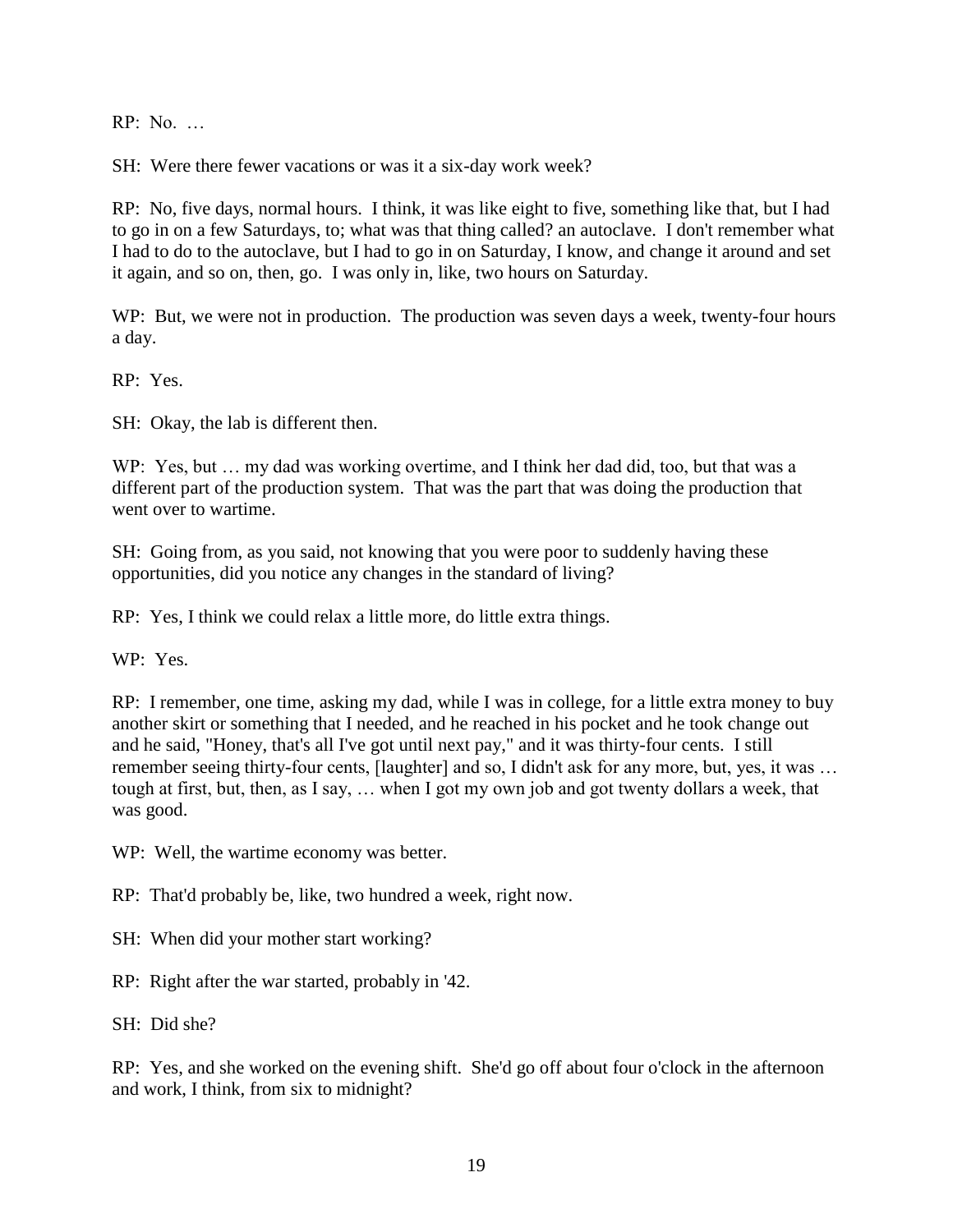RP: No. …

SH: Were there fewer vacations or was it a six-day work week?

RP: No, five days, normal hours. I think, it was like eight to five, something like that, but I had to go in on a few Saturdays, to; what was that thing called? an autoclave. I don't remember what I had to do to the autoclave, but I had to go in on Saturday, I know, and change it around and set it again, and so on, then, go. I was only in, like, two hours on Saturday.

WP: But, we were not in production. The production was seven days a week, twenty-four hours a day.

RP: Yes.

SH: Okay, the lab is different then.

WP: Yes, but … my dad was working overtime, and I think her dad did, too, but that was a different part of the production system. That was the part that was doing the production that went over to wartime.

SH: Going from, as you said, not knowing that you were poor to suddenly having these opportunities, did you notice any changes in the standard of living?

RP: Yes, I think we could relax a little more, do little extra things.

WP: Yes.

RP: I remember, one time, asking my dad, while I was in college, for a little extra money to buy another skirt or something that I needed, and he reached in his pocket and he took change out and he said, "Honey, that's all I've got until next pay," and it was thirty-four cents. I still remember seeing thirty-four cents, [laughter] and so, I didn't ask for any more, but, yes, it was … tough at first, but, then, as I say, … when I got my own job and got twenty dollars a week, that was good.

WP: Well, the wartime economy was better.

RP: That'd probably be, like, two hundred a week, right now.

SH: When did your mother start working?

RP: Right after the war started, probably in '42.

SH: Did she?

RP: Yes, and she worked on the evening shift. She'd go off about four o'clock in the afternoon and work, I think, from six to midnight?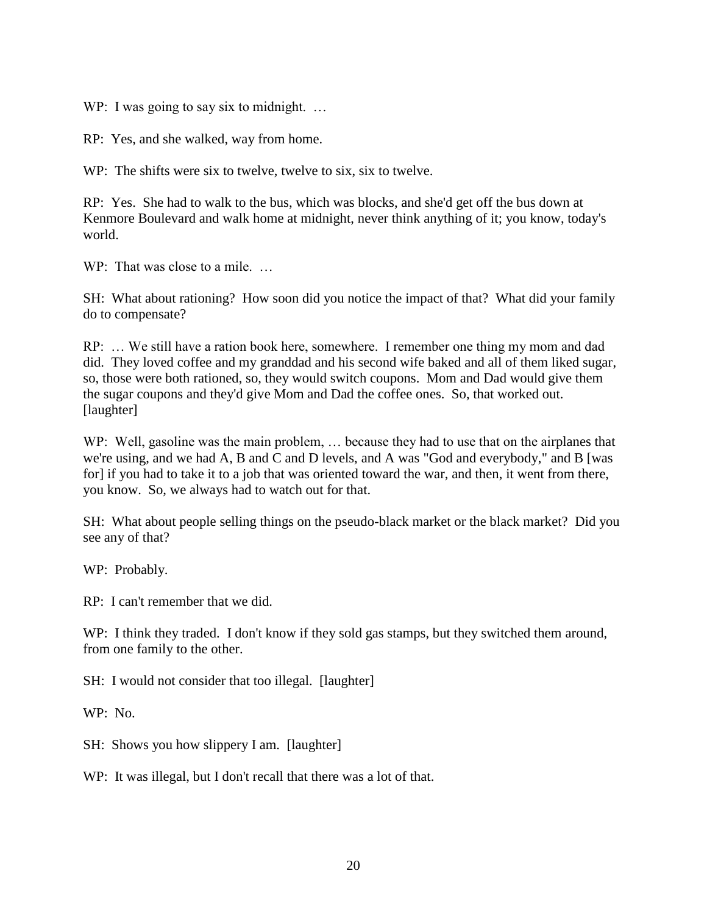WP: I was going to say six to midnight. …

RP: Yes, and she walked, way from home.

WP: The shifts were six to twelve, twelve to six, six to twelve.

RP: Yes. She had to walk to the bus, which was blocks, and she'd get off the bus down at Kenmore Boulevard and walk home at midnight, never think anything of it; you know, today's world.

WP: That was close to a mile. …

SH: What about rationing? How soon did you notice the impact of that? What did your family do to compensate?

RP: … We still have a ration book here, somewhere. I remember one thing my mom and dad did. They loved coffee and my granddad and his second wife baked and all of them liked sugar, so, those were both rationed, so, they would switch coupons. Mom and Dad would give them the sugar coupons and they'd give Mom and Dad the coffee ones. So, that worked out. [laughter]

WP: Well, gasoline was the main problem, … because they had to use that on the airplanes that we're using, and we had A, B and C and D levels, and A was "God and everybody," and B [was for] if you had to take it to a job that was oriented toward the war, and then, it went from there, you know. So, we always had to watch out for that.

SH: What about people selling things on the pseudo-black market or the black market? Did you see any of that?

WP: Probably.

RP: I can't remember that we did.

WP: I think they traded. I don't know if they sold gas stamps, but they switched them around, from one family to the other.

SH: I would not consider that too illegal. [laughter]

WP: No.

SH: Shows you how slippery I am. [laughter]

WP: It was illegal, but I don't recall that there was a lot of that.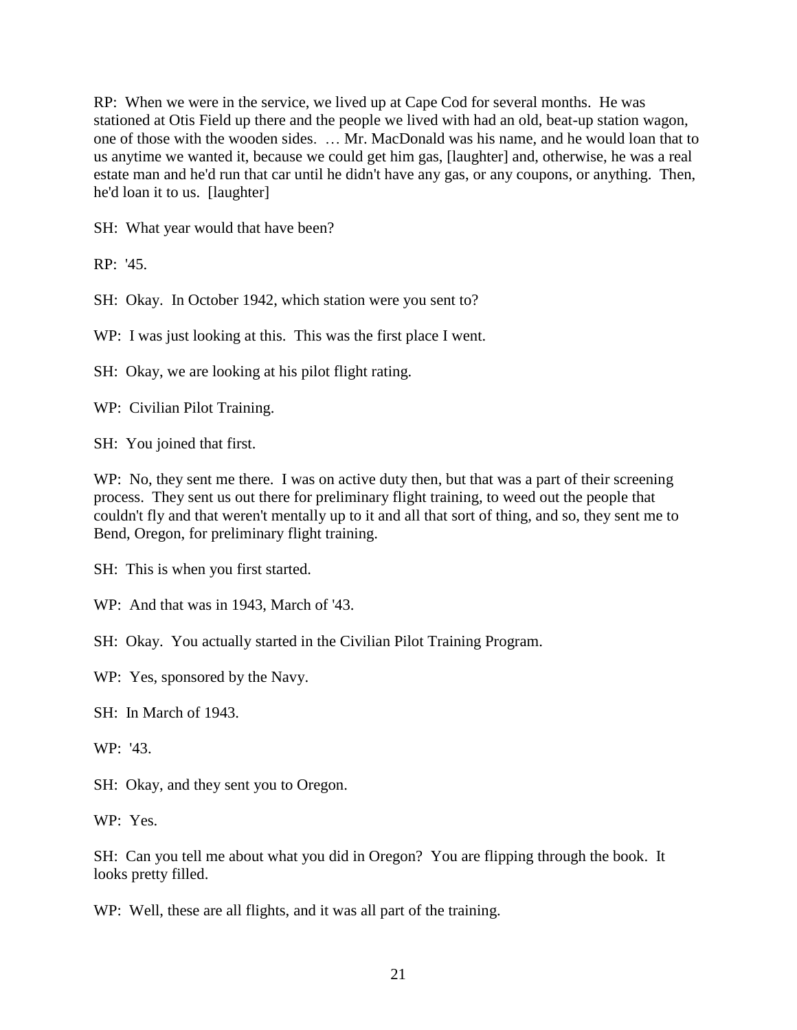RP: When we were in the service, we lived up at Cape Cod for several months. He was stationed at Otis Field up there and the people we lived with had an old, beat-up station wagon, one of those with the wooden sides. … Mr. MacDonald was his name, and he would loan that to us anytime we wanted it, because we could get him gas, [laughter] and, otherwise, he was a real estate man and he'd run that car until he didn't have any gas, or any coupons, or anything. Then, he'd loan it to us. [laughter]

SH: What year would that have been?

RP: '45.

SH: Okay. In October 1942, which station were you sent to?

WP: I was just looking at this. This was the first place I went.

SH: Okay, we are looking at his pilot flight rating.

WP: Civilian Pilot Training.

SH: You joined that first.

WP: No, they sent me there. I was on active duty then, but that was a part of their screening process. They sent us out there for preliminary flight training, to weed out the people that couldn't fly and that weren't mentally up to it and all that sort of thing, and so, they sent me to Bend, Oregon, for preliminary flight training.

SH: This is when you first started.

WP: And that was in 1943, March of '43.

SH: Okay. You actually started in the Civilian Pilot Training Program.

WP: Yes, sponsored by the Navy.

SH: In March of 1943.

WP: '43.

SH: Okay, and they sent you to Oregon.

WP: Yes.

SH: Can you tell me about what you did in Oregon? You are flipping through the book. It looks pretty filled.

WP: Well, these are all flights, and it was all part of the training.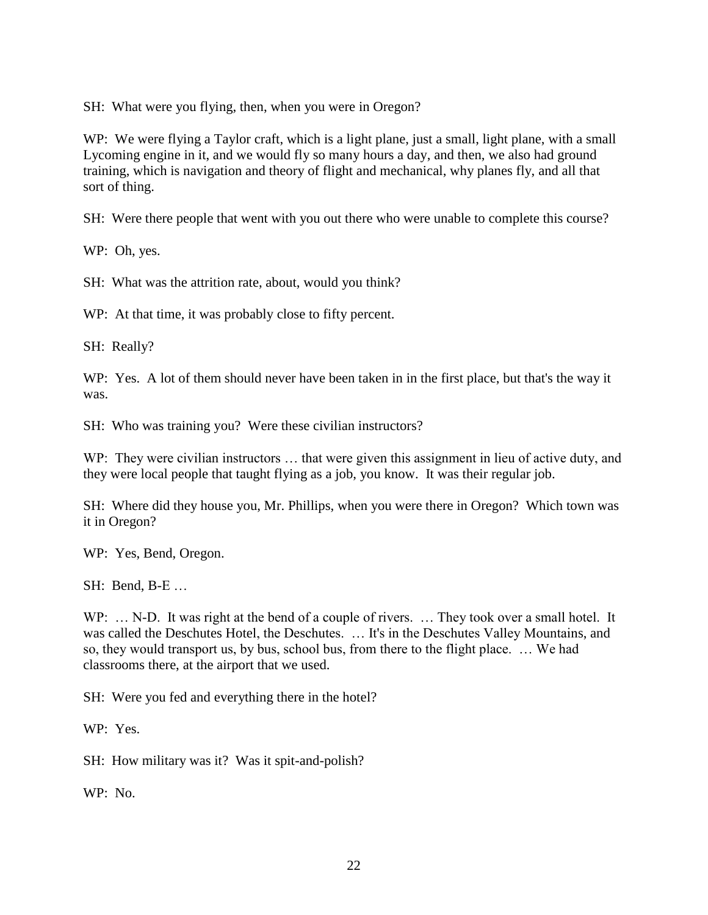SH: What were you flying, then, when you were in Oregon?

WP: We were flying a Taylor craft, which is a light plane, just a small, light plane, with a small Lycoming engine in it, and we would fly so many hours a day, and then, we also had ground training, which is navigation and theory of flight and mechanical, why planes fly, and all that sort of thing.

SH: Were there people that went with you out there who were unable to complete this course?

WP: Oh, yes.

SH: What was the attrition rate, about, would you think?

WP: At that time, it was probably close to fifty percent.

SH: Really?

WP: Yes. A lot of them should never have been taken in in the first place, but that's the way it was.

SH: Who was training you? Were these civilian instructors?

WP: They were civilian instructors … that were given this assignment in lieu of active duty, and they were local people that taught flying as a job, you know. It was their regular job.

SH: Where did they house you, Mr. Phillips, when you were there in Oregon? Which town was it in Oregon?

WP: Yes, Bend, Oregon.

SH: Bend, B-E …

WP: … N-D. It was right at the bend of a couple of rivers. … They took over a small hotel. It was called the Deschutes Hotel, the Deschutes. … It's in the Deschutes Valley Mountains, and so, they would transport us, by bus, school bus, from there to the flight place. … We had classrooms there, at the airport that we used.

SH: Were you fed and everything there in the hotel?

WP: Yes.

SH: How military was it? Was it spit-and-polish?

WP: No.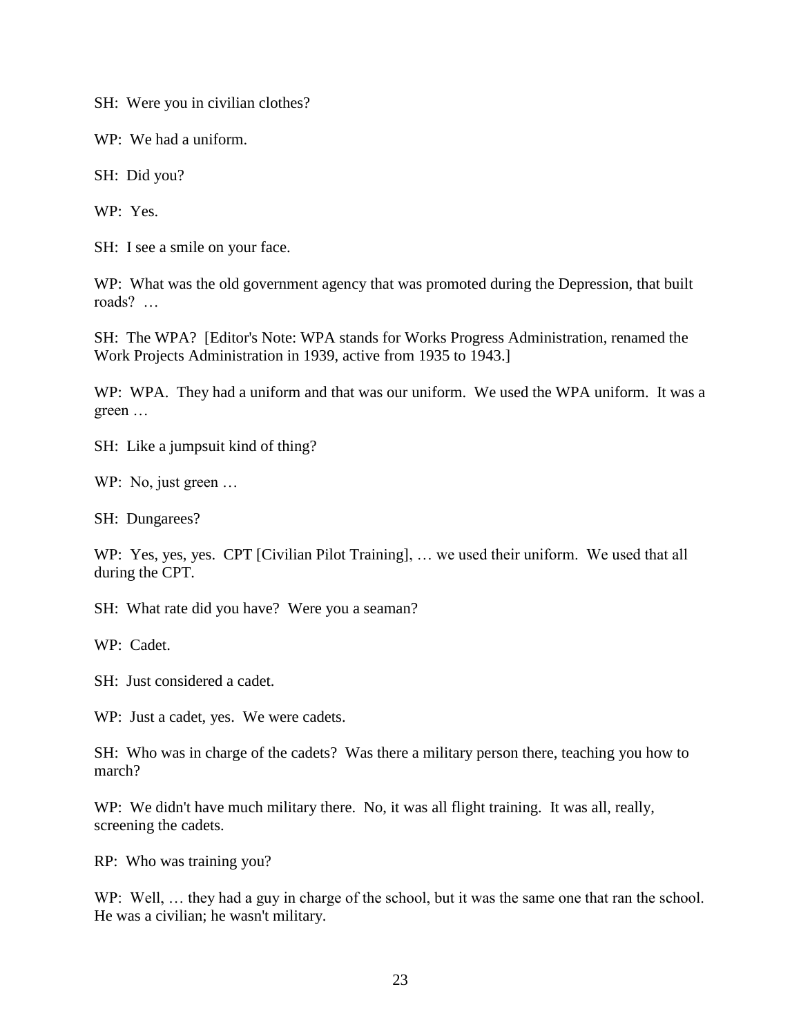SH: Were you in civilian clothes?

WP: We had a uniform.

SH: Did you?

WP: Yes.

SH: I see a smile on your face.

WP: What was the old government agency that was promoted during the Depression, that built roads? …

SH: The WPA? [Editor's Note: WPA stands for Works Progress Administration, renamed the Work Projects Administration in 1939, active from 1935 to 1943.]

WP: WPA. They had a uniform and that was our uniform. We used the WPA uniform. It was a green …

SH: Like a jumpsuit kind of thing?

WP: No, just green …

SH: Dungarees?

WP: Yes, yes, yes. CPT [Civilian Pilot Training], … we used their uniform. We used that all during the CPT.

SH: What rate did you have? Were you a seaman?

WP: Cadet.

SH: Just considered a cadet.

WP: Just a cadet, yes. We were cadets.

SH: Who was in charge of the cadets? Was there a military person there, teaching you how to march?

WP: We didn't have much military there. No, it was all flight training. It was all, really, screening the cadets.

RP: Who was training you?

WP: Well, … they had a guy in charge of the school, but it was the same one that ran the school. He was a civilian; he wasn't military.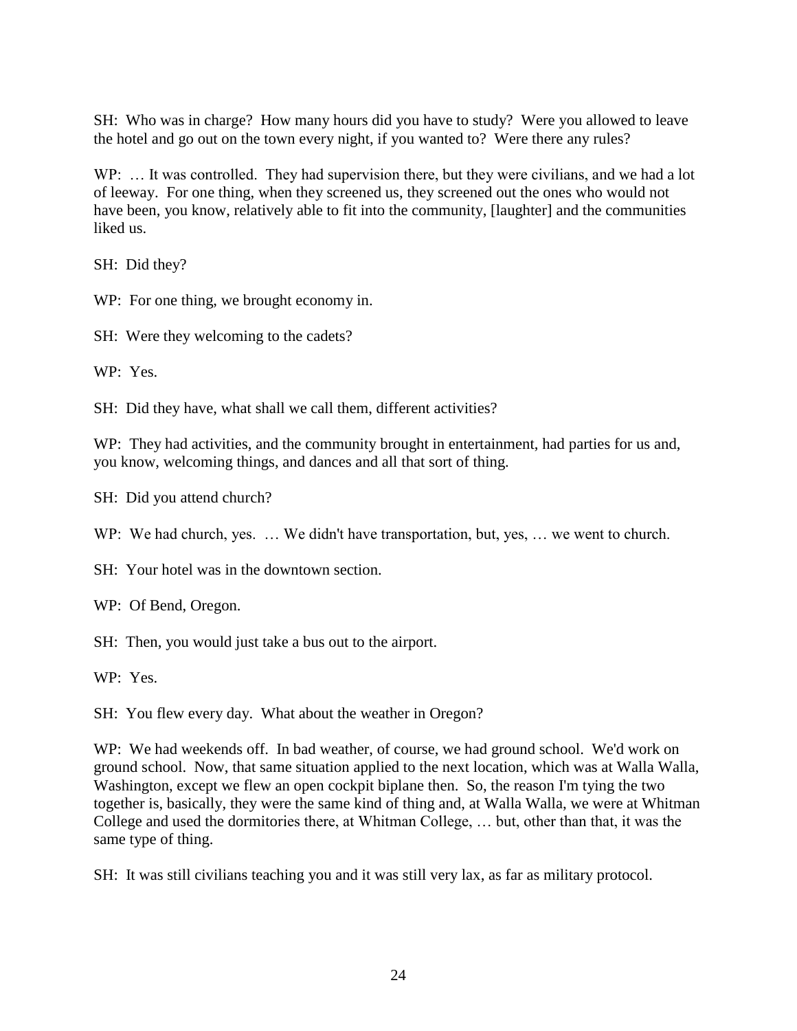SH: Who was in charge? How many hours did you have to study? Were you allowed to leave the hotel and go out on the town every night, if you wanted to? Were there any rules?

WP: … It was controlled. They had supervision there, but they were civilians, and we had a lot of leeway. For one thing, when they screened us, they screened out the ones who would not have been, you know, relatively able to fit into the community, [laughter] and the communities liked us.

SH: Did they?

WP: For one thing, we brought economy in.

SH: Were they welcoming to the cadets?

WP: Yes.

SH: Did they have, what shall we call them, different activities?

WP: They had activities, and the community brought in entertainment, had parties for us and, you know, welcoming things, and dances and all that sort of thing.

SH: Did you attend church?

WP: We had church, yes. … We didn't have transportation, but, yes, … we went to church.

SH: Your hotel was in the downtown section.

WP: Of Bend, Oregon.

SH: Then, you would just take a bus out to the airport.

WP: Yes.

SH: You flew every day. What about the weather in Oregon?

WP: We had weekends off. In bad weather, of course, we had ground school. We'd work on ground school. Now, that same situation applied to the next location, which was at Walla Walla, Washington, except we flew an open cockpit biplane then. So, the reason I'm tying the two together is, basically, they were the same kind of thing and, at Walla Walla, we were at Whitman College and used the dormitories there, at Whitman College, … but, other than that, it was the same type of thing.

SH: It was still civilians teaching you and it was still very lax, as far as military protocol.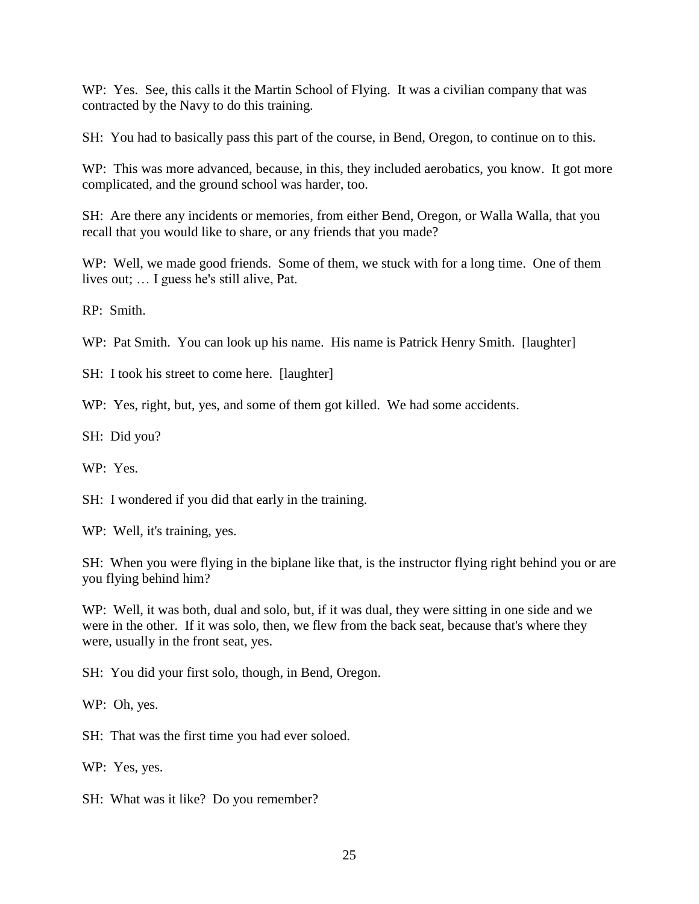WP: Yes. See, this calls it the Martin School of Flying. It was a civilian company that was contracted by the Navy to do this training.

SH: You had to basically pass this part of the course, in Bend, Oregon, to continue on to this.

WP: This was more advanced, because, in this, they included aerobatics, you know. It got more complicated, and the ground school was harder, too.

SH: Are there any incidents or memories, from either Bend, Oregon, or Walla Walla, that you recall that you would like to share, or any friends that you made?

WP: Well, we made good friends. Some of them, we stuck with for a long time. One of them lives out; … I guess he's still alive, Pat.

RP: Smith.

WP: Pat Smith. You can look up his name. His name is Patrick Henry Smith. [laughter]

SH: I took his street to come here. [laughter]

WP: Yes, right, but, yes, and some of them got killed. We had some accidents.

SH: Did you?

WP: Yes.

SH: I wondered if you did that early in the training.

WP: Well, it's training, yes.

SH: When you were flying in the biplane like that, is the instructor flying right behind you or are you flying behind him?

WP: Well, it was both, dual and solo, but, if it was dual, they were sitting in one side and we were in the other. If it was solo, then, we flew from the back seat, because that's where they were, usually in the front seat, yes.

SH: You did your first solo, though, in Bend, Oregon.

WP: Oh, yes.

SH: That was the first time you had ever soloed.

WP: Yes, yes.

SH: What was it like? Do you remember?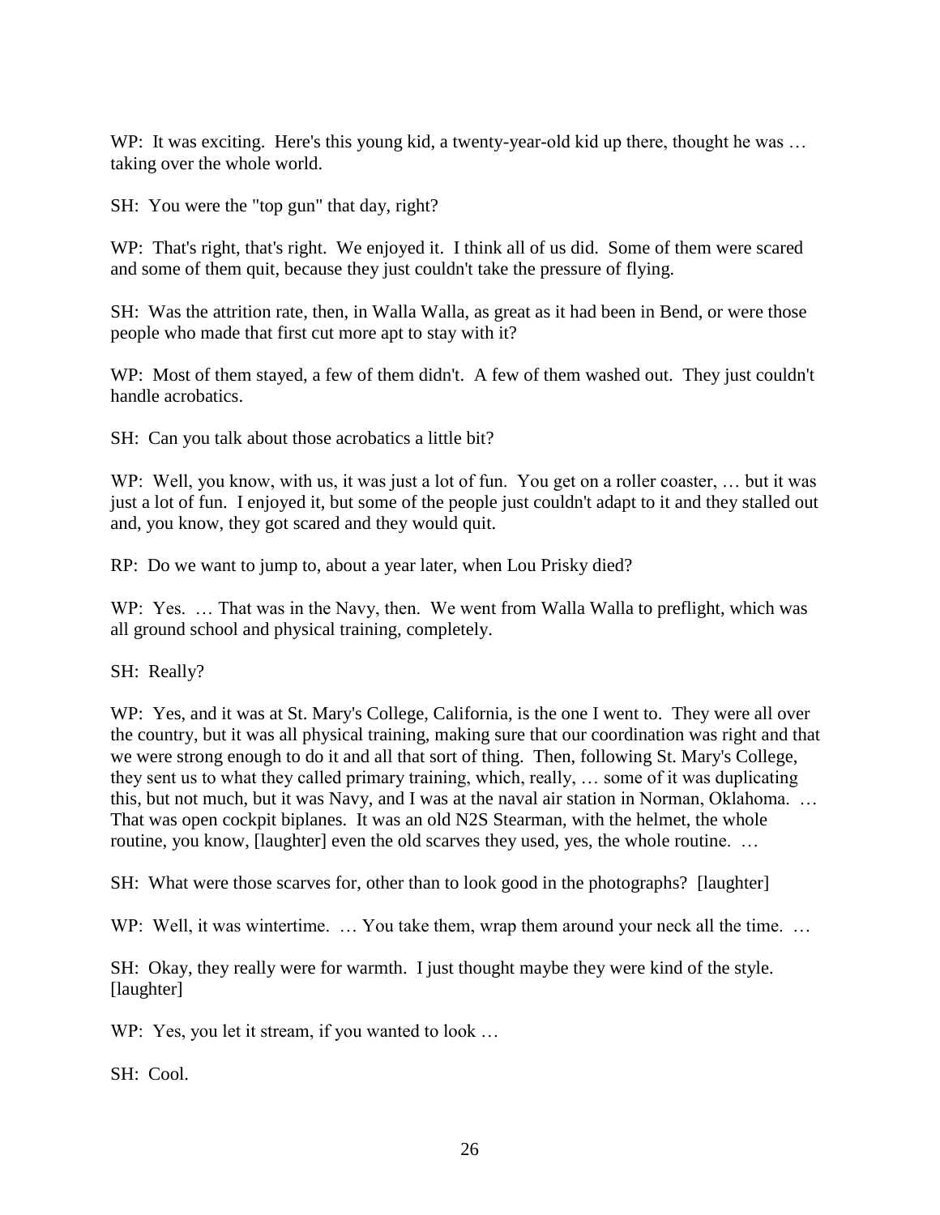WP: It was exciting. Here's this young kid, a twenty-year-old kid up there, thought he was … taking over the whole world.

SH: You were the "top gun" that day, right?

WP: That's right, that's right. We enjoyed it. I think all of us did. Some of them were scared and some of them quit, because they just couldn't take the pressure of flying.

SH: Was the attrition rate, then, in Walla Walla, as great as it had been in Bend, or were those people who made that first cut more apt to stay with it?

WP: Most of them stayed, a few of them didn't. A few of them washed out. They just couldn't handle acrobatics.

SH: Can you talk about those acrobatics a little bit?

WP: Well, you know, with us, it was just a lot of fun. You get on a roller coaster, … but it was just a lot of fun. I enjoyed it, but some of the people just couldn't adapt to it and they stalled out and, you know, they got scared and they would quit.

RP: Do we want to jump to, about a year later, when Lou Prisky died?

WP: Yes. … That was in the Navy, then. We went from Walla Walla to preflight, which was all ground school and physical training, completely.

SH: Really?

WP: Yes, and it was at St. Mary's College, California, is the one I went to. They were all over the country, but it was all physical training, making sure that our coordination was right and that we were strong enough to do it and all that sort of thing. Then, following St. Mary's College, they sent us to what they called primary training, which, really, … some of it was duplicating this, but not much, but it was Navy, and I was at the naval air station in Norman, Oklahoma. … That was open cockpit biplanes. It was an old N2S Stearman, with the helmet, the whole routine, you know, [laughter] even the old scarves they used, yes, the whole routine. …

SH: What were those scarves for, other than to look good in the photographs? [laughter]

WP: Well, it was wintertime. … You take them, wrap them around your neck all the time. …

SH: Okay, they really were for warmth. I just thought maybe they were kind of the style. [laughter]

WP: Yes, you let it stream, if you wanted to look …

SH: Cool.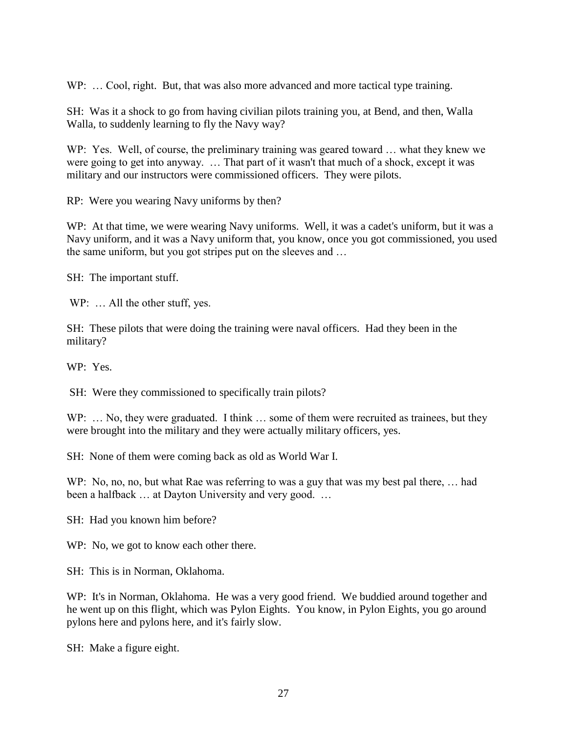WP: … Cool, right. But, that was also more advanced and more tactical type training.

SH: Was it a shock to go from having civilian pilots training you, at Bend, and then, Walla Walla, to suddenly learning to fly the Navy way?

WP: Yes. Well, of course, the preliminary training was geared toward … what they knew we were going to get into anyway. … That part of it wasn't that much of a shock, except it was military and our instructors were commissioned officers. They were pilots.

RP: Were you wearing Navy uniforms by then?

WP: At that time, we were wearing Navy uniforms. Well, it was a cadet's uniform, but it was a Navy uniform, and it was a Navy uniform that, you know, once you got commissioned, you used the same uniform, but you got stripes put on the sleeves and …

SH: The important stuff.

WP: … All the other stuff, yes.

SH: These pilots that were doing the training were naval officers. Had they been in the military?

WP: Yes.

SH: Were they commissioned to specifically train pilots?

WP: … No, they were graduated. I think … some of them were recruited as trainees, but they were brought into the military and they were actually military officers, yes.

SH: None of them were coming back as old as World War I.

WP: No, no, no, but what Rae was referring to was a guy that was my best pal there, … had been a halfback … at Dayton University and very good. …

SH: Had you known him before?

WP: No, we got to know each other there.

SH: This is in Norman, Oklahoma.

WP: It's in Norman, Oklahoma. He was a very good friend. We buddied around together and he went up on this flight, which was Pylon Eights. You know, in Pylon Eights, you go around pylons here and pylons here, and it's fairly slow.

SH: Make a figure eight.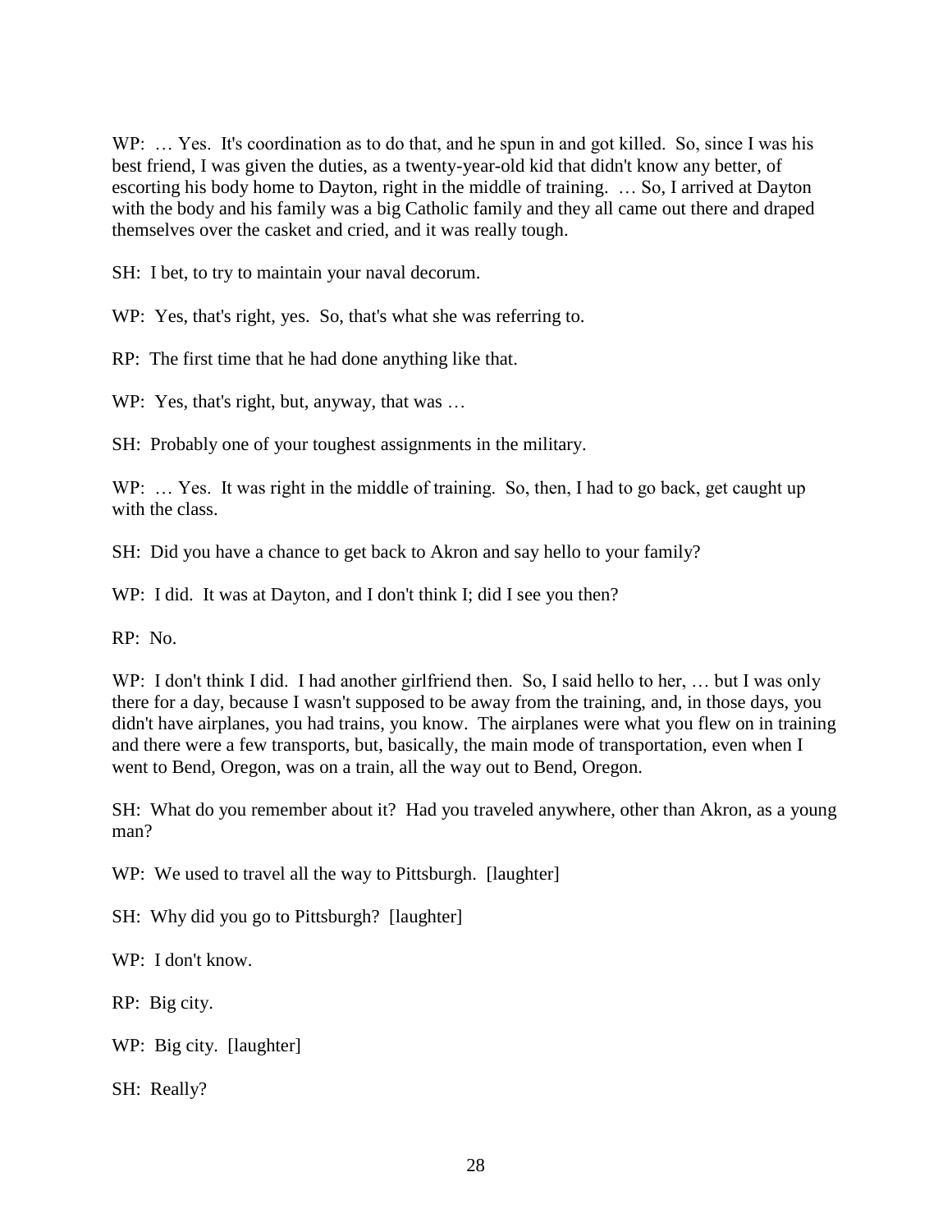WP: … Yes. It's coordination as to do that, and he spun in and got killed. So, since I was his best friend, I was given the duties, as a twenty-year-old kid that didn't know any better, of escorting his body home to Dayton, right in the middle of training. … So, I arrived at Dayton with the body and his family was a big Catholic family and they all came out there and draped themselves over the casket and cried, and it was really tough.

SH: I bet, to try to maintain your naval decorum.

WP: Yes, that's right, yes. So, that's what she was referring to.

RP: The first time that he had done anything like that.

WP: Yes, that's right, but, anyway, that was …

SH: Probably one of your toughest assignments in the military.

WP: … Yes. It was right in the middle of training. So, then, I had to go back, get caught up with the class.

SH: Did you have a chance to get back to Akron and say hello to your family?

WP: I did. It was at Dayton, and I don't think I; did I see you then?

RP: No.

WP: I don't think I did. I had another girlfriend then. So, I said hello to her, … but I was only there for a day, because I wasn't supposed to be away from the training, and, in those days, you didn't have airplanes, you had trains, you know. The airplanes were what you flew on in training and there were a few transports, but, basically, the main mode of transportation, even when I went to Bend, Oregon, was on a train, all the way out to Bend, Oregon.

SH: What do you remember about it? Had you traveled anywhere, other than Akron, as a young man?

WP: We used to travel all the way to Pittsburgh. [laughter]

SH: Why did you go to Pittsburgh? [laughter]

WP: I don't know.

RP: Big city.

WP: Big city. [laughter]

SH: Really?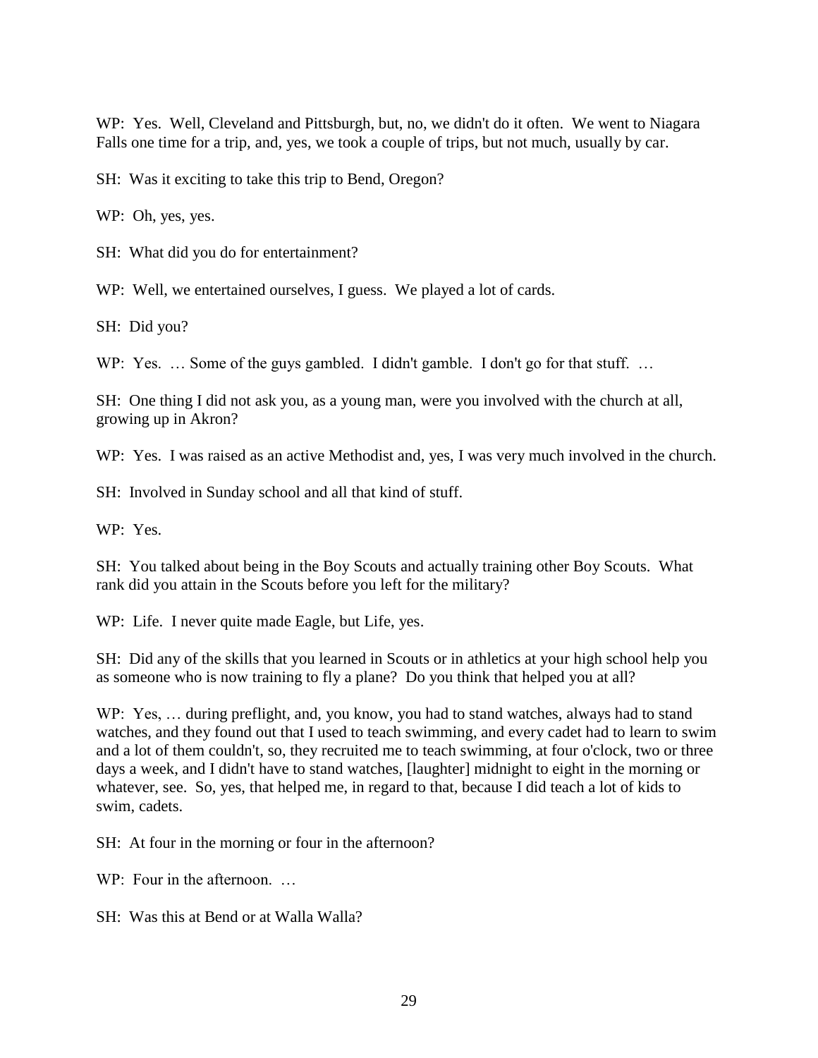WP: Yes. Well, Cleveland and Pittsburgh, but, no, we didn't do it often. We went to Niagara Falls one time for a trip, and, yes, we took a couple of trips, but not much, usually by car.

SH: Was it exciting to take this trip to Bend, Oregon?

WP: Oh, yes, yes.

SH: What did you do for entertainment?

WP: Well, we entertained ourselves, I guess. We played a lot of cards.

SH: Did you?

WP: Yes. … Some of the guys gambled. I didn't gamble. I don't go for that stuff. …

SH: One thing I did not ask you, as a young man, were you involved with the church at all, growing up in Akron?

WP: Yes. I was raised as an active Methodist and, yes, I was very much involved in the church.

SH: Involved in Sunday school and all that kind of stuff.

WP: Yes.

SH: You talked about being in the Boy Scouts and actually training other Boy Scouts. What rank did you attain in the Scouts before you left for the military?

WP: Life. I never quite made Eagle, but Life, yes.

SH: Did any of the skills that you learned in Scouts or in athletics at your high school help you as someone who is now training to fly a plane? Do you think that helped you at all?

WP: Yes, … during preflight, and, you know, you had to stand watches, always had to stand watches, and they found out that I used to teach swimming, and every cadet had to learn to swim and a lot of them couldn't, so, they recruited me to teach swimming, at four o'clock, two or three days a week, and I didn't have to stand watches, [laughter] midnight to eight in the morning or whatever, see. So, yes, that helped me, in regard to that, because I did teach a lot of kids to swim, cadets.

SH: At four in the morning or four in the afternoon?

WP: Four in the afternoon. …

SH: Was this at Bend or at Walla Walla?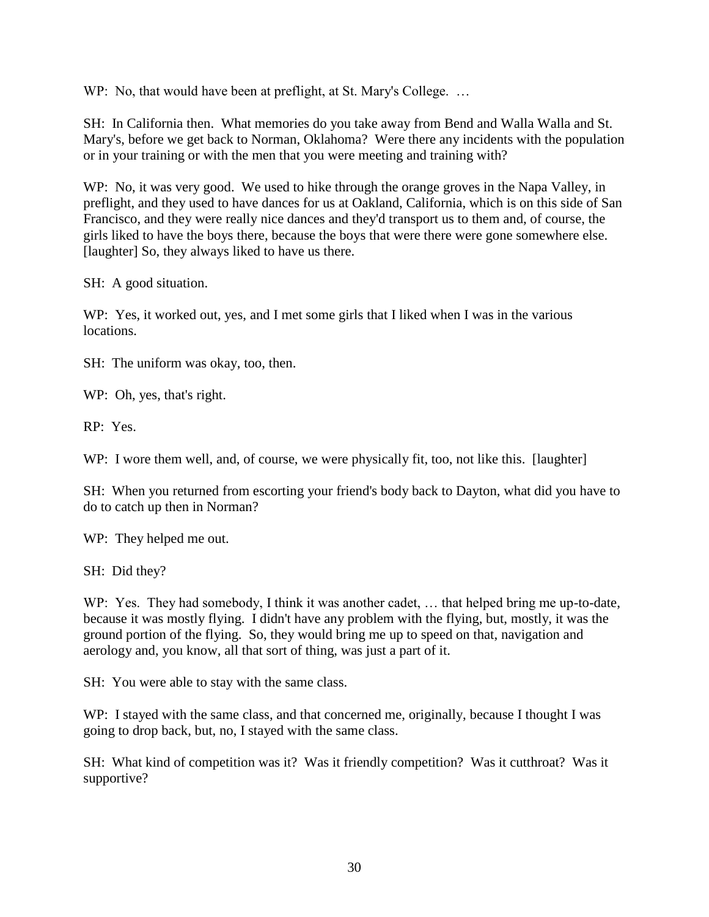WP: No, that would have been at preflight, at St. Mary's College. …

SH: In California then. What memories do you take away from Bend and Walla Walla and St. Mary's, before we get back to Norman, Oklahoma? Were there any incidents with the population or in your training or with the men that you were meeting and training with?

WP: No, it was very good. We used to hike through the orange groves in the Napa Valley, in preflight, and they used to have dances for us at Oakland, California, which is on this side of San Francisco, and they were really nice dances and they'd transport us to them and, of course, the girls liked to have the boys there, because the boys that were there were gone somewhere else. [laughter] So, they always liked to have us there.

SH: A good situation.

WP: Yes, it worked out, yes, and I met some girls that I liked when I was in the various locations.

SH: The uniform was okay, too, then.

WP: Oh, yes, that's right.

RP: Yes.

WP: I wore them well, and, of course, we were physically fit, too, not like this. [laughter]

SH: When you returned from escorting your friend's body back to Dayton, what did you have to do to catch up then in Norman?

WP: They helped me out.

SH: Did they?

WP: Yes. They had somebody, I think it was another cadet, … that helped bring me up-to-date, because it was mostly flying. I didn't have any problem with the flying, but, mostly, it was the ground portion of the flying. So, they would bring me up to speed on that, navigation and aerology and, you know, all that sort of thing, was just a part of it.

SH: You were able to stay with the same class.

WP: I stayed with the same class, and that concerned me, originally, because I thought I was going to drop back, but, no, I stayed with the same class.

SH: What kind of competition was it? Was it friendly competition? Was it cutthroat? Was it supportive?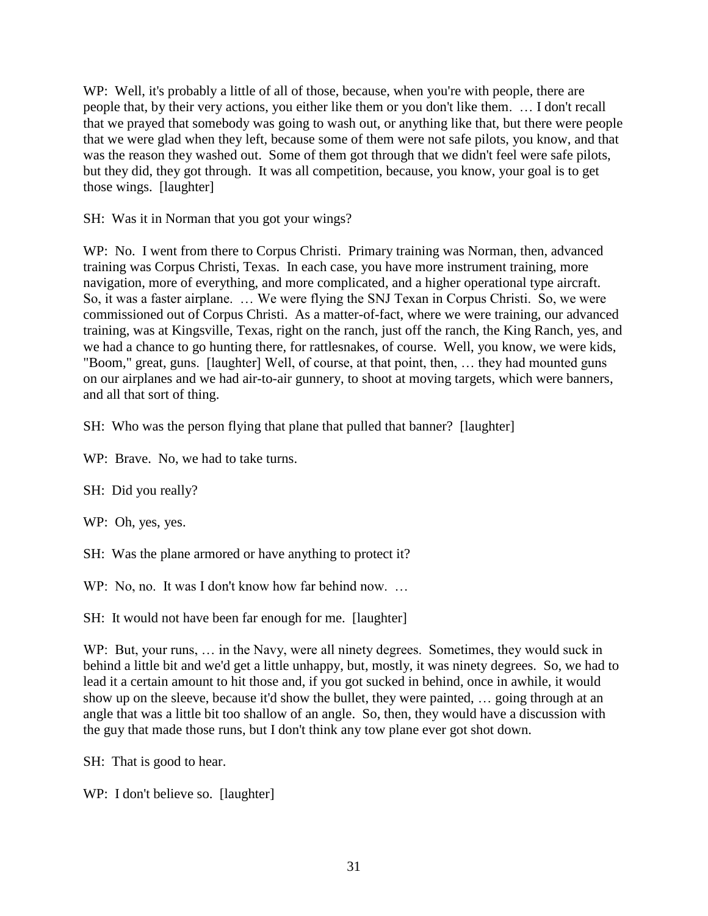WP: Well, it's probably a little of all of those, because, when you're with people, there are people that, by their very actions, you either like them or you don't like them. … I don't recall that we prayed that somebody was going to wash out, or anything like that, but there were people that we were glad when they left, because some of them were not safe pilots, you know, and that was the reason they washed out. Some of them got through that we didn't feel were safe pilots, but they did, they got through. It was all competition, because, you know, your goal is to get those wings. [laughter]

SH: Was it in Norman that you got your wings?

WP: No. I went from there to Corpus Christi. Primary training was Norman, then, advanced training was Corpus Christi, Texas. In each case, you have more instrument training, more navigation, more of everything, and more complicated, and a higher operational type aircraft. So, it was a faster airplane. … We were flying the SNJ Texan in Corpus Christi. So, we were commissioned out of Corpus Christi. As a matter-of-fact, where we were training, our advanced training, was at Kingsville, Texas, right on the ranch, just off the ranch, the King Ranch, yes, and we had a chance to go hunting there, for rattlesnakes, of course. Well, you know, we were kids, "Boom," great, guns. [laughter] Well, of course, at that point, then, … they had mounted guns on our airplanes and we had air-to-air gunnery, to shoot at moving targets, which were banners, and all that sort of thing.

SH: Who was the person flying that plane that pulled that banner? [laughter]

WP: Brave. No, we had to take turns.

SH: Did you really?

WP: Oh, yes, yes.

SH: Was the plane armored or have anything to protect it?

WP: No, no. It was I don't know how far behind now. …

SH: It would not have been far enough for me. [laughter]

WP: But, your runs, … in the Navy, were all ninety degrees. Sometimes, they would suck in behind a little bit and we'd get a little unhappy, but, mostly, it was ninety degrees. So, we had to lead it a certain amount to hit those and, if you got sucked in behind, once in awhile, it would show up on the sleeve, because it'd show the bullet, they were painted, … going through at an angle that was a little bit too shallow of an angle. So, then, they would have a discussion with the guy that made those runs, but I don't think any tow plane ever got shot down.

SH: That is good to hear.

WP: I don't believe so. [laughter]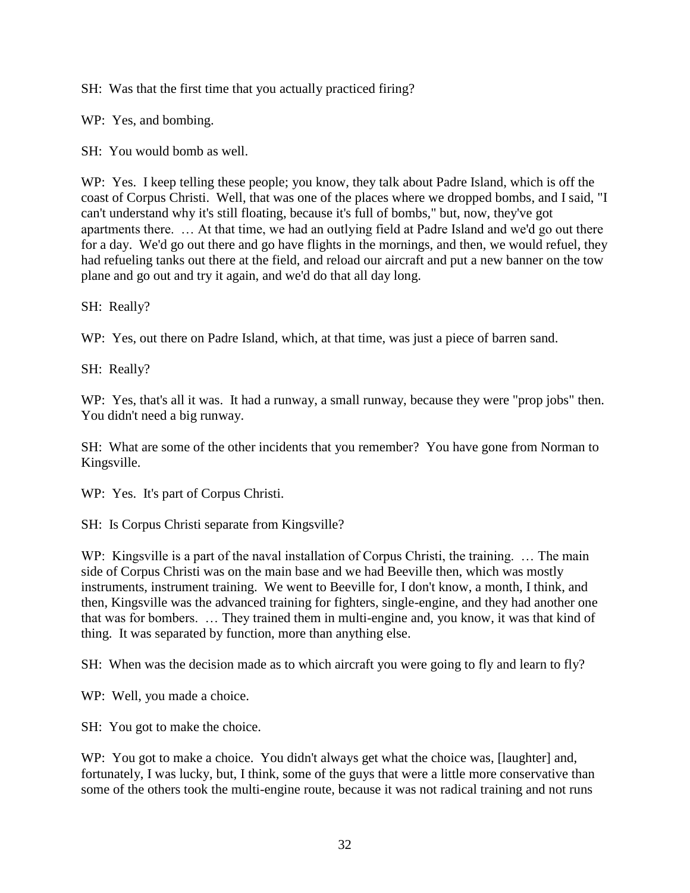SH: Was that the first time that you actually practiced firing?

WP: Yes, and bombing.

SH: You would bomb as well.

WP: Yes. I keep telling these people; you know, they talk about Padre Island, which is off the coast of Corpus Christi. Well, that was one of the places where we dropped bombs, and I said, "I can't understand why it's still floating, because it's full of bombs," but, now, they've got apartments there. … At that time, we had an outlying field at Padre Island and we'd go out there for a day. We'd go out there and go have flights in the mornings, and then, we would refuel, they had refueling tanks out there at the field, and reload our aircraft and put a new banner on the tow plane and go out and try it again, and we'd do that all day long.

SH: Really?

WP: Yes, out there on Padre Island, which, at that time, was just a piece of barren sand.

SH: Really?

WP: Yes, that's all it was. It had a runway, a small runway, because they were "prop jobs" then. You didn't need a big runway.

SH: What are some of the other incidents that you remember? You have gone from Norman to Kingsville.

WP: Yes. It's part of Corpus Christi.

SH: Is Corpus Christi separate from Kingsville?

WP: Kingsville is a part of the naval installation of Corpus Christi, the training. … The main side of Corpus Christi was on the main base and we had Beeville then, which was mostly instruments, instrument training. We went to Beeville for, I don't know, a month, I think, and then, Kingsville was the advanced training for fighters, single-engine, and they had another one that was for bombers. … They trained them in multi-engine and, you know, it was that kind of thing. It was separated by function, more than anything else.

SH: When was the decision made as to which aircraft you were going to fly and learn to fly?

WP: Well, you made a choice.

SH: You got to make the choice.

WP: You got to make a choice. You didn't always get what the choice was, [laughter] and, fortunately, I was lucky, but, I think, some of the guys that were a little more conservative than some of the others took the multi-engine route, because it was not radical training and not runs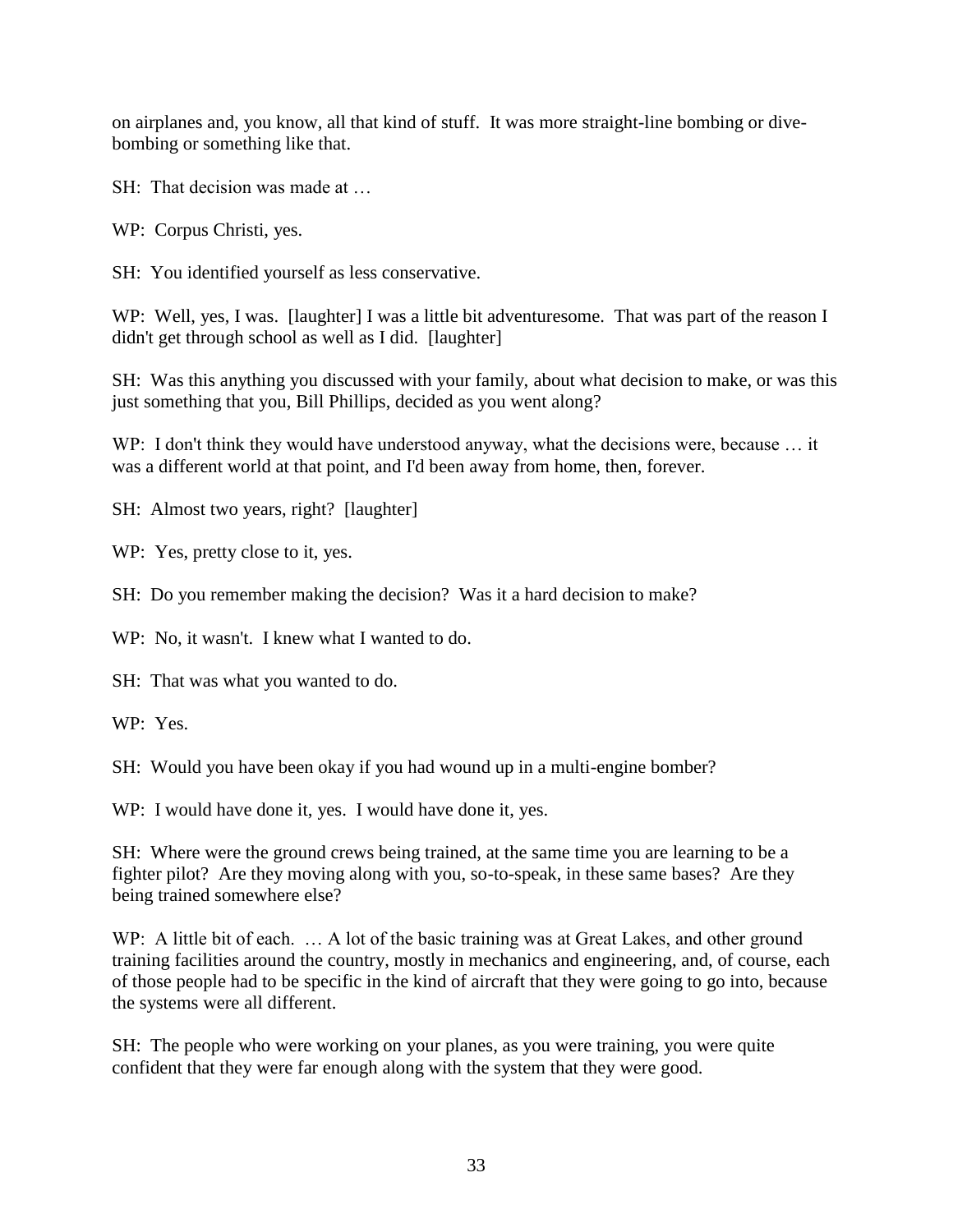on airplanes and, you know, all that kind of stuff. It was more straight-line bombing or dive-bombing or something like that.

SH: That decision was made at …

WP: Corpus Christi, yes.

SH: You identified yourself as less conservative.

WP: Well, yes, I was. [laughter] I was a little bit adventuresome. That was part of the reason I didn't get through school as well as I did. [laughter]

SH: Was this anything you discussed with your family, about what decision to make, or was this just something that you, Bill Phillips, decided as you went along?

WP: I don't think they would have understood anyway, what the decisions were, because … it was a different world at that point, and I'd been away from home, then, forever.

SH: Almost two years, right? [laughter]

WP: Yes, pretty close to it, yes.

SH: Do you remember making the decision? Was it a hard decision to make?

WP: No, it wasn't. I knew what I wanted to do.

SH: That was what you wanted to do.

WP: Yes.

SH: Would you have been okay if you had wound up in a multi-engine bomber?

WP: I would have done it, yes. I would have done it, yes.

SH: Where were the ground crews being trained, at the same time you are learning to be a fighter pilot? Are they moving along with you, so-to-speak, in these same bases? Are they being trained somewhere else?

WP: A little bit of each. … A lot of the basic training was at Great Lakes, and other ground training facilities around the country, mostly in mechanics and engineering, and, of course, each of those people had to be specific in the kind of aircraft that they were going to go into, because the systems were all different.

SH: The people who were working on your planes, as you were training, you were quite confident that they were far enough along with the system that they were good.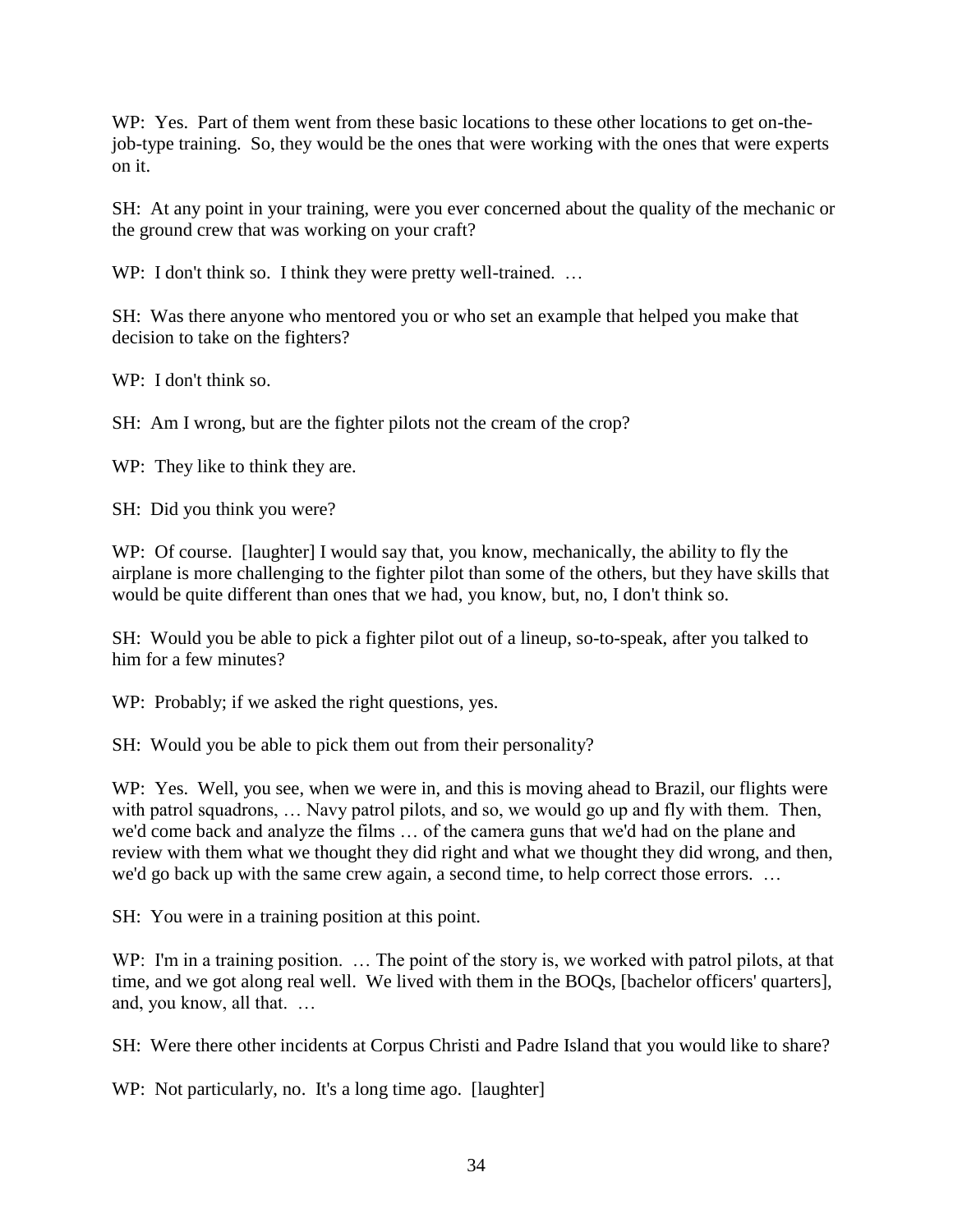WP: Yes. Part of them went from these basic locations to these other locations to get on-the-job-type training. So, they would be the ones that were working with the ones that were experts on it.

SH: At any point in your training, were you ever concerned about the quality of the mechanic or the ground crew that was working on your craft?

WP: I don't think so. I think they were pretty well-trained. …

SH: Was there anyone who mentored you or who set an example that helped you make that decision to take on the fighters?

WP: I don't think so.

SH: Am I wrong, but are the fighter pilots not the cream of the crop?

WP: They like to think they are.

SH: Did you think you were?

WP: Of course. [laughter] I would say that, you know, mechanically, the ability to fly the airplane is more challenging to the fighter pilot than some of the others, but they have skills that would be quite different than ones that we had, you know, but, no, I don't think so.

SH: Would you be able to pick a fighter pilot out of a lineup, so-to-speak, after you talked to him for a few minutes?

WP: Probably; if we asked the right questions, yes.

SH: Would you be able to pick them out from their personality?

WP: Yes. Well, you see, when we were in, and this is moving ahead to Brazil, our flights were with patrol squadrons, … Navy patrol pilots, and so, we would go up and fly with them. Then, we'd come back and analyze the films … of the camera guns that we'd had on the plane and review with them what we thought they did right and what we thought they did wrong, and then, we'd go back up with the same crew again, a second time, to help correct those errors. …

SH: You were in a training position at this point.

WP: I'm in a training position. … The point of the story is, we worked with patrol pilots, at that time, and we got along real well. We lived with them in the BOQs, [bachelor officers' quarters], and, you know, all that. …

SH: Were there other incidents at Corpus Christi and Padre Island that you would like to share?

WP: Not particularly, no. It's a long time ago. [laughter]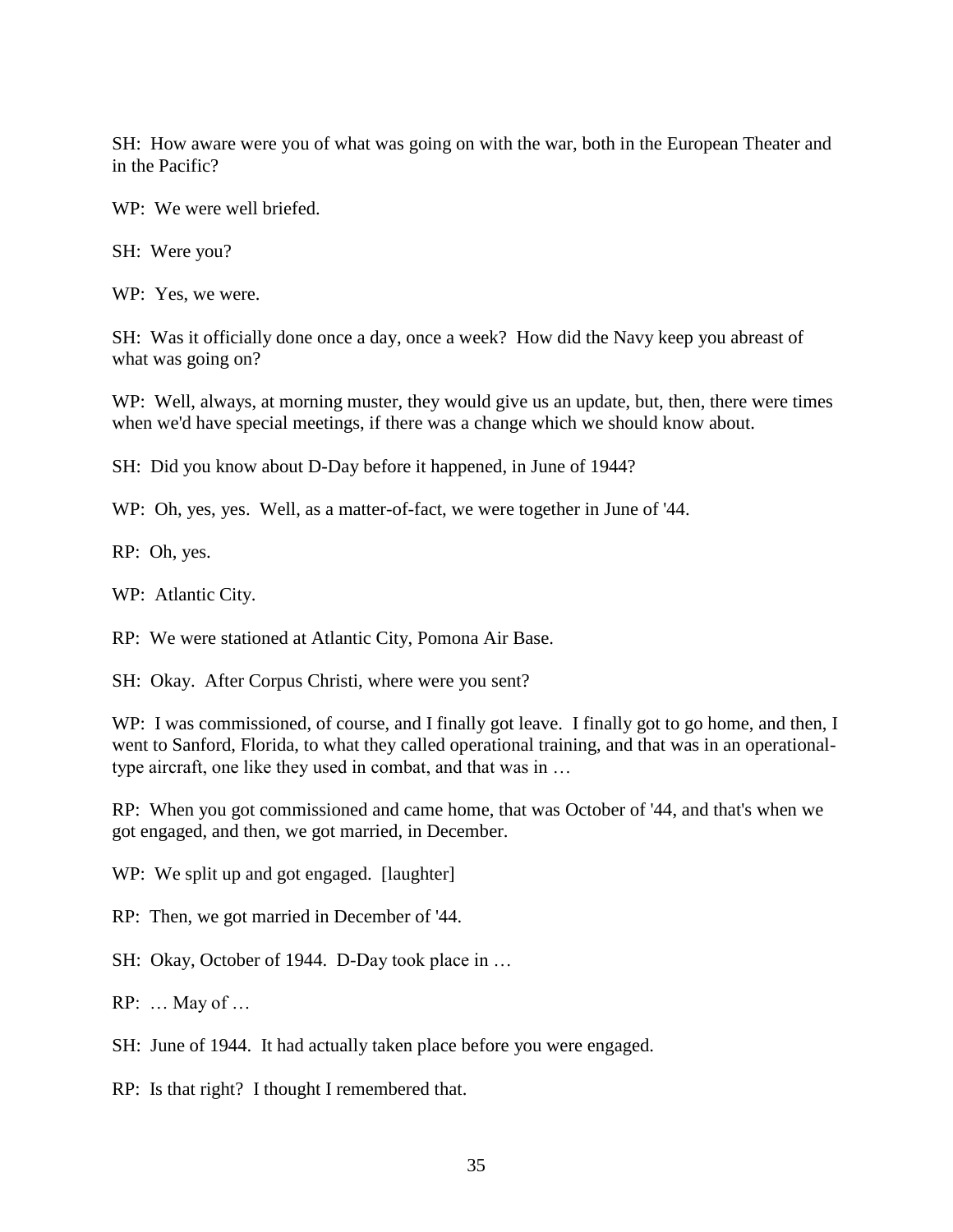SH: How aware were you of what was going on with the war, both in the European Theater and in the Pacific?

WP: We were well briefed.

SH: Were you?

WP: Yes, we were.

SH: Was it officially done once a day, once a week? How did the Navy keep you abreast of what was going on?

WP: Well, always, at morning muster, they would give us an update, but, then, there were times when we'd have special meetings, if there was a change which we should know about.

SH: Did you know about D-Day before it happened, in June of 1944?

WP: Oh, yes, yes. Well, as a matter-of-fact, we were together in June of '44.

RP: Oh, yes.

WP: Atlantic City.

RP: We were stationed at Atlantic City, Pomona Air Base.

SH: Okay. After Corpus Christi, where were you sent?

WP: I was commissioned, of course, and I finally got leave. I finally got to go home, and then, I went to Sanford, Florida, to what they called operational training, and that was in an operational-type aircraft, one like they used in combat, and that was in …

RP: When you got commissioned and came home, that was October of '44, and that's when we got engaged, and then, we got married, in December.

WP: We split up and got engaged. [laughter]

RP: Then, we got married in December of '44.

SH: Okay, October of 1944. D-Day took place in …

RP: … May of …

SH: June of 1944. It had actually taken place before you were engaged.

RP: Is that right? I thought I remembered that.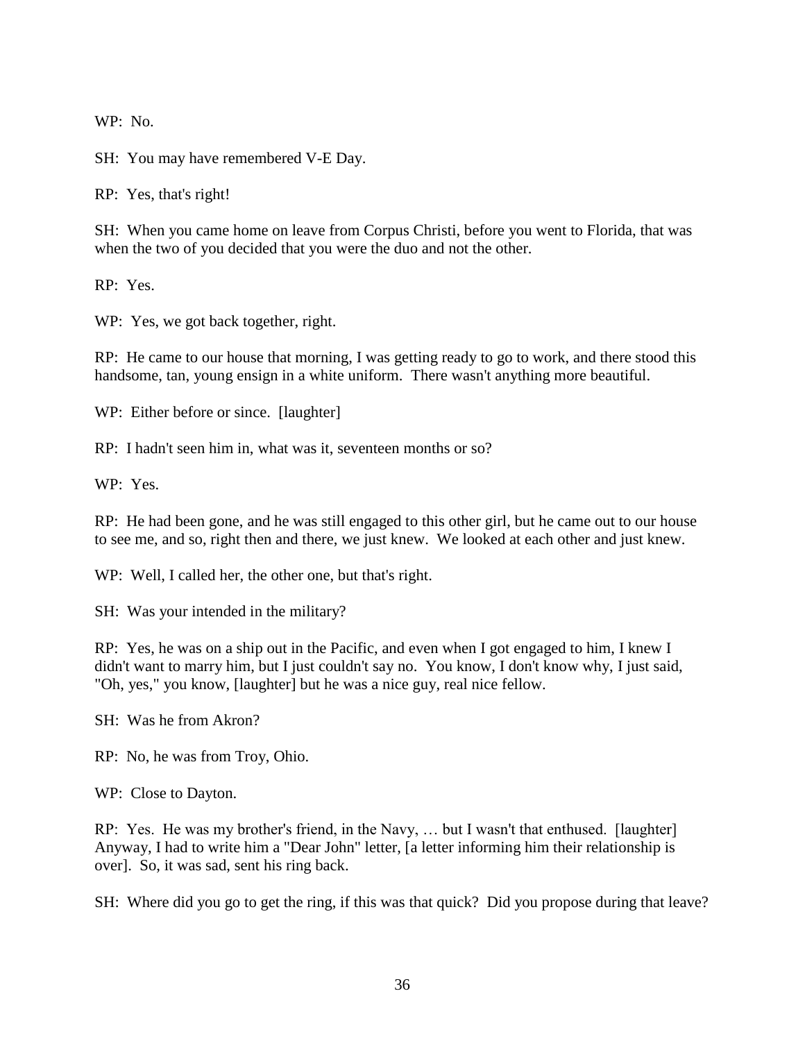WP: No.

SH: You may have remembered V-E Day.

RP: Yes, that's right!

SH: When you came home on leave from Corpus Christi, before you went to Florida, that was when the two of you decided that you were the duo and not the other.

RP: Yes.

WP: Yes, we got back together, right.

RP: He came to our house that morning, I was getting ready to go to work, and there stood this handsome, tan, young ensign in a white uniform. There wasn't anything more beautiful.

WP: Either before or since. [laughter]

RP: I hadn't seen him in, what was it, seventeen months or so?

WP: Yes.

RP: He had been gone, and he was still engaged to this other girl, but he came out to our house to see me, and so, right then and there, we just knew. We looked at each other and just knew.

WP: Well, I called her, the other one, but that's right.

SH: Was your intended in the military?

RP: Yes, he was on a ship out in the Pacific, and even when I got engaged to him, I knew I didn't want to marry him, but I just couldn't say no. You know, I don't know why, I just said, "Oh, yes," you know, [laughter] but he was a nice guy, real nice fellow.

SH: Was he from Akron?

RP: No, he was from Troy, Ohio.

WP: Close to Dayton.

RP: Yes. He was my brother's friend, in the Navy, … but I wasn't that enthused. [laughter] Anyway, I had to write him a "Dear John" letter, [a letter informing him their relationship is over]. So, it was sad, sent his ring back.

SH: Where did you go to get the ring, if this was that quick? Did you propose during that leave?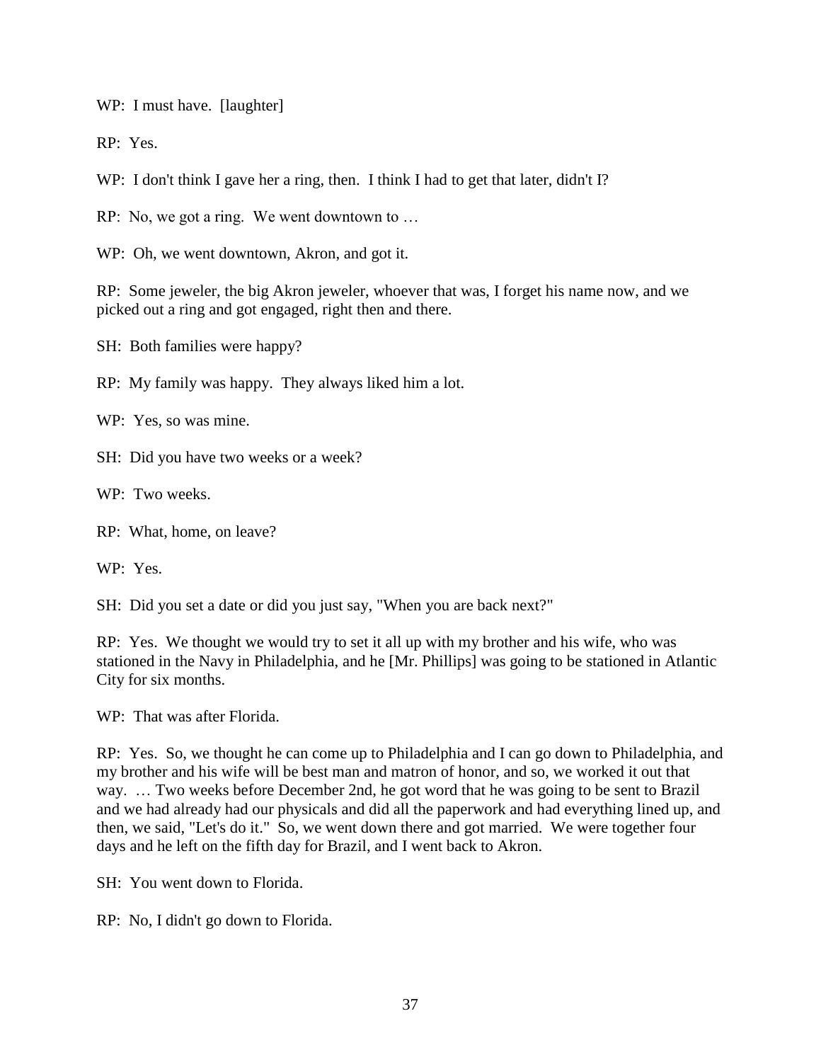WP: I must have. [laughter]

RP: Yes.

WP: I don't think I gave her a ring, then. I think I had to get that later, didn't I?

RP: No, we got a ring. We went downtown to …

WP: Oh, we went downtown, Akron, and got it.

RP: Some jeweler, the big Akron jeweler, whoever that was, I forget his name now, and we picked out a ring and got engaged, right then and there.

SH: Both families were happy?

RP: My family was happy. They always liked him a lot.

WP: Yes, so was mine.

SH: Did you have two weeks or a week?

WP: Two weeks.

RP: What, home, on leave?

WP: Yes.

SH: Did you set a date or did you just say, "When you are back next?"

RP: Yes. We thought we would try to set it all up with my brother and his wife, who was stationed in the Navy in Philadelphia, and he [Mr. Phillips] was going to be stationed in Atlantic City for six months.

WP: That was after Florida.

RP: Yes. So, we thought he can come up to Philadelphia and I can go down to Philadelphia, and my brother and his wife will be best man and matron of honor, and so, we worked it out that way. … Two weeks before December 2nd, he got word that he was going to be sent to Brazil and we had already had our physicals and did all the paperwork and had everything lined up, and then, we said, "Let's do it." So, we went down there and got married. We were together four days and he left on the fifth day for Brazil, and I went back to Akron.

SH: You went down to Florida.

RP: No, I didn't go down to Florida.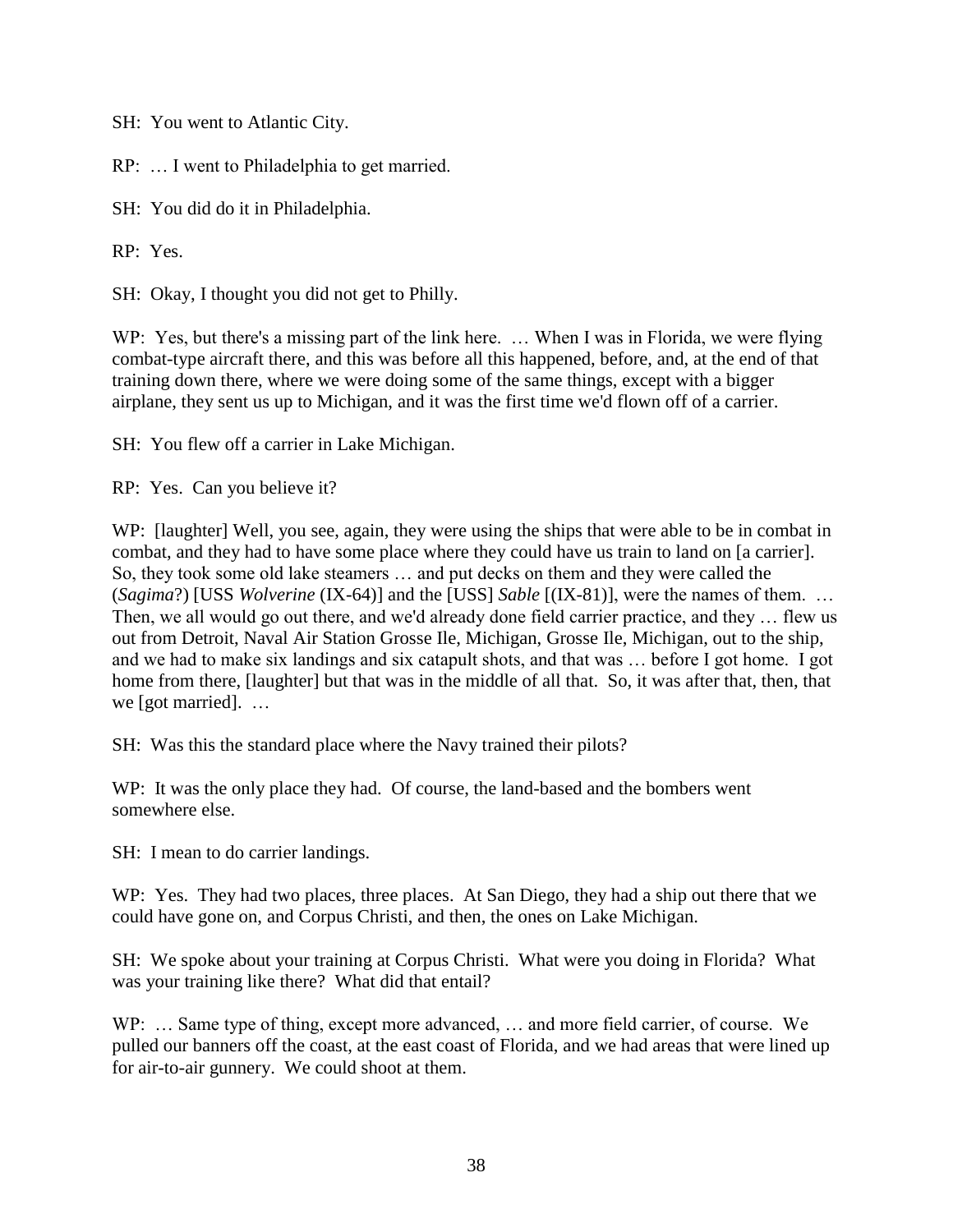SH: You went to Atlantic City.

RP: … I went to Philadelphia to get married.

SH: You did do it in Philadelphia.

RP: Yes.

SH: Okay, I thought you did not get to Philly.

WP: Yes, but there's a missing part of the link here. … When I was in Florida, we were flying combat-type aircraft there, and this was before all this happened, before, and, at the end of that training down there, where we were doing some of the same things, except with a bigger airplane, they sent us up to Michigan, and it was the first time we'd flown off of a carrier.

SH: You flew off a carrier in Lake Michigan.

RP: Yes. Can you believe it?

WP: [laughter] Well, you see, again, they were using the ships that were able to be in combat in combat, and they had to have some place where they could have us train to land on [a carrier]. So, they took some old lake steamers … and put decks on them and they were called the (*Sagima*?) [USS *Wolverine* (IX-64)] and the [USS] *Sable* [(IX-81)], were the names of them. … Then, we all would go out there, and we'd already done field carrier practice, and they … flew us out from Detroit, Naval Air Station Grosse Ile, Michigan, Grosse Ile, Michigan, out to the ship, and we had to make six landings and six catapult shots, and that was … before I got home. I got home from there, [laughter] but that was in the middle of all that. So, it was after that, then, that we [got married]. …

SH: Was this the standard place where the Navy trained their pilots?

WP: It was the only place they had. Of course, the land-based and the bombers went somewhere else.

SH: I mean to do carrier landings.

WP: Yes. They had two places, three places. At San Diego, they had a ship out there that we could have gone on, and Corpus Christi, and then, the ones on Lake Michigan.

SH: We spoke about your training at Corpus Christi. What were you doing in Florida? What was your training like there? What did that entail?

WP: … Same type of thing, except more advanced, … and more field carrier, of course. We pulled our banners off the coast, at the east coast of Florida, and we had areas that were lined up for air-to-air gunnery. We could shoot at them.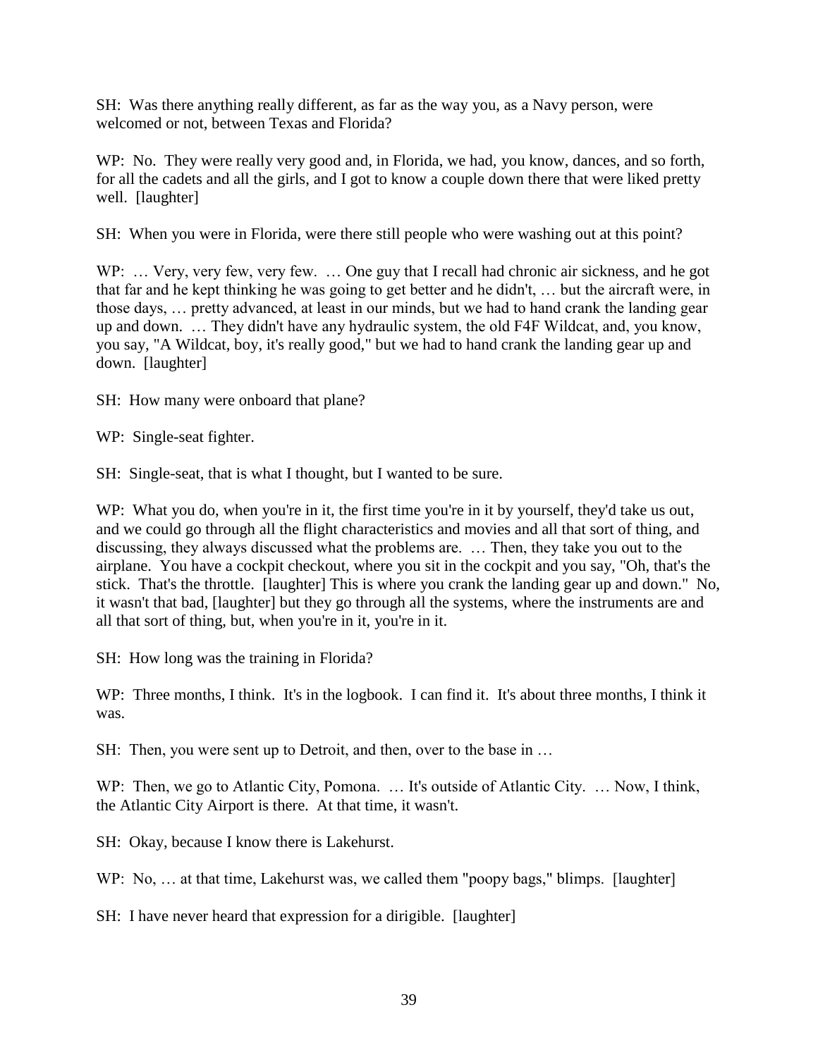SH: Was there anything really different, as far as the way you, as a Navy person, were welcomed or not, between Texas and Florida?

WP: No. They were really very good and, in Florida, we had, you know, dances, and so forth, for all the cadets and all the girls, and I got to know a couple down there that were liked pretty well. [laughter]

SH: When you were in Florida, were there still people who were washing out at this point?

WP: … Very, very few, very few. … One guy that I recall had chronic air sickness, and he got that far and he kept thinking he was going to get better and he didn't, … but the aircraft were, in those days, … pretty advanced, at least in our minds, but we had to hand crank the landing gear up and down. … They didn't have any hydraulic system, the old F4F Wildcat, and, you know, you say, "A Wildcat, boy, it's really good," but we had to hand crank the landing gear up and down. [laughter]

SH: How many were onboard that plane?

WP: Single-seat fighter.

SH: Single-seat, that is what I thought, but I wanted to be sure.

WP: What you do, when you're in it, the first time you're in it by yourself, they'd take us out, and we could go through all the flight characteristics and movies and all that sort of thing, and discussing, they always discussed what the problems are. … Then, they take you out to the airplane. You have a cockpit checkout, where you sit in the cockpit and you say, "Oh, that's the stick. That's the throttle. [laughter] This is where you crank the landing gear up and down." No, it wasn't that bad, [laughter] but they go through all the systems, where the instruments are and all that sort of thing, but, when you're in it, you're in it.

SH: How long was the training in Florida?

WP: Three months, I think. It's in the logbook. I can find it. It's about three months, I think it was.

SH: Then, you were sent up to Detroit, and then, over to the base in …

WP: Then, we go to Atlantic City, Pomona. … It's outside of Atlantic City. … Now, I think, the Atlantic City Airport is there. At that time, it wasn't.

SH: Okay, because I know there is Lakehurst.

WP: No, … at that time, Lakehurst was, we called them "poopy bags," blimps. [laughter]

SH: I have never heard that expression for a dirigible. [laughter]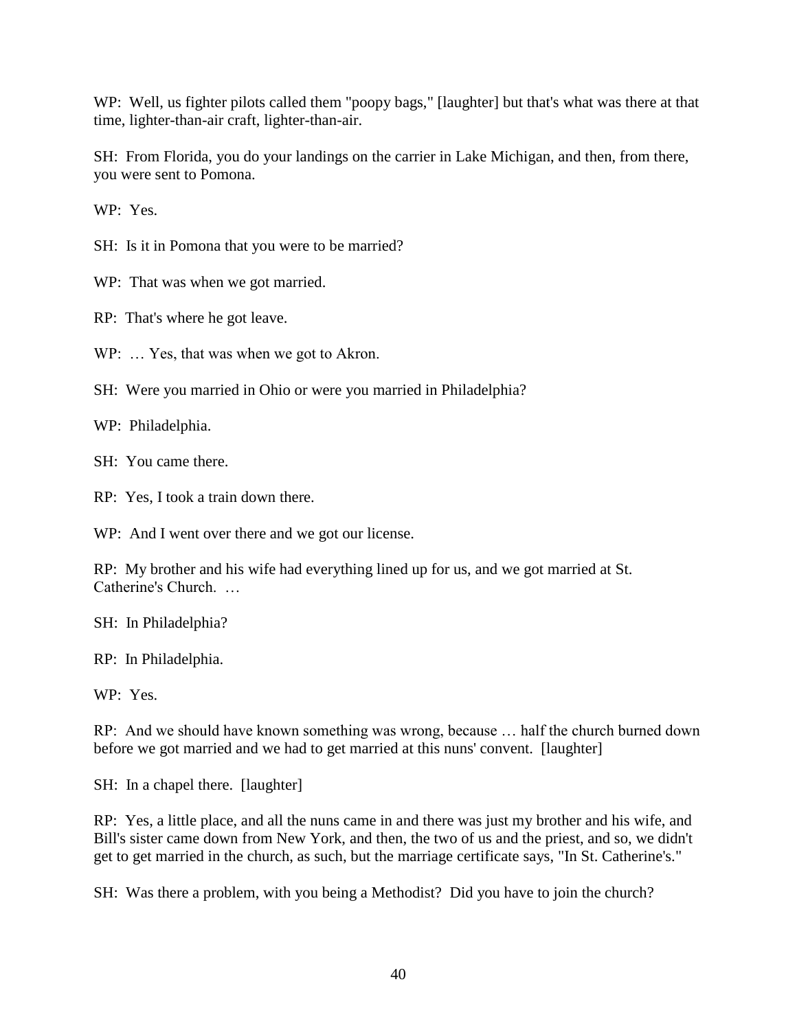WP: Well, us fighter pilots called them "poopy bags," [laughter] but that's what was there at that time, lighter-than-air craft, lighter-than-air.

SH: From Florida, you do your landings on the carrier in Lake Michigan, and then, from there, you were sent to Pomona.

WP: Yes.

SH: Is it in Pomona that you were to be married?

WP: That was when we got married.

RP: That's where he got leave.

WP: … Yes, that was when we got to Akron.

SH: Were you married in Ohio or were you married in Philadelphia?

WP: Philadelphia.

SH: You came there.

RP: Yes, I took a train down there.

WP: And I went over there and we got our license.

RP: My brother and his wife had everything lined up for us, and we got married at St. Catherine's Church. …

SH: In Philadelphia?

RP: In Philadelphia.

WP: Yes.

RP: And we should have known something was wrong, because … half the church burned down before we got married and we had to get married at this nuns' convent. [laughter]

SH: In a chapel there. [laughter]

RP: Yes, a little place, and all the nuns came in and there was just my brother and his wife, and Bill's sister came down from New York, and then, the two of us and the priest, and so, we didn't get to get married in the church, as such, but the marriage certificate says, "In St. Catherine's."

SH: Was there a problem, with you being a Methodist? Did you have to join the church?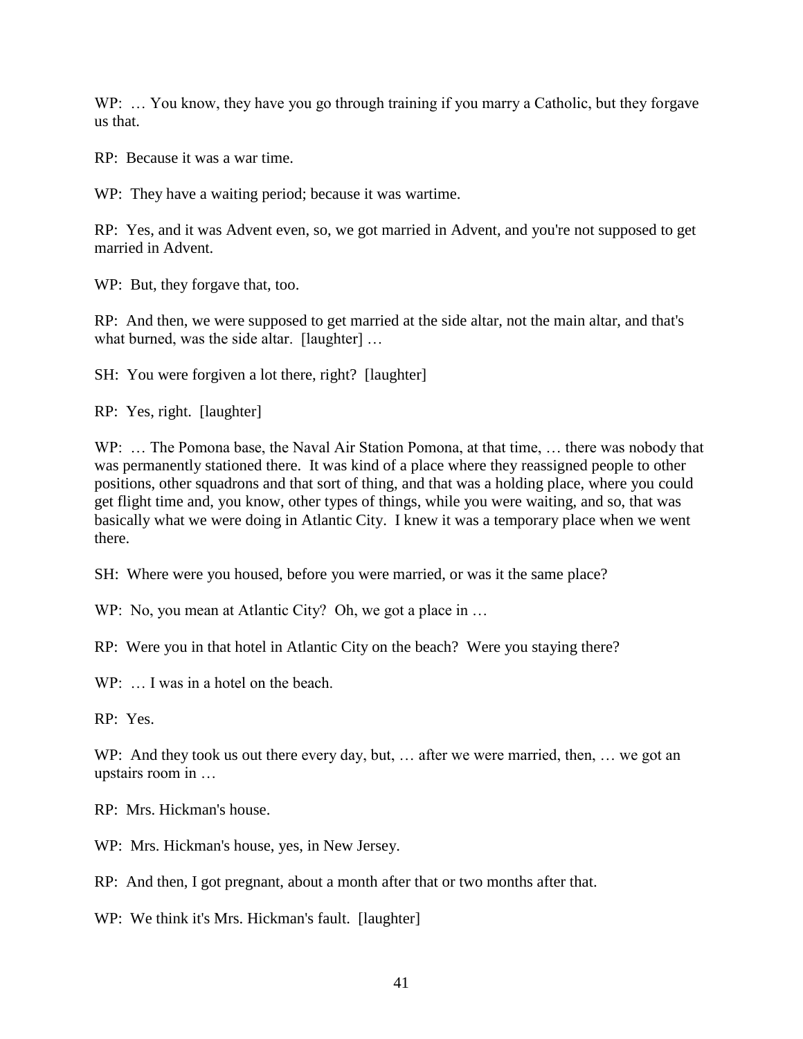WP: … You know, they have you go through training if you marry a Catholic, but they forgave us that.

RP: Because it was a war time.

WP: They have a waiting period; because it was wartime.

RP: Yes, and it was Advent even, so, we got married in Advent, and you're not supposed to get married in Advent.

WP: But, they forgave that, too.

RP: And then, we were supposed to get married at the side altar, not the main altar, and that's what burned, was the side altar. [laughter] …

SH: You were forgiven a lot there, right? [laughter]

RP: Yes, right. [laughter]

WP: … The Pomona base, the Naval Air Station Pomona, at that time, … there was nobody that was permanently stationed there. It was kind of a place where they reassigned people to other positions, other squadrons and that sort of thing, and that was a holding place, where you could get flight time and, you know, other types of things, while you were waiting, and so, that was basically what we were doing in Atlantic City. I knew it was a temporary place when we went there.

SH: Where were you housed, before you were married, or was it the same place?

WP: No, you mean at Atlantic City? Oh, we got a place in …

RP: Were you in that hotel in Atlantic City on the beach? Were you staying there?

WP: … I was in a hotel on the beach.

RP: Yes.

WP: And they took us out there every day, but, … after we were married, then, … we got an upstairs room in …

RP: Mrs. Hickman's house.

WP: Mrs. Hickman's house, yes, in New Jersey.

RP: And then, I got pregnant, about a month after that or two months after that.

WP: We think it's Mrs. Hickman's fault. [laughter]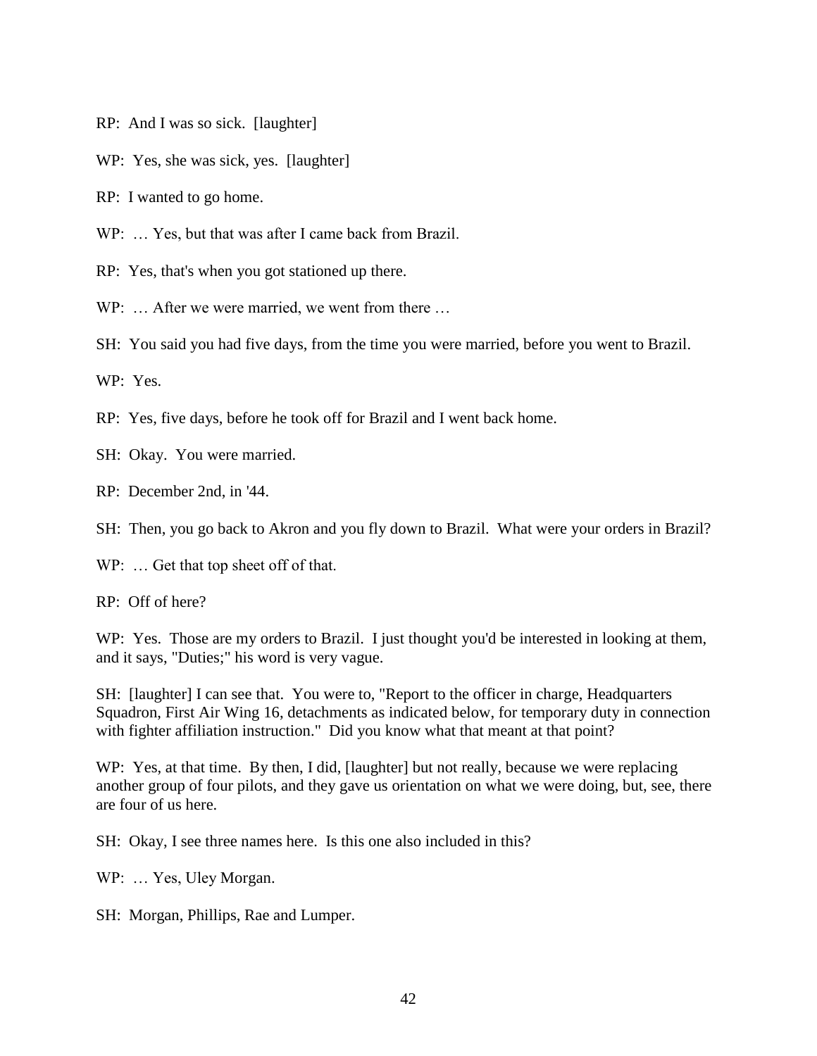RP: And I was so sick. [laughter]

WP: Yes, she was sick, yes. [laughter]

RP: I wanted to go home.

WP: … Yes, but that was after I came back from Brazil.

RP: Yes, that's when you got stationed up there.

WP: … After we were married, we went from there …

SH: You said you had five days, from the time you were married, before you went to Brazil.

WP: Yes.

RP: Yes, five days, before he took off for Brazil and I went back home.

SH: Okay. You were married.

RP: December 2nd, in '44.

SH: Then, you go back to Akron and you fly down to Brazil. What were your orders in Brazil?

WP: … Get that top sheet off of that.

RP: Off of here?

WP: Yes. Those are my orders to Brazil. I just thought you'd be interested in looking at them, and it says, "Duties;" his word is very vague.

SH: [laughter] I can see that. You were to, "Report to the officer in charge, Headquarters Squadron, First Air Wing 16, detachments as indicated below, for temporary duty in connection with fighter affiliation instruction." Did you know what that meant at that point?

WP: Yes, at that time. By then, I did, [laughter] but not really, because we were replacing another group of four pilots, and they gave us orientation on what we were doing, but, see, there are four of us here.

SH: Okay, I see three names here. Is this one also included in this?

WP: … Yes, Uley Morgan.

SH: Morgan, Phillips, Rae and Lumper.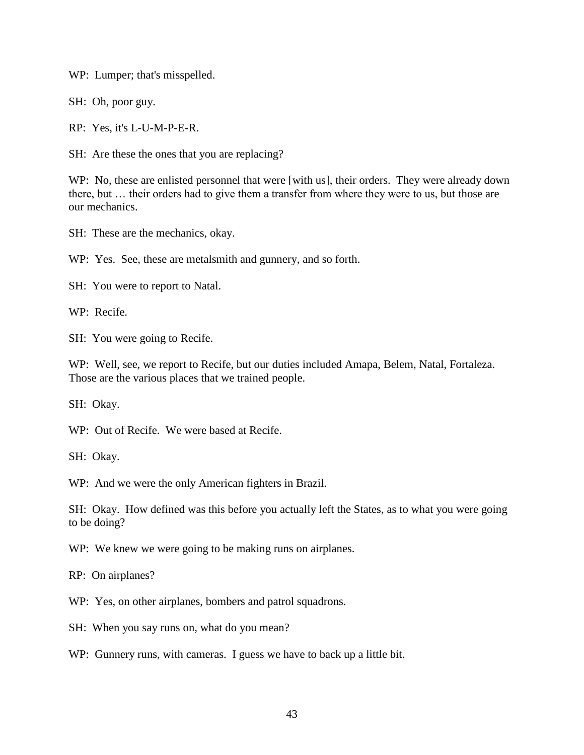WP: Lumper; that's misspelled.

SH: Oh, poor guy.

RP: Yes, it's L-U-M-P-E-R.

SH: Are these the ones that you are replacing?

WP: No, these are enlisted personnel that were [with us], their orders. They were already down there, but … their orders had to give them a transfer from where they were to us, but those are our mechanics.

SH: These are the mechanics, okay.

WP: Yes. See, these are metalsmith and gunnery, and so forth.

SH: You were to report to Natal.

WP: Recife.

SH: You were going to Recife.

WP: Well, see, we report to Recife, but our duties included Amapa, Belem, Natal, Fortaleza. Those are the various places that we trained people.

SH: Okay.

WP: Out of Recife. We were based at Recife.

SH: Okay.

WP: And we were the only American fighters in Brazil.

SH: Okay. How defined was this before you actually left the States, as to what you were going to be doing?

WP: We knew we were going to be making runs on airplanes.

RP: On airplanes?

WP: Yes, on other airplanes, bombers and patrol squadrons.

SH: When you say runs on, what do you mean?

WP: Gunnery runs, with cameras. I guess we have to back up a little bit.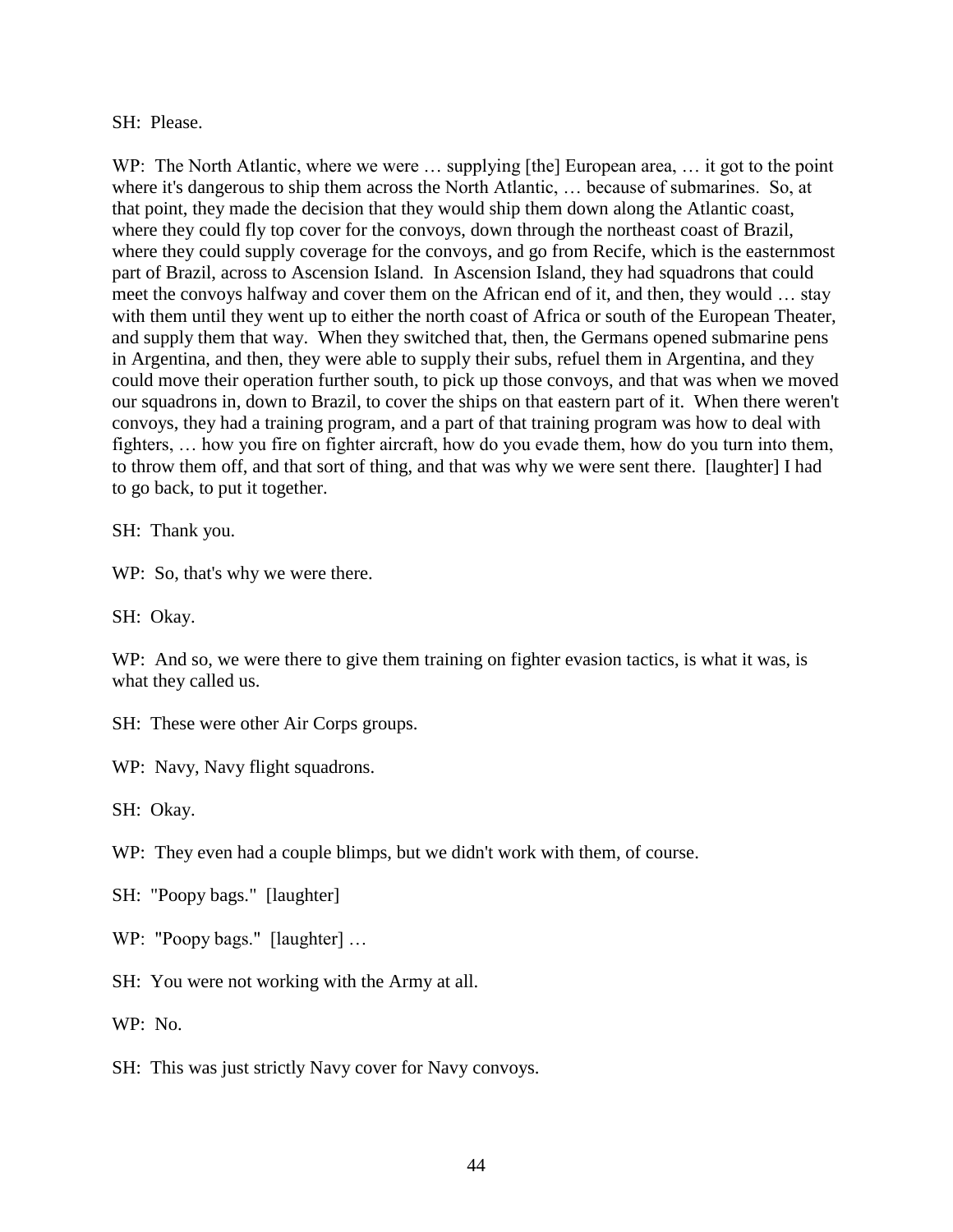SH: Please.

WP: The North Atlantic, where we were … supplying [the] European area, … it got to the point where it's dangerous to ship them across the North Atlantic, … because of submarines. So, at that point, they made the decision that they would ship them down along the Atlantic coast, where they could fly top cover for the convoys, down through the northeast coast of Brazil, where they could supply coverage for the convoys, and go from Recife, which is the easternmost part of Brazil, across to Ascension Island. In Ascension Island, they had squadrons that could meet the convoys halfway and cover them on the African end of it, and then, they would … stay with them until they went up to either the north coast of Africa or south of the European Theater, and supply them that way. When they switched that, then, the Germans opened submarine pens in Argentina, and then, they were able to supply their subs, refuel them in Argentina, and they could move their operation further south, to pick up those convoys, and that was when we moved our squadrons in, down to Brazil, to cover the ships on that eastern part of it. When there weren't convoys, they had a training program, and a part of that training program was how to deal with fighters, … how you fire on fighter aircraft, how do you evade them, how do you turn into them, to throw them off, and that sort of thing, and that was why we were sent there. [laughter] I had to go back, to put it together.

SH: Thank you.

WP: So, that's why we were there.

SH: Okay.

WP: And so, we were there to give them training on fighter evasion tactics, is what it was, is what they called us.

SH: These were other Air Corps groups.

WP: Navy, Navy flight squadrons.

SH: Okay.

WP: They even had a couple blimps, but we didn't work with them, of course.

SH: "Poopy bags." [laughter]

WP: "Poopy bags." [laughter] …

SH: You were not working with the Army at all.

WP: No.

SH: This was just strictly Navy cover for Navy convoys.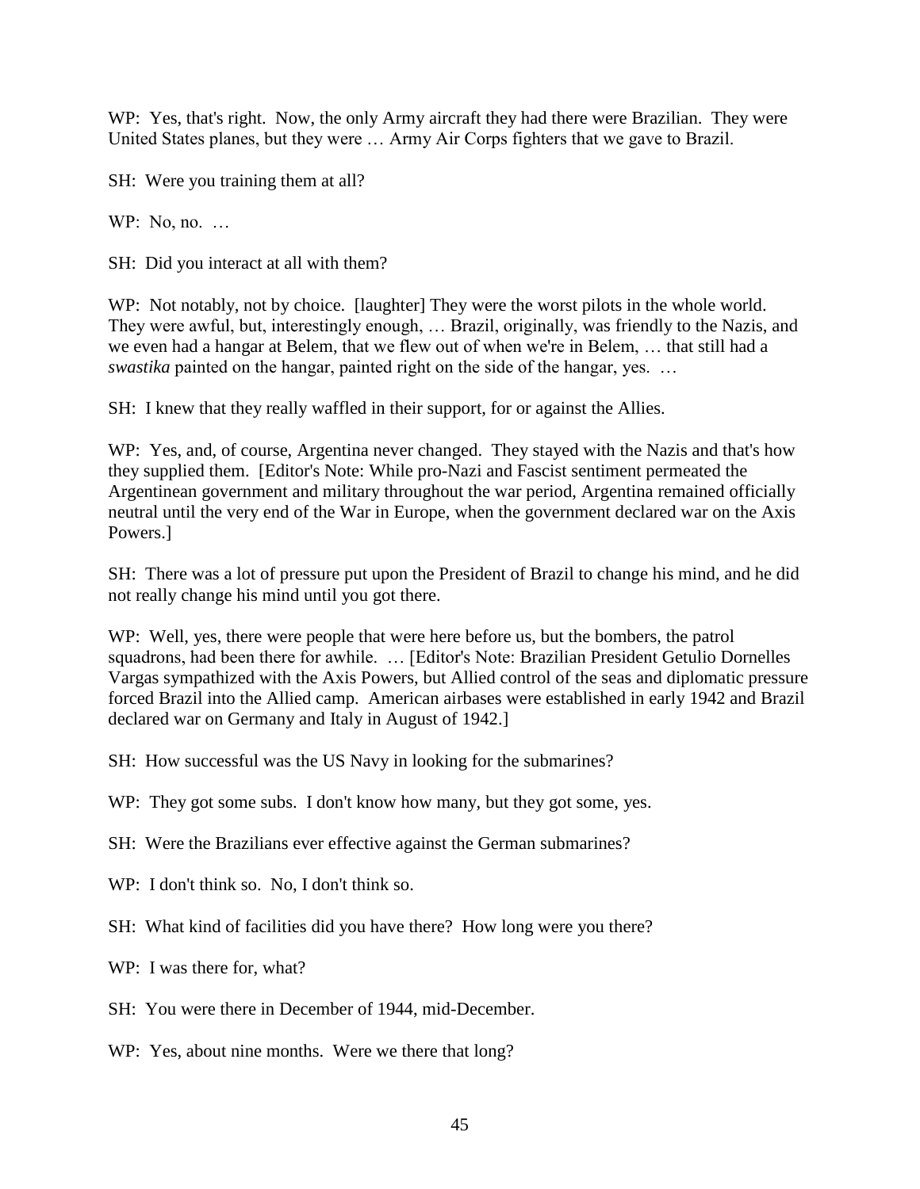WP: Yes, that's right. Now, the only Army aircraft they had there were Brazilian. They were United States planes, but they were … Army Air Corps fighters that we gave to Brazil.

SH: Were you training them at all?

WP: No, no. …

SH: Did you interact at all with them?

WP: Not notably, not by choice. [laughter] They were the worst pilots in the whole world. They were awful, but, interestingly enough, … Brazil, originally, was friendly to the Nazis, and we even had a hangar at Belem, that we flew out of when we're in Belem, … that still had a *swastika* painted on the hangar, painted right on the side of the hangar, yes. …

SH: I knew that they really waffled in their support, for or against the Allies.

WP: Yes, and, of course, Argentina never changed. They stayed with the Nazis and that's how they supplied them. [Editor's Note: While pro-Nazi and Fascist sentiment permeated the Argentinean government and military throughout the war period, Argentina remained officially neutral until the very end of the War in Europe, when the government declared war on the Axis Powers.]

SH: There was a lot of pressure put upon the President of Brazil to change his mind, and he did not really change his mind until you got there.

WP: Well, yes, there were people that were here before us, but the bombers, the patrol squadrons, had been there for awhile. … [Editor's Note: Brazilian President Getulio Dornelles Vargas sympathized with the Axis Powers, but Allied control of the seas and diplomatic pressure forced Brazil into the Allied camp. American airbases were established in early 1942 and Brazil declared war on Germany and Italy in August of 1942.]

SH: How successful was the US Navy in looking for the submarines?

WP: They got some subs. I don't know how many, but they got some, yes.

SH: Were the Brazilians ever effective against the German submarines?

WP: I don't think so. No, I don't think so.

SH: What kind of facilities did you have there? How long were you there?

WP: I was there for, what?

SH: You were there in December of 1944, mid-December.

WP: Yes, about nine months. Were we there that long?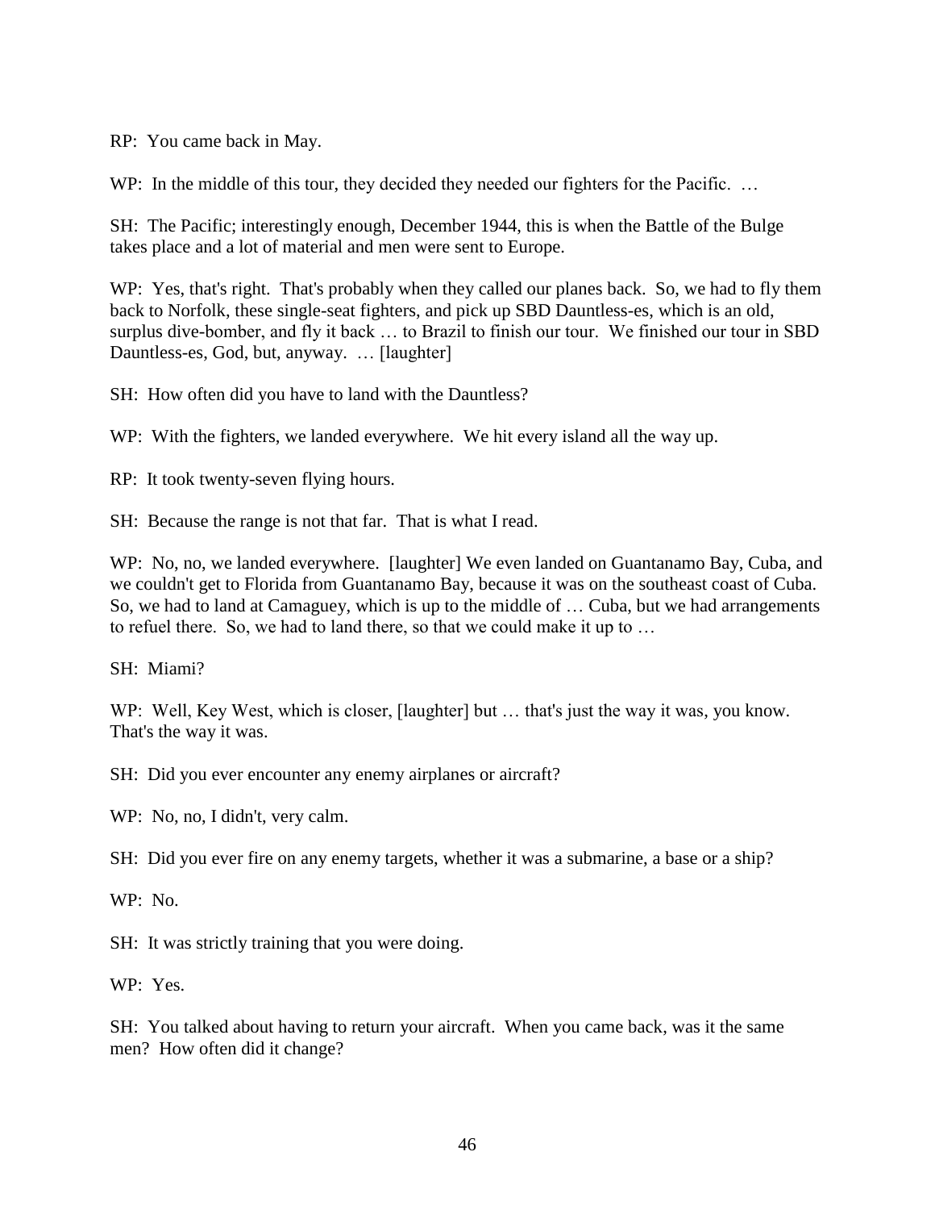RP: You came back in May.

WP: In the middle of this tour, they decided they needed our fighters for the Pacific. …

SH: The Pacific; interestingly enough, December 1944, this is when the Battle of the Bulge takes place and a lot of material and men were sent to Europe.

WP: Yes, that's right. That's probably when they called our planes back. So, we had to fly them back to Norfolk, these single-seat fighters, and pick up SBD Dauntless-es, which is an old, surplus dive-bomber, and fly it back … to Brazil to finish our tour. We finished our tour in SBD Dauntless-es, God, but, anyway. … [laughter]

SH: How often did you have to land with the Dauntless?

WP: With the fighters, we landed everywhere. We hit every island all the way up.

RP: It took twenty-seven flying hours.

SH: Because the range is not that far. That is what I read.

WP: No, no, we landed everywhere. [laughter] We even landed on Guantanamo Bay, Cuba, and we couldn't get to Florida from Guantanamo Bay, because it was on the southeast coast of Cuba. So, we had to land at Camaguey, which is up to the middle of … Cuba, but we had arrangements to refuel there. So, we had to land there, so that we could make it up to …

SH: Miami?

WP: Well, Key West, which is closer, [laughter] but … that's just the way it was, you know. That's the way it was.

SH: Did you ever encounter any enemy airplanes or aircraft?

WP: No, no, I didn't, very calm.

SH: Did you ever fire on any enemy targets, whether it was a submarine, a base or a ship?

WP: No.

SH: It was strictly training that you were doing.

WP: Yes.

SH: You talked about having to return your aircraft. When you came back, was it the same men? How often did it change?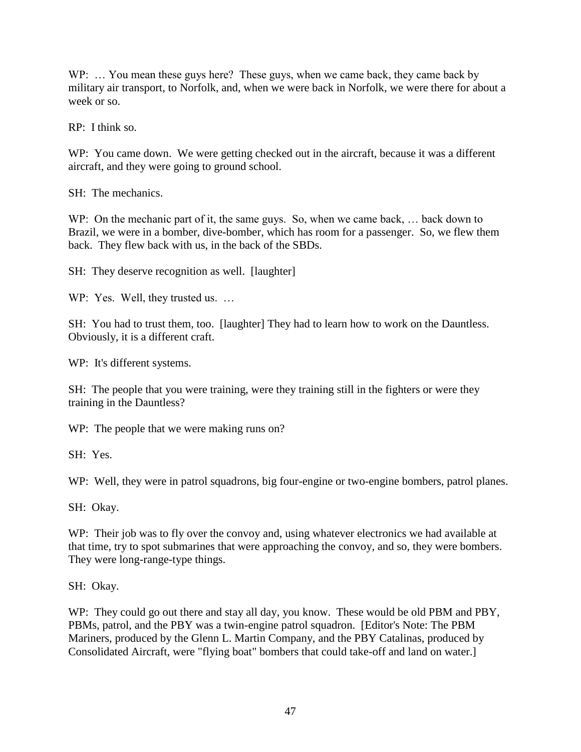WP: … You mean these guys here? These guys, when we came back, they came back by military air transport, to Norfolk, and, when we were back in Norfolk, we were there for about a week or so.

RP: I think so.

WP: You came down. We were getting checked out in the aircraft, because it was a different aircraft, and they were going to ground school.

SH: The mechanics.

WP: On the mechanic part of it, the same guys. So, when we came back, … back down to Brazil, we were in a bomber, dive-bomber, which has room for a passenger. So, we flew them back. They flew back with us, in the back of the SBDs.

SH: They deserve recognition as well. [laughter]

WP: Yes. Well, they trusted us. …

SH: You had to trust them, too. [laughter] They had to learn how to work on the Dauntless. Obviously, it is a different craft.

WP: It's different systems.

SH: The people that you were training, were they training still in the fighters or were they training in the Dauntless?

WP: The people that we were making runs on?

SH: Yes.

WP: Well, they were in patrol squadrons, big four-engine or two-engine bombers, patrol planes.

SH: Okay.

WP: Their job was to fly over the convoy and, using whatever electronics we had available at that time, try to spot submarines that were approaching the convoy, and so, they were bombers. They were long-range-type things.

SH: Okay.

WP: They could go out there and stay all day, you know. These would be old PBM and PBY, PBMs, patrol, and the PBY was a twin-engine patrol squadron. [Editor's Note: The PBM Mariners, produced by the Glenn L. Martin Company, and the PBY Catalinas, produced by Consolidated Aircraft, were "flying boat" bombers that could take-off and land on water.]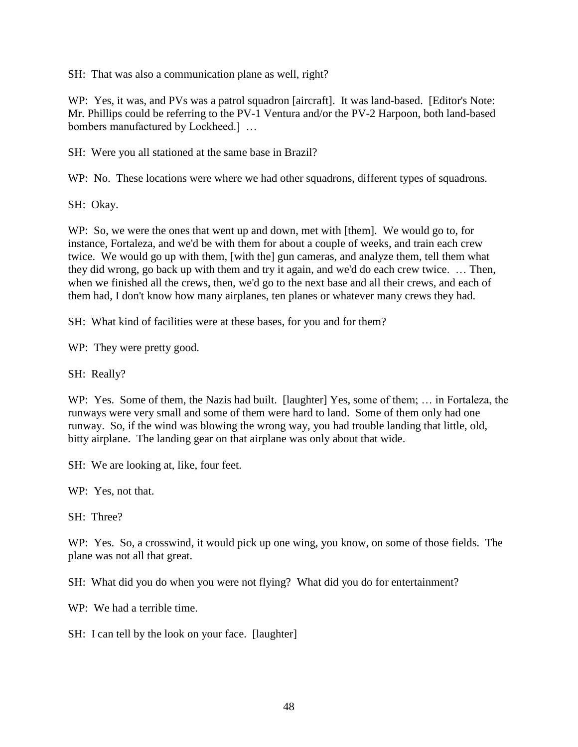SH: That was also a communication plane as well, right?

WP: Yes, it was, and PVs was a patrol squadron [aircraft]. It was land-based. [Editor's Note: Mr. Phillips could be referring to the PV-1 Ventura and/or the PV-2 Harpoon, both land-based bombers manufactured by Lockheed.] …

SH: Were you all stationed at the same base in Brazil?

WP: No. These locations were where we had other squadrons, different types of squadrons.

SH: Okay.

WP: So, we were the ones that went up and down, met with [them]. We would go to, for instance, Fortaleza, and we'd be with them for about a couple of weeks, and train each crew twice. We would go up with them, [with the] gun cameras, and analyze them, tell them what they did wrong, go back up with them and try it again, and we'd do each crew twice. … Then, when we finished all the crews, then, we'd go to the next base and all their crews, and each of them had, I don't know how many airplanes, ten planes or whatever many crews they had.

SH: What kind of facilities were at these bases, for you and for them?

WP: They were pretty good.

SH: Really?

WP: Yes. Some of them, the Nazis had built. [laughter] Yes, some of them; … in Fortaleza, the runways were very small and some of them were hard to land. Some of them only had one runway. So, if the wind was blowing the wrong way, you had trouble landing that little, old, bitty airplane. The landing gear on that airplane was only about that wide.

SH: We are looking at, like, four feet.

WP: Yes, not that.

SH: Three?

WP: Yes. So, a crosswind, it would pick up one wing, you know, on some of those fields. The plane was not all that great.

SH: What did you do when you were not flying? What did you do for entertainment?

WP: We had a terrible time.

SH: I can tell by the look on your face. [laughter]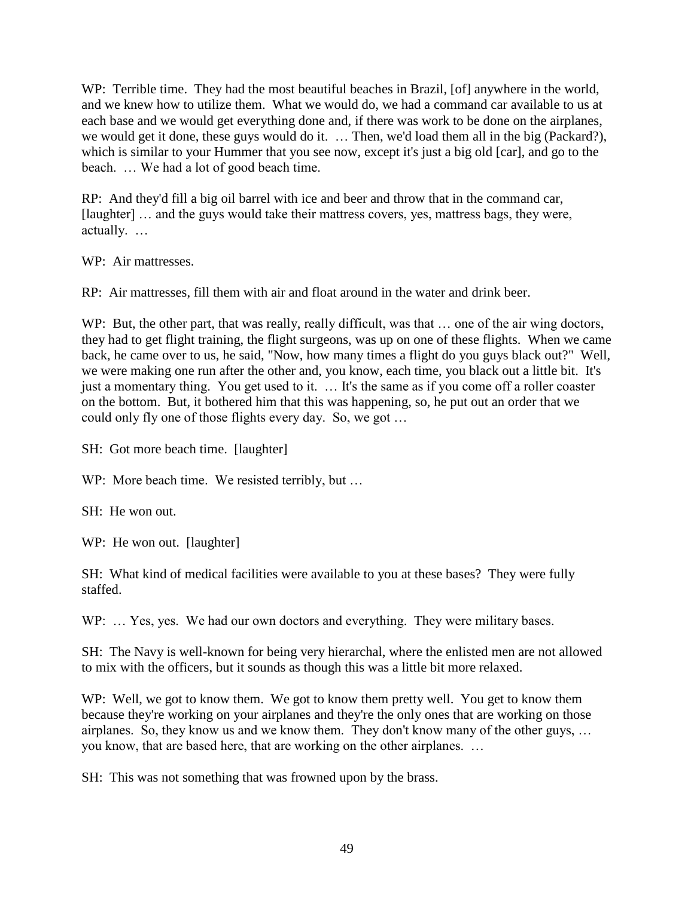WP: Terrible time. They had the most beautiful beaches in Brazil, [of] anywhere in the world, and we knew how to utilize them. What we would do, we had a command car available to us at each base and we would get everything done and, if there was work to be done on the airplanes, we would get it done, these guys would do it. … Then, we'd load them all in the big (Packard?), which is similar to your Hummer that you see now, except it's just a big old [car], and go to the beach. … We had a lot of good beach time.

RP: And they'd fill a big oil barrel with ice and beer and throw that in the command car, [laughter] … and the guys would take their mattress covers, yes, mattress bags, they were, actually. …

WP: Air mattresses.

RP: Air mattresses, fill them with air and float around in the water and drink beer.

WP: But, the other part, that was really, really difficult, was that … one of the air wing doctors, they had to get flight training, the flight surgeons, was up on one of these flights. When we came back, he came over to us, he said, "Now, how many times a flight do you guys black out?" Well, we were making one run after the other and, you know, each time, you black out a little bit. It's just a momentary thing. You get used to it. … It's the same as if you come off a roller coaster on the bottom. But, it bothered him that this was happening, so, he put out an order that we could only fly one of those flights every day. So, we got …

SH: Got more beach time. [laughter]

WP: More beach time. We resisted terribly, but …

SH: He won out.

WP: He won out. [laughter]

SH: What kind of medical facilities were available to you at these bases? They were fully staffed.

WP: … Yes, yes. We had our own doctors and everything. They were military bases.

SH: The Navy is well-known for being very hierarchal, where the enlisted men are not allowed to mix with the officers, but it sounds as though this was a little bit more relaxed.

WP: Well, we got to know them. We got to know them pretty well. You get to know them because they're working on your airplanes and they're the only ones that are working on those airplanes. So, they know us and we know them. They don't know many of the other guys, … you know, that are based here, that are working on the other airplanes. …

SH: This was not something that was frowned upon by the brass.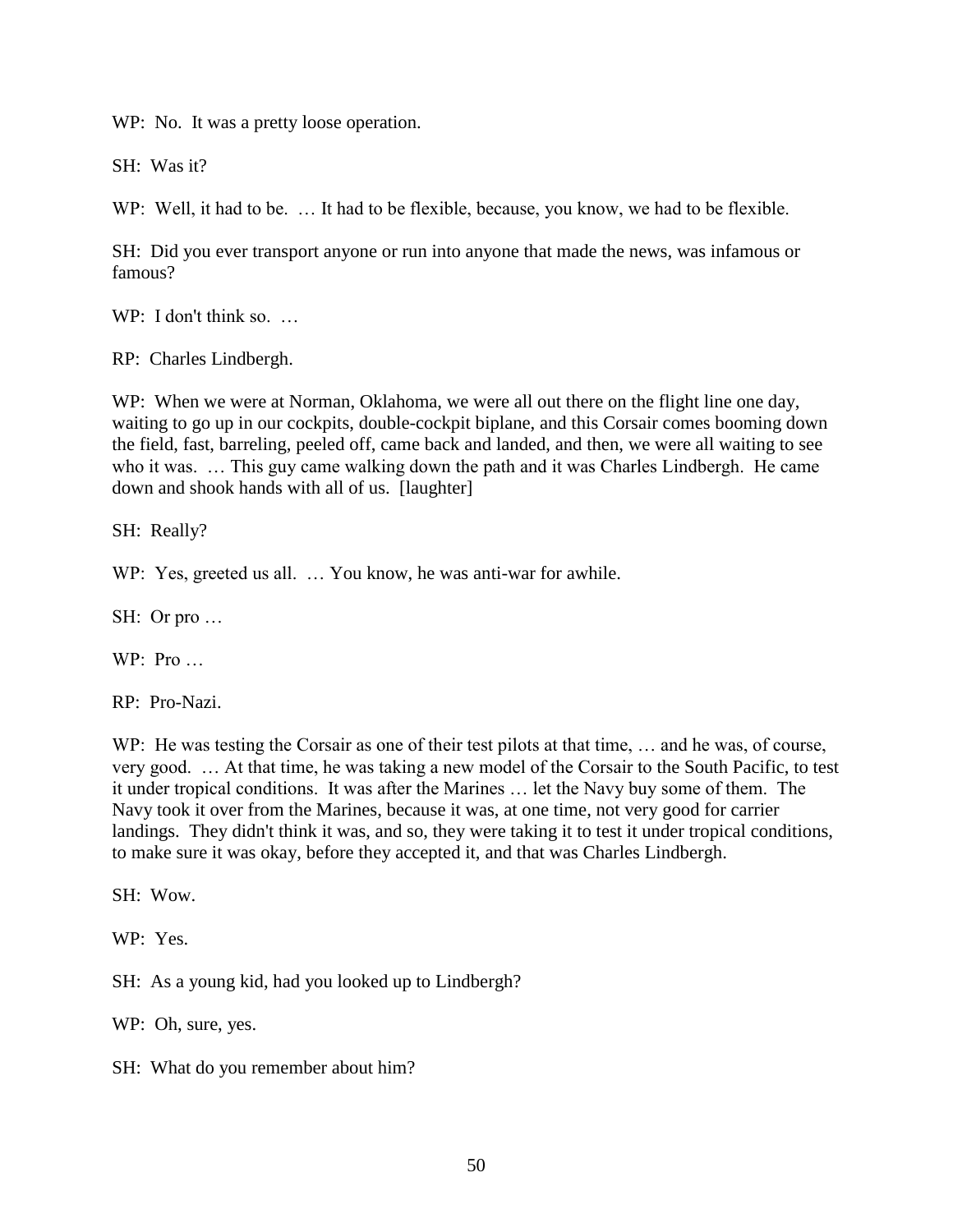WP: No. It was a pretty loose operation.

SH: Was it?

WP: Well, it had to be. … It had to be flexible, because, you know, we had to be flexible.

SH: Did you ever transport anyone or run into anyone that made the news, was infamous or famous?

WP: I don't think so. …

RP: Charles Lindbergh.

WP: When we were at Norman, Oklahoma, we were all out there on the flight line one day, waiting to go up in our cockpits, double-cockpit biplane, and this Corsair comes booming down the field, fast, barreling, peeled off, came back and landed, and then, we were all waiting to see who it was. … This guy came walking down the path and it was Charles Lindbergh. He came down and shook hands with all of us. [laughter]

SH: Really?

WP: Yes, greeted us all. … You know, he was anti-war for awhile.

SH: Or pro …

WP: Pro …

RP: Pro-Nazi.

WP: He was testing the Corsair as one of their test pilots at that time, … and he was, of course, very good. … At that time, he was taking a new model of the Corsair to the South Pacific, to test it under tropical conditions. It was after the Marines … let the Navy buy some of them. The Navy took it over from the Marines, because it was, at one time, not very good for carrier landings. They didn't think it was, and so, they were taking it to test it under tropical conditions, to make sure it was okay, before they accepted it, and that was Charles Lindbergh.

SH: Wow.

WP: Yes.

SH: As a young kid, had you looked up to Lindbergh?

WP: Oh, sure, yes.

SH: What do you remember about him?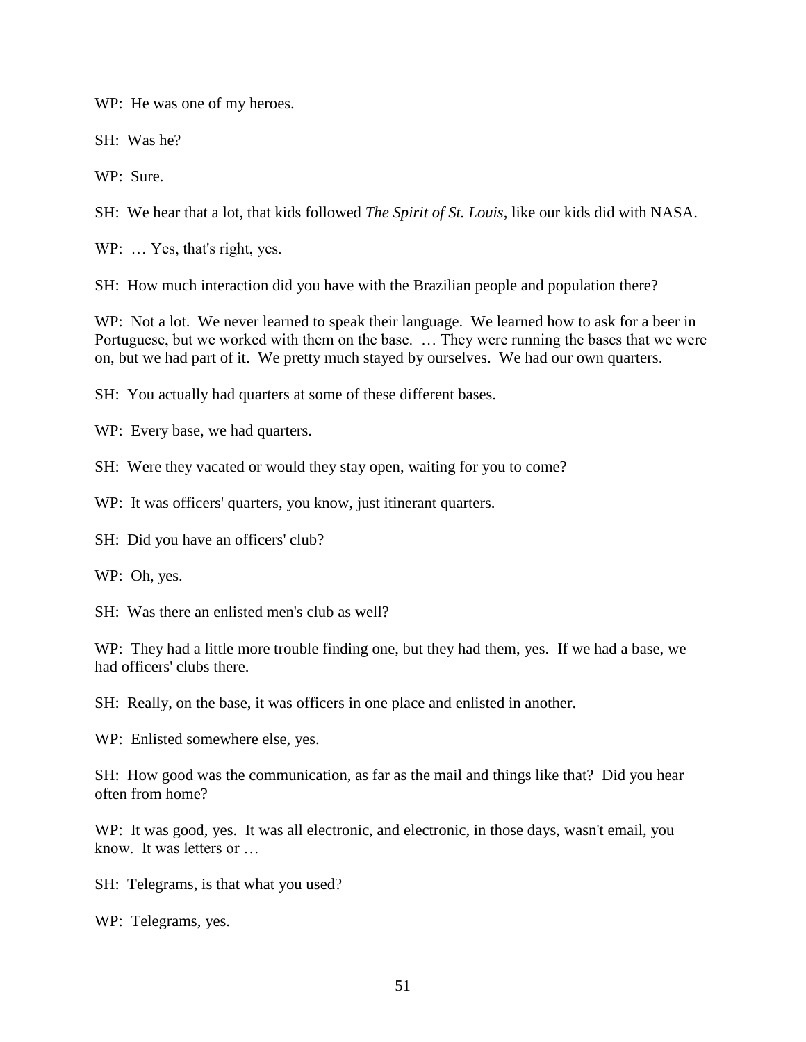WP: He was one of my heroes.

SH: Was he?

WP: Sure.

SH: We hear that a lot, that kids followed *The Spirit of St. Louis*, like our kids did with NASA.

WP: … Yes, that's right, yes.

SH: How much interaction did you have with the Brazilian people and population there?

WP: Not a lot. We never learned to speak their language. We learned how to ask for a beer in Portuguese, but we worked with them on the base. … They were running the bases that we were on, but we had part of it. We pretty much stayed by ourselves. We had our own quarters.

SH: You actually had quarters at some of these different bases.

WP: Every base, we had quarters.

SH: Were they vacated or would they stay open, waiting for you to come?

WP: It was officers' quarters, you know, just itinerant quarters.

SH: Did you have an officers' club?

WP: Oh, yes.

SH: Was there an enlisted men's club as well?

WP: They had a little more trouble finding one, but they had them, yes. If we had a base, we had officers' clubs there.

SH: Really, on the base, it was officers in one place and enlisted in another.

WP: Enlisted somewhere else, yes.

SH: How good was the communication, as far as the mail and things like that? Did you hear often from home?

WP: It was good, yes. It was all electronic, and electronic, in those days, wasn't email, you know. It was letters or …

SH: Telegrams, is that what you used?

WP: Telegrams, yes.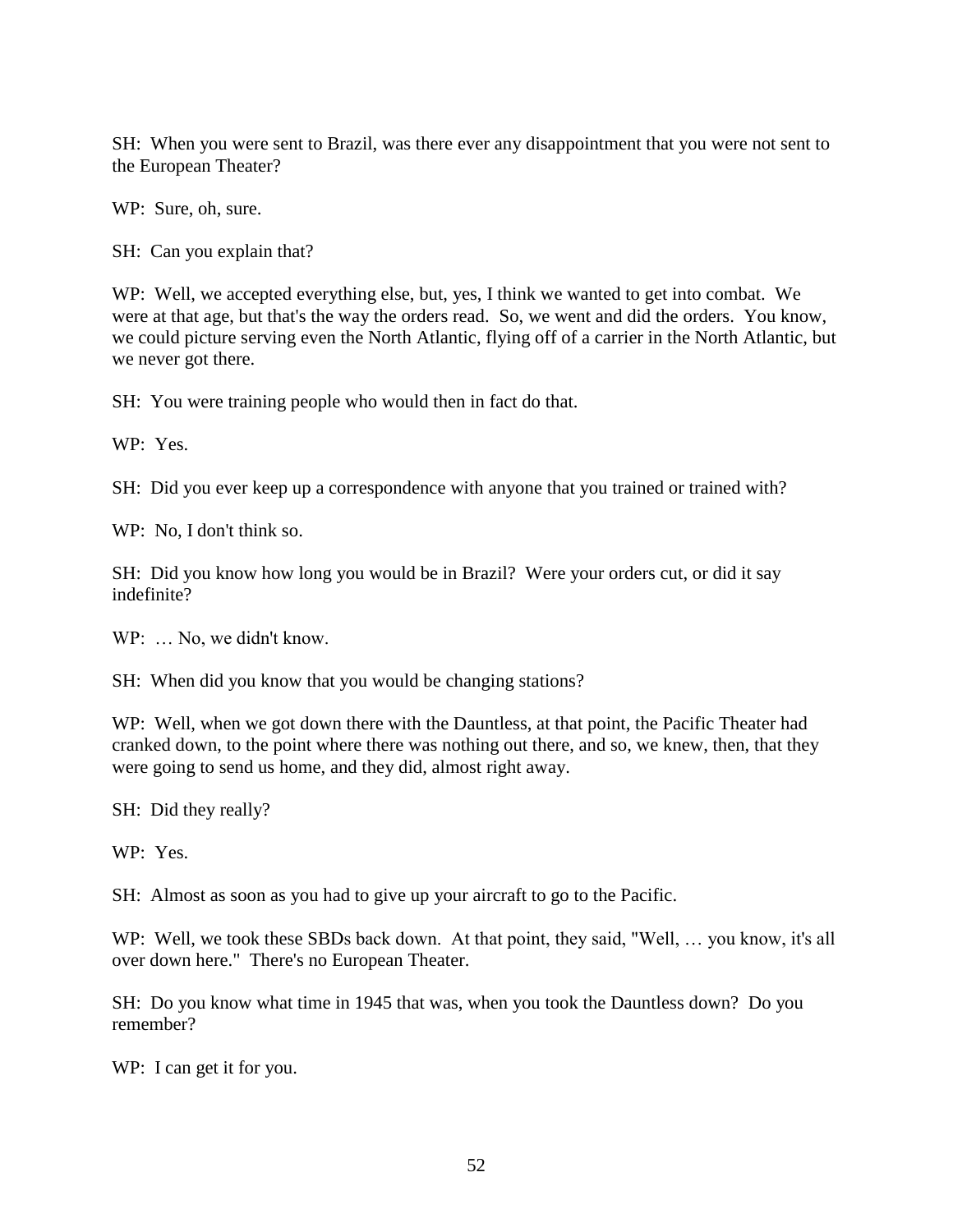SH: When you were sent to Brazil, was there ever any disappointment that you were not sent to the European Theater?

WP: Sure, oh, sure.

SH: Can you explain that?

WP: Well, we accepted everything else, but, yes, I think we wanted to get into combat. We were at that age, but that's the way the orders read. So, we went and did the orders. You know, we could picture serving even the North Atlantic, flying off of a carrier in the North Atlantic, but we never got there.

SH: You were training people who would then in fact do that.

WP: Yes.

SH: Did you ever keep up a correspondence with anyone that you trained or trained with?

WP: No, I don't think so.

SH: Did you know how long you would be in Brazil? Were your orders cut, or did it say indefinite?

WP: … No, we didn't know.

SH: When did you know that you would be changing stations?

WP: Well, when we got down there with the Dauntless, at that point, the Pacific Theater had cranked down, to the point where there was nothing out there, and so, we knew, then, that they were going to send us home, and they did, almost right away.

SH: Did they really?

WP: Yes.

SH: Almost as soon as you had to give up your aircraft to go to the Pacific.

WP: Well, we took these SBDs back down. At that point, they said, "Well, … you know, it's all over down here." There's no European Theater.

SH: Do you know what time in 1945 that was, when you took the Dauntless down? Do you remember?

WP: I can get it for you.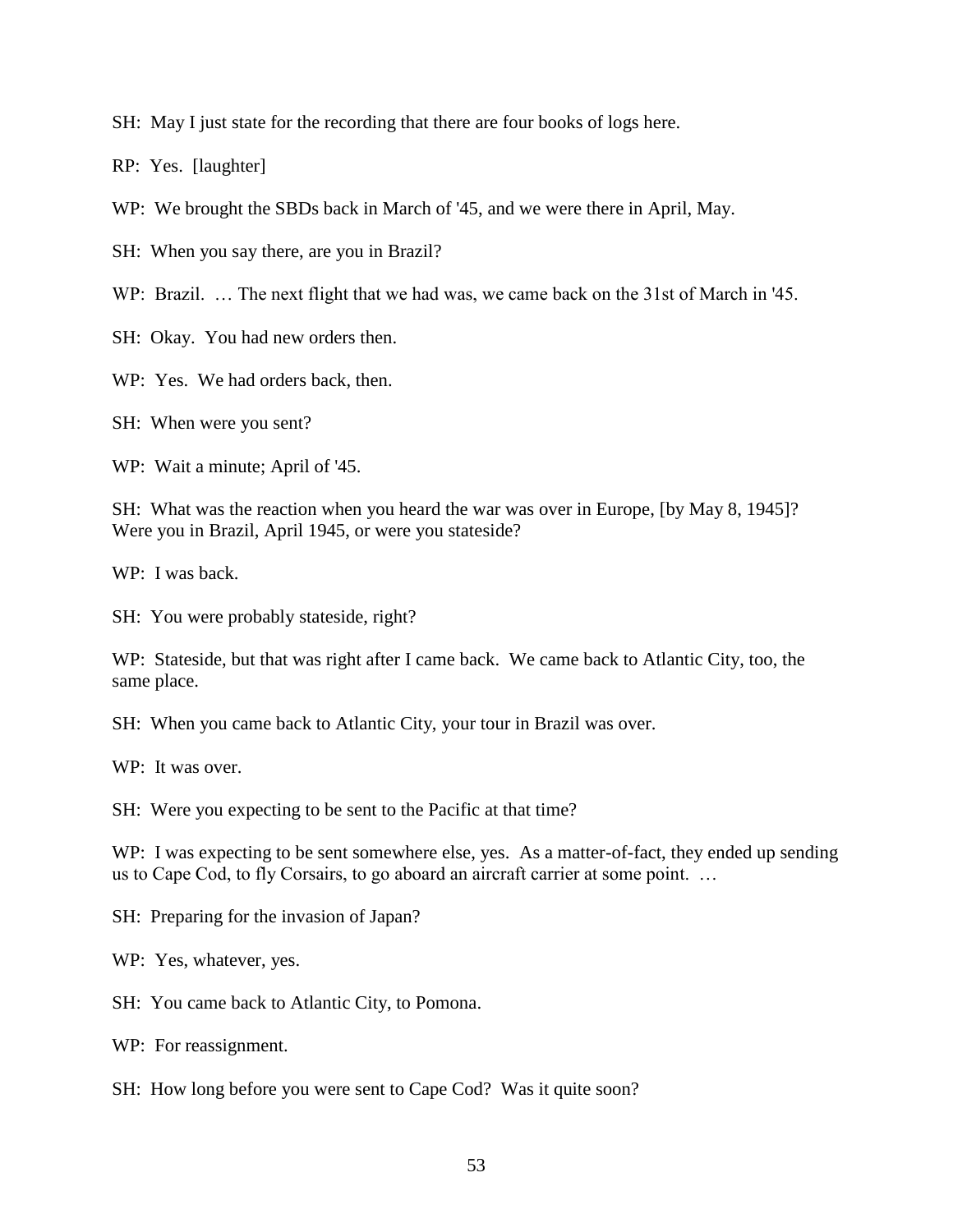SH: May I just state for the recording that there are four books of logs here.

RP: Yes. [laughter]

WP: We brought the SBDs back in March of '45, and we were there in April, May.

SH: When you say there, are you in Brazil?

WP: Brazil. … The next flight that we had was, we came back on the 31st of March in '45.

SH: Okay. You had new orders then.

WP: Yes. We had orders back, then.

SH: When were you sent?

WP: Wait a minute; April of '45.

SH: What was the reaction when you heard the war was over in Europe, [by May 8, 1945]? Were you in Brazil, April 1945, or were you stateside?

WP: I was back.

SH: You were probably stateside, right?

WP: Stateside, but that was right after I came back. We came back to Atlantic City, too, the same place.

SH: When you came back to Atlantic City, your tour in Brazil was over.

WP: It was over.

SH: Were you expecting to be sent to the Pacific at that time?

WP: I was expecting to be sent somewhere else, yes. As a matter-of-fact, they ended up sending us to Cape Cod, to fly Corsairs, to go aboard an aircraft carrier at some point. …

SH: Preparing for the invasion of Japan?

WP: Yes, whatever, yes.

SH: You came back to Atlantic City, to Pomona.

WP: For reassignment.

SH: How long before you were sent to Cape Cod? Was it quite soon?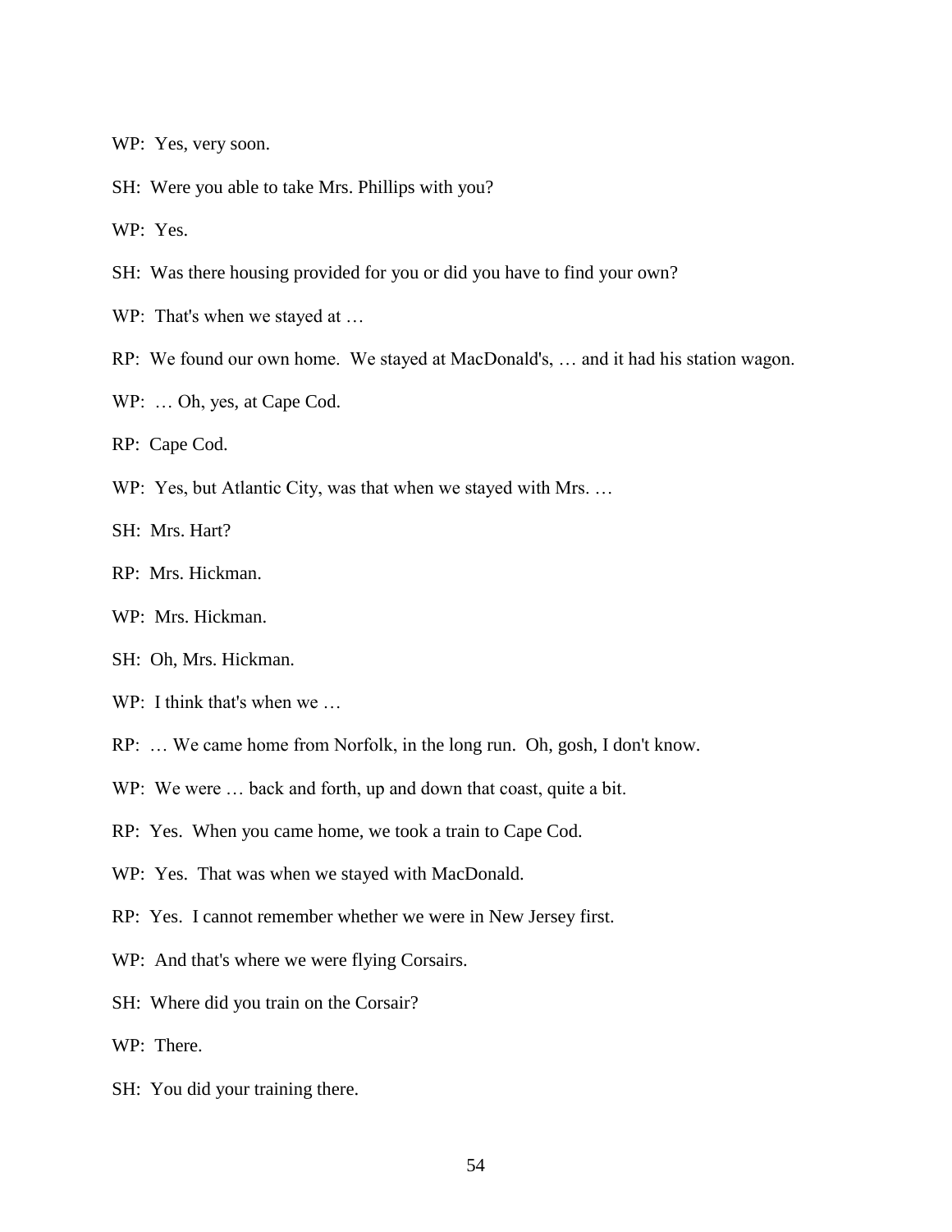WP: Yes, very soon.

SH: Were you able to take Mrs. Phillips with you?

WP: Yes.

SH: Was there housing provided for you or did you have to find your own?

WP: That's when we stayed at …

RP: We found our own home. We stayed at MacDonald's, … and it had his station wagon.

WP: … Oh, yes, at Cape Cod.

RP: Cape Cod.

WP: Yes, but Atlantic City, was that when we stayed with Mrs. …

SH: Mrs. Hart?

RP: Mrs. Hickman.

WP: Mrs. Hickman.

SH: Oh, Mrs. Hickman.

WP: I think that's when we …

RP: … We came home from Norfolk, in the long run. Oh, gosh, I don't know.

WP: We were … back and forth, up and down that coast, quite a bit.

RP: Yes. When you came home, we took a train to Cape Cod.

WP: Yes. That was when we stayed with MacDonald.

RP: Yes. I cannot remember whether we were in New Jersey first.

WP: And that's where we were flying Corsairs.

SH: Where did you train on the Corsair?

WP: There.

SH: You did your training there.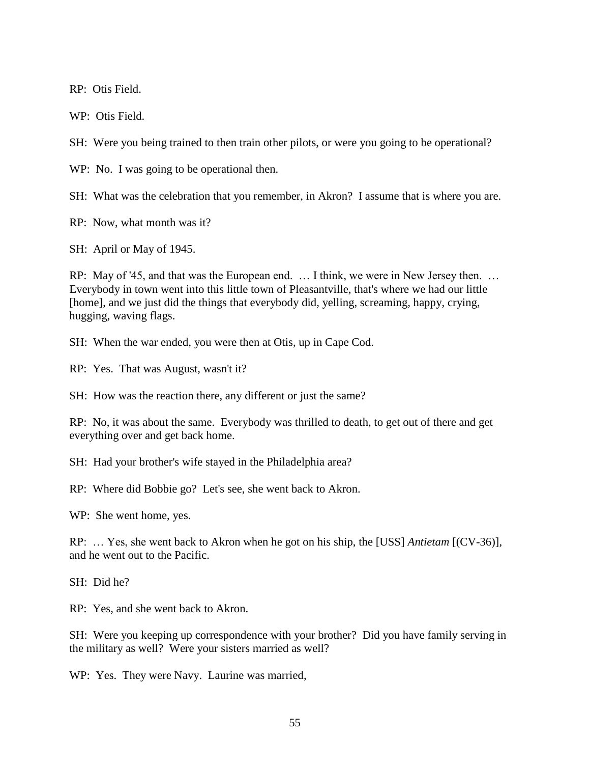RP: Otis Field.

WP: Otis Field.

SH: Were you being trained to then train other pilots, or were you going to be operational?

WP: No. I was going to be operational then.

SH: What was the celebration that you remember, in Akron? I assume that is where you are.

RP: Now, what month was it?

SH: April or May of 1945.

RP: May of '45, and that was the European end. … I think, we were in New Jersey then. … Everybody in town went into this little town of Pleasantville, that's where we had our little [home], and we just did the things that everybody did, yelling, screaming, happy, crying, hugging, waving flags.

SH: When the war ended, you were then at Otis, up in Cape Cod.

RP: Yes. That was August, wasn't it?

SH: How was the reaction there, any different or just the same?

RP: No, it was about the same. Everybody was thrilled to death, to get out of there and get everything over and get back home.

SH: Had your brother's wife stayed in the Philadelphia area?

RP: Where did Bobbie go? Let's see, she went back to Akron.

WP: She went home, yes.

RP: … Yes, she went back to Akron when he got on his ship, the [USS] *Antietam* [(CV-36)], and he went out to the Pacific.

SH: Did he?

RP: Yes, and she went back to Akron.

SH: Were you keeping up correspondence with your brother? Did you have family serving in the military as well? Were your sisters married as well?

WP: Yes. They were Navy. Laurine was married,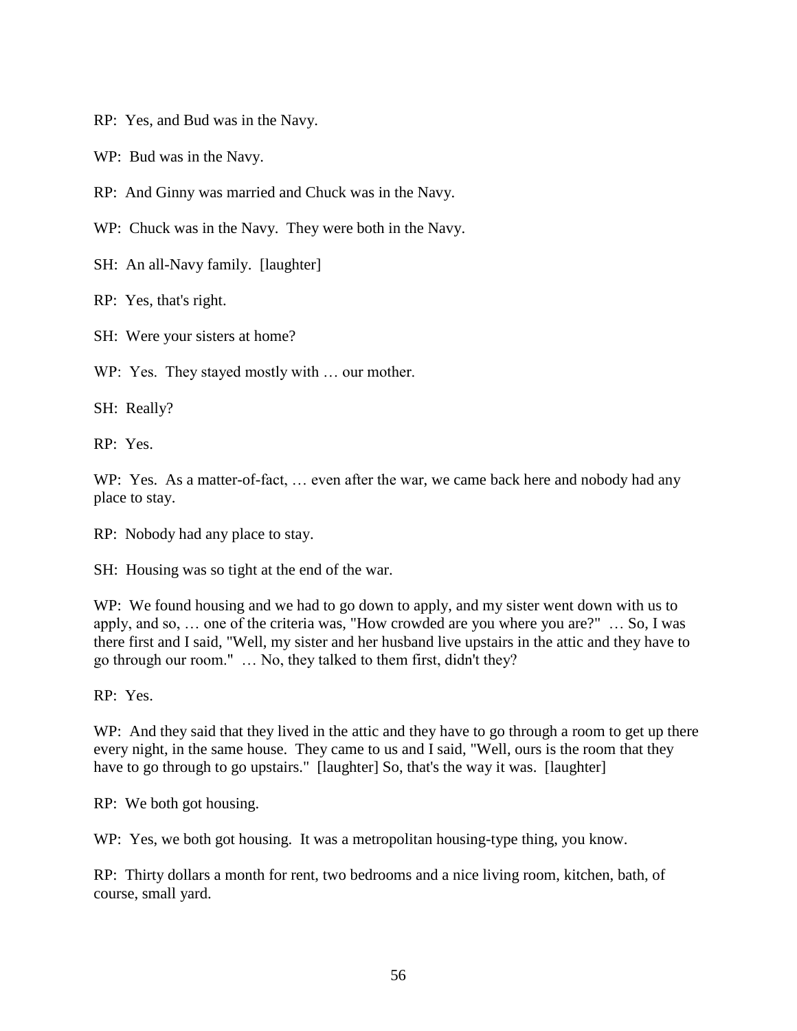RP: Yes, and Bud was in the Navy.

WP: Bud was in the Navy.

RP: And Ginny was married and Chuck was in the Navy.

WP: Chuck was in the Navy. They were both in the Navy.

SH: An all-Navy family. [laughter]

RP: Yes, that's right.

SH: Were your sisters at home?

WP: Yes. They stayed mostly with … our mother.

SH: Really?

RP: Yes.

WP: Yes. As a matter-of-fact, … even after the war, we came back here and nobody had any place to stay.

RP: Nobody had any place to stay.

SH: Housing was so tight at the end of the war.

WP: We found housing and we had to go down to apply, and my sister went down with us to apply, and so, … one of the criteria was, "How crowded are you where you are?" … So, I was there first and I said, "Well, my sister and her husband live upstairs in the attic and they have to go through our room." … No, they talked to them first, didn't they?

RP: Yes.

WP: And they said that they lived in the attic and they have to go through a room to get up there every night, in the same house. They came to us and I said, "Well, ours is the room that they have to go through to go upstairs." [laughter] So, that's the way it was. [laughter]

RP: We both got housing.

WP: Yes, we both got housing. It was a metropolitan housing-type thing, you know.

RP: Thirty dollars a month for rent, two bedrooms and a nice living room, kitchen, bath, of course, small yard.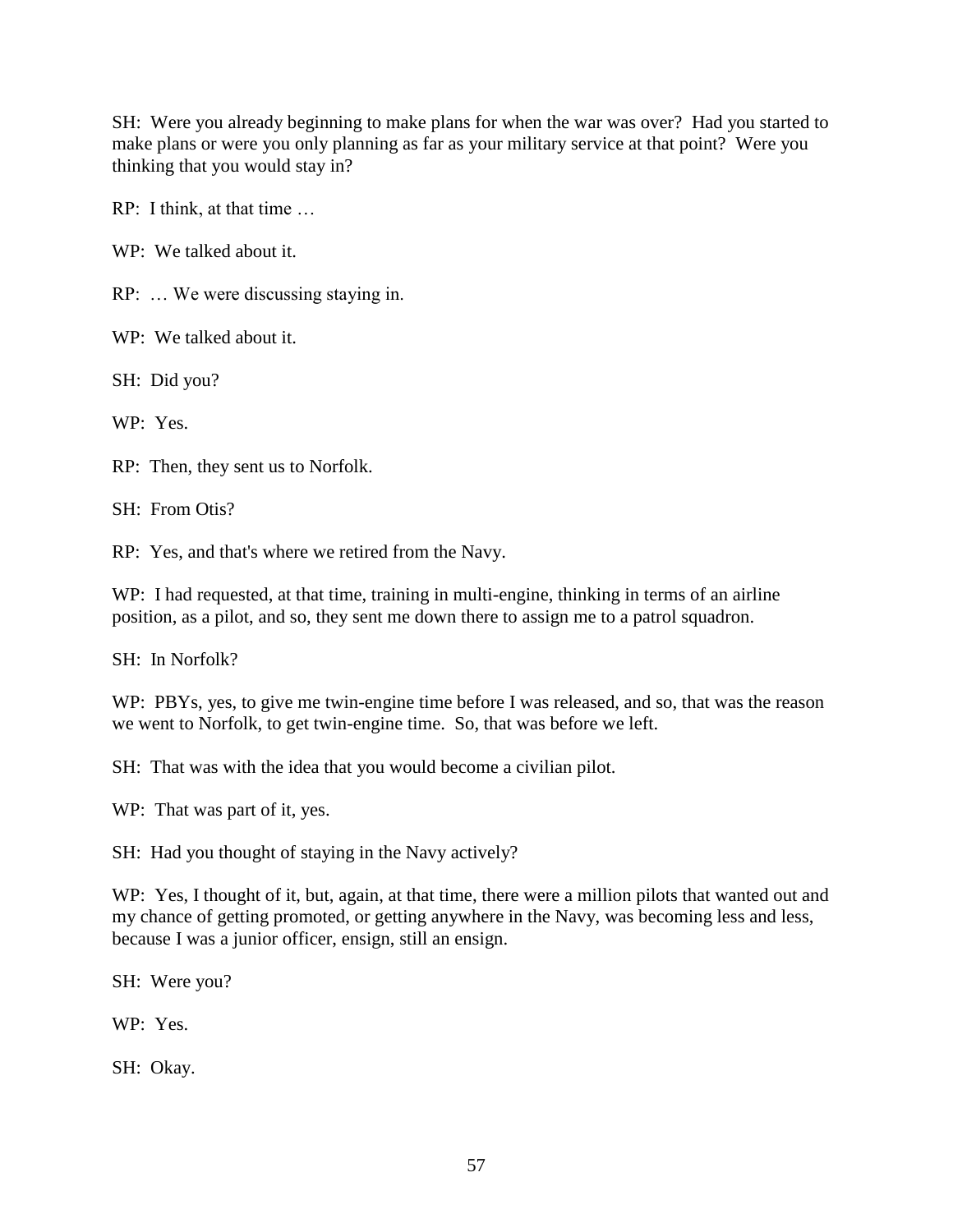SH: Were you already beginning to make plans for when the war was over? Had you started to make plans or were you only planning as far as your military service at that point? Were you thinking that you would stay in?

RP: I think, at that time …

WP: We talked about it.

RP: … We were discussing staying in.

WP: We talked about it.

SH: Did you?

WP: Yes.

RP: Then, they sent us to Norfolk.

SH: From Otis?

RP: Yes, and that's where we retired from the Navy.

WP: I had requested, at that time, training in multi-engine, thinking in terms of an airline position, as a pilot, and so, they sent me down there to assign me to a patrol squadron.

SH: In Norfolk?

WP: PBYs, yes, to give me twin-engine time before I was released, and so, that was the reason we went to Norfolk, to get twin-engine time. So, that was before we left.

SH: That was with the idea that you would become a civilian pilot.

WP: That was part of it, yes.

SH: Had you thought of staying in the Navy actively?

WP: Yes, I thought of it, but, again, at that time, there were a million pilots that wanted out and my chance of getting promoted, or getting anywhere in the Navy, was becoming less and less, because I was a junior officer, ensign, still an ensign.

SH: Were you?

WP: Yes.

SH: Okay.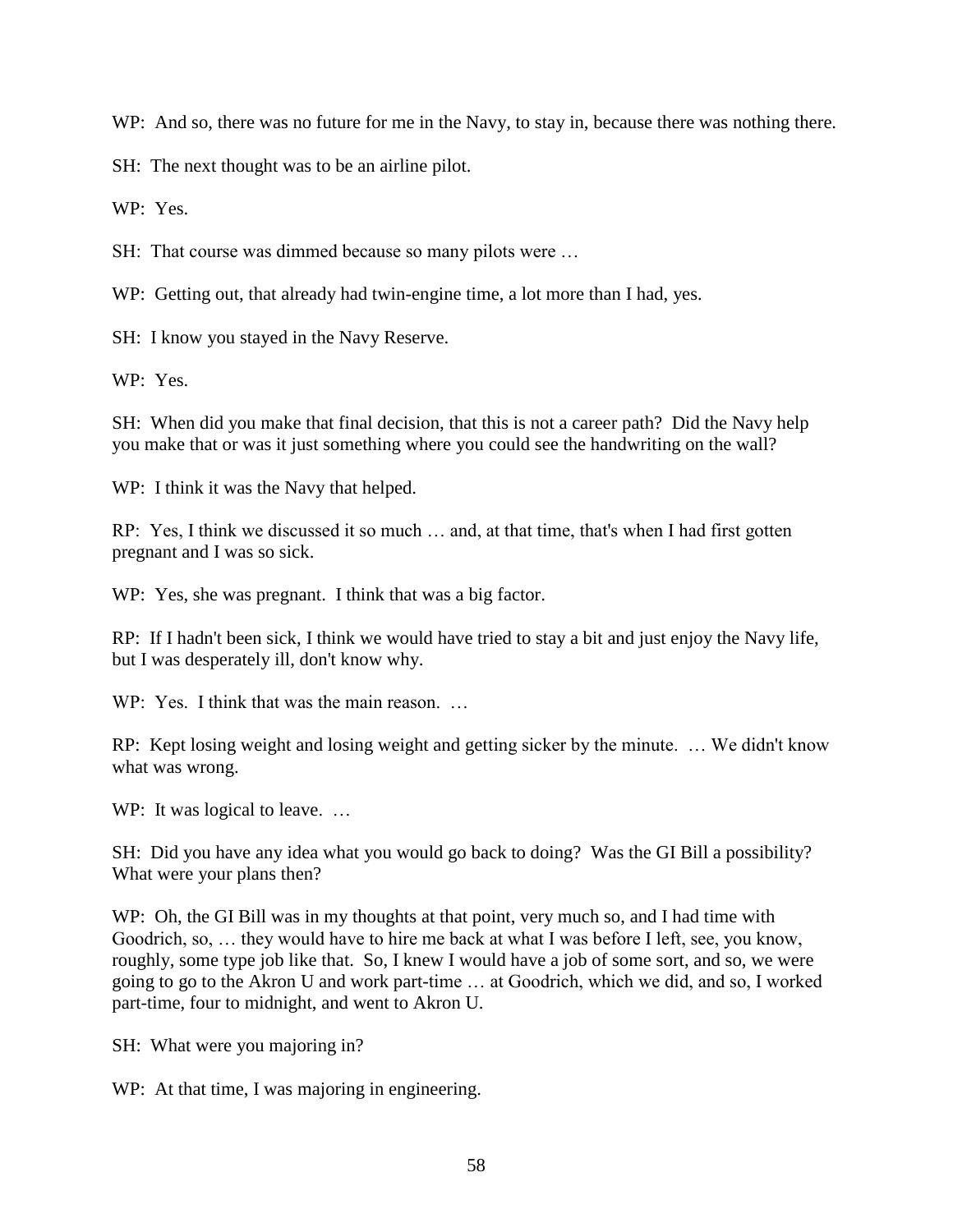WP: And so, there was no future for me in the Navy, to stay in, because there was nothing there.

SH: The next thought was to be an airline pilot.

WP: Yes.

SH: That course was dimmed because so many pilots were …

WP: Getting out, that already had twin-engine time, a lot more than I had, yes.

SH: I know you stayed in the Navy Reserve.

WP: Yes.

SH: When did you make that final decision, that this is not a career path? Did the Navy help you make that or was it just something where you could see the handwriting on the wall?

WP: I think it was the Navy that helped.

RP: Yes, I think we discussed it so much … and, at that time, that's when I had first gotten pregnant and I was so sick.

WP: Yes, she was pregnant. I think that was a big factor.

RP: If I hadn't been sick, I think we would have tried to stay a bit and just enjoy the Navy life, but I was desperately ill, don't know why.

WP: Yes. I think that was the main reason. …

RP: Kept losing weight and losing weight and getting sicker by the minute. … We didn't know what was wrong.

WP: It was logical to leave. …

SH: Did you have any idea what you would go back to doing? Was the GI Bill a possibility? What were your plans then?

WP: Oh, the GI Bill was in my thoughts at that point, very much so, and I had time with Goodrich, so, … they would have to hire me back at what I was before I left, see, you know, roughly, some type job like that. So, I knew I would have a job of some sort, and so, we were going to go to the Akron U and work part-time … at Goodrich, which we did, and so, I worked part-time, four to midnight, and went to Akron U.

SH: What were you majoring in?

WP: At that time, I was majoring in engineering.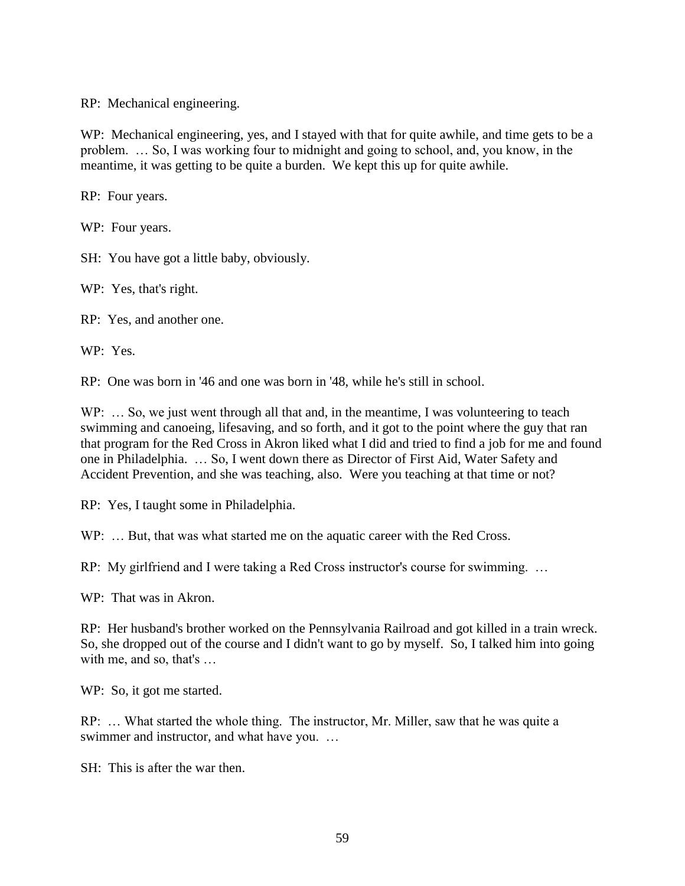RP: Mechanical engineering.

WP: Mechanical engineering, yes, and I stayed with that for quite awhile, and time gets to be a problem. … So, I was working four to midnight and going to school, and, you know, in the meantime, it was getting to be quite a burden. We kept this up for quite awhile.

RP: Four years.

WP: Four years.

SH: You have got a little baby, obviously.

WP: Yes, that's right.

RP: Yes, and another one.

WP: Yes.

RP: One was born in '46 and one was born in '48, while he's still in school.

WP: … So, we just went through all that and, in the meantime, I was volunteering to teach swimming and canoeing, lifesaving, and so forth, and it got to the point where the guy that ran that program for the Red Cross in Akron liked what I did and tried to find a job for me and found one in Philadelphia. … So, I went down there as Director of First Aid, Water Safety and Accident Prevention, and she was teaching, also. Were you teaching at that time or not?

RP: Yes, I taught some in Philadelphia.

WP: … But, that was what started me on the aquatic career with the Red Cross.

RP: My girlfriend and I were taking a Red Cross instructor's course for swimming. …

WP: That was in Akron.

RP: Her husband's brother worked on the Pennsylvania Railroad and got killed in a train wreck. So, she dropped out of the course and I didn't want to go by myself. So, I talked him into going with me, and so, that's …

WP: So, it got me started.

RP: … What started the whole thing. The instructor, Mr. Miller, saw that he was quite a swimmer and instructor, and what have you. …

SH: This is after the war then.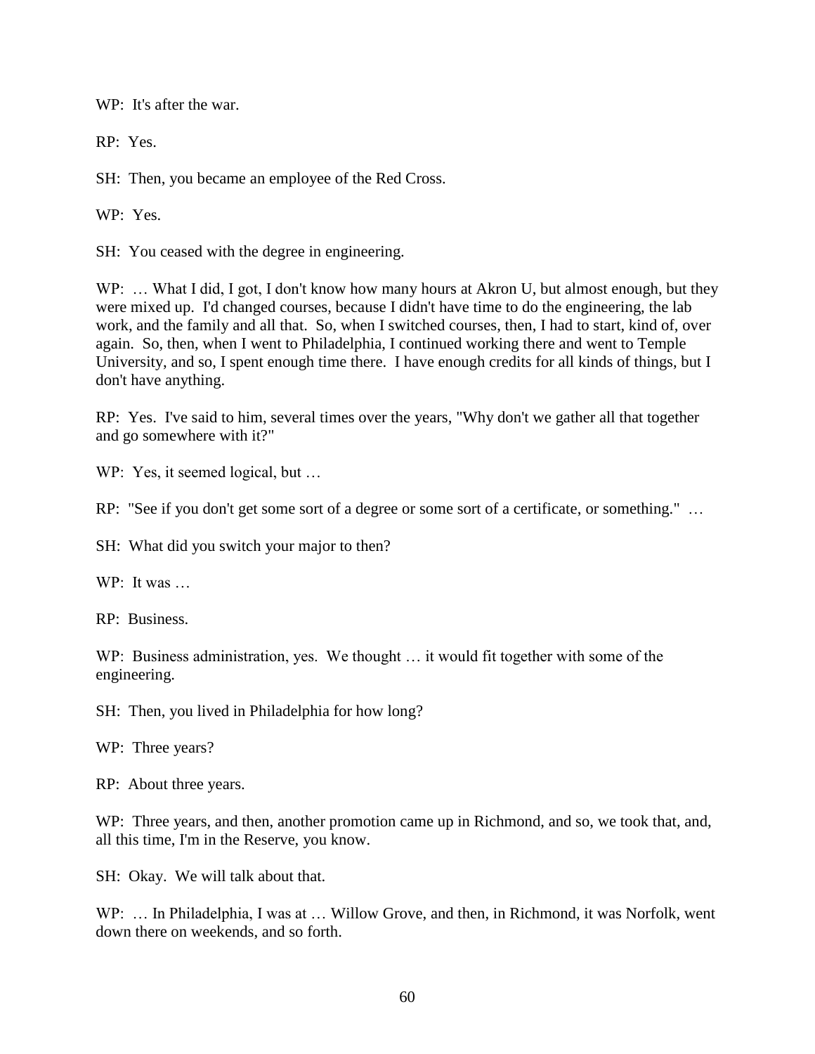WP: It's after the war.

RP: Yes.

SH: Then, you became an employee of the Red Cross.

WP: Yes.

SH: You ceased with the degree in engineering.

WP: … What I did, I got, I don't know how many hours at Akron U, but almost enough, but they were mixed up. I'd changed courses, because I didn't have time to do the engineering, the lab work, and the family and all that. So, when I switched courses, then, I had to start, kind of, over again. So, then, when I went to Philadelphia, I continued working there and went to Temple University, and so, I spent enough time there. I have enough credits for all kinds of things, but I don't have anything.

RP: Yes. I've said to him, several times over the years, "Why don't we gather all that together and go somewhere with it?"

WP: Yes, it seemed logical, but …

RP: "See if you don't get some sort of a degree or some sort of a certificate, or something." …

SH: What did you switch your major to then?

WP: It was …

RP: Business.

WP: Business administration, yes. We thought … it would fit together with some of the engineering.

SH: Then, you lived in Philadelphia for how long?

WP: Three years?

RP: About three years.

WP: Three years, and then, another promotion came up in Richmond, and so, we took that, and, all this time, I'm in the Reserve, you know.

SH: Okay. We will talk about that.

WP: … In Philadelphia, I was at … Willow Grove, and then, in Richmond, it was Norfolk, went down there on weekends, and so forth.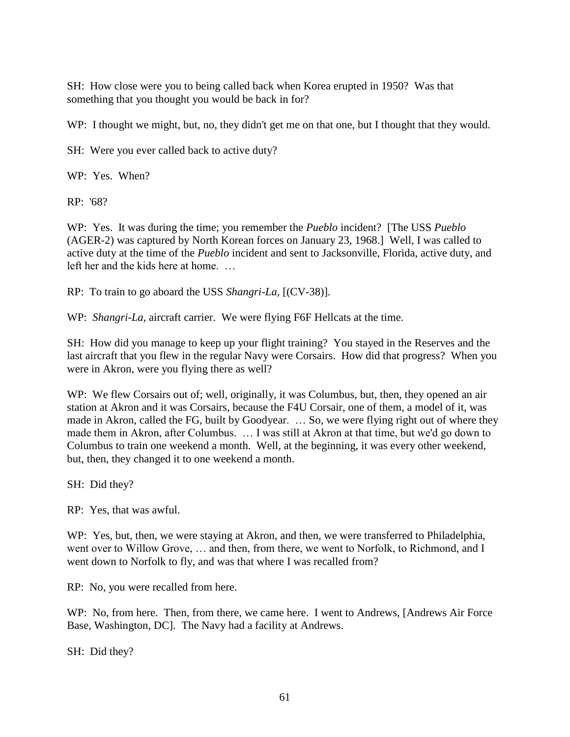SH: How close were you to being called back when Korea erupted in 1950? Was that something that you thought you would be back in for?

WP: I thought we might, but, no, they didn't get me on that one, but I thought that they would.

SH: Were you ever called back to active duty?

WP: Yes. When?

RP: '68?

WP: Yes. It was during the time; you remember the *Pueblo* incident? [The USS *Pueblo* (AGER-2) was captured by North Korean forces on January 23, 1968.] Well, I was called to active duty at the time of the *Pueblo* incident and sent to Jacksonville, Florida, active duty, and left her and the kids here at home. …

RP: To train to go aboard the USS *Shangri-La,* [(CV-38)].

WP: *Shangri-La,* aircraft carrier. We were flying F6F Hellcats at the time.

SH: How did you manage to keep up your flight training? You stayed in the Reserves and the last aircraft that you flew in the regular Navy were Corsairs. How did that progress? When you were in Akron, were you flying there as well?

WP: We flew Corsairs out of; well, originally, it was Columbus, but, then, they opened an air station at Akron and it was Corsairs, because the F4U Corsair, one of them, a model of it, was made in Akron, called the FG, built by Goodyear. … So, we were flying right out of where they made them in Akron, after Columbus. … I was still at Akron at that time, but we'd go down to Columbus to train one weekend a month. Well, at the beginning, it was every other weekend, but, then, they changed it to one weekend a month.

SH: Did they?

RP: Yes, that was awful.

WP: Yes, but, then, we were staying at Akron, and then, we were transferred to Philadelphia, went over to Willow Grove, … and then, from there, we went to Norfolk, to Richmond, and I went down to Norfolk to fly, and was that where I was recalled from?

RP: No, you were recalled from here.

WP: No, from here. Then, from there, we came here. I went to Andrews, [Andrews Air Force Base, Washington, DC]. The Navy had a facility at Andrews.

SH: Did they?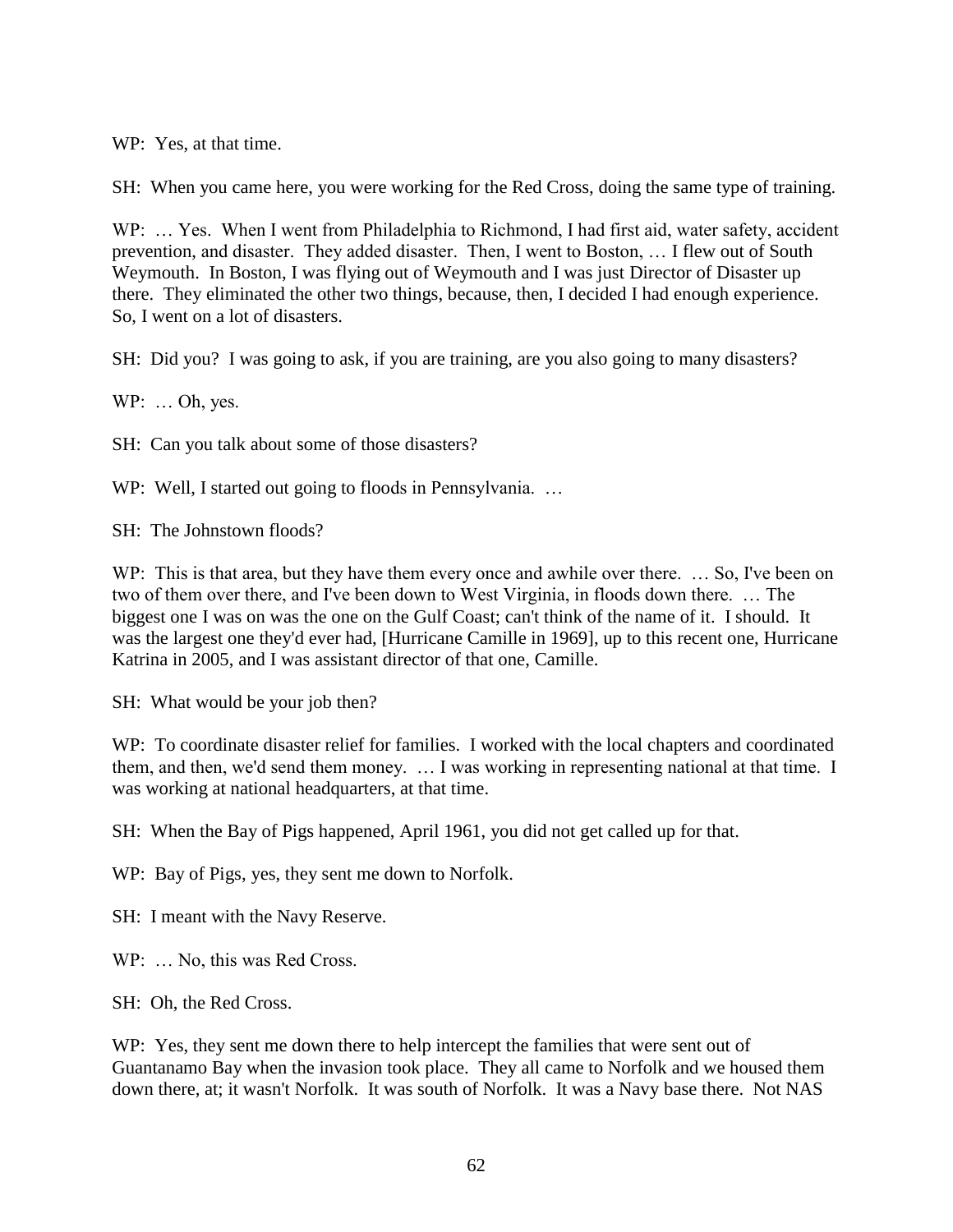WP: Yes, at that time.

SH: When you came here, you were working for the Red Cross, doing the same type of training.

WP: … Yes. When I went from Philadelphia to Richmond, I had first aid, water safety, accident prevention, and disaster. They added disaster. Then, I went to Boston, … I flew out of South Weymouth. In Boston, I was flying out of Weymouth and I was just Director of Disaster up there. They eliminated the other two things, because, then, I decided I had enough experience. So, I went on a lot of disasters.

SH: Did you? I was going to ask, if you are training, are you also going to many disasters?

WP: … Oh, yes.

SH: Can you talk about some of those disasters?

WP: Well, I started out going to floods in Pennsylvania. …

SH: The Johnstown floods?

WP: This is that area, but they have them every once and awhile over there. … So, I've been on two of them over there, and I've been down to West Virginia, in floods down there. … The biggest one I was on was the one on the Gulf Coast; can't think of the name of it. I should. It was the largest one they'd ever had, [Hurricane Camille in 1969], up to this recent one, Hurricane Katrina in 2005, and I was assistant director of that one, Camille.

SH: What would be your job then?

WP: To coordinate disaster relief for families. I worked with the local chapters and coordinated them, and then, we'd send them money. … I was working in representing national at that time. I was working at national headquarters, at that time.

SH: When the Bay of Pigs happened, April 1961, you did not get called up for that.

WP: Bay of Pigs, yes, they sent me down to Norfolk.

SH: I meant with the Navy Reserve.

WP: … No, this was Red Cross.

SH: Oh, the Red Cross.

WP: Yes, they sent me down there to help intercept the families that were sent out of Guantanamo Bay when the invasion took place. They all came to Norfolk and we housed them down there, at; it wasn't Norfolk. It was south of Norfolk. It was a Navy base there. Not NAS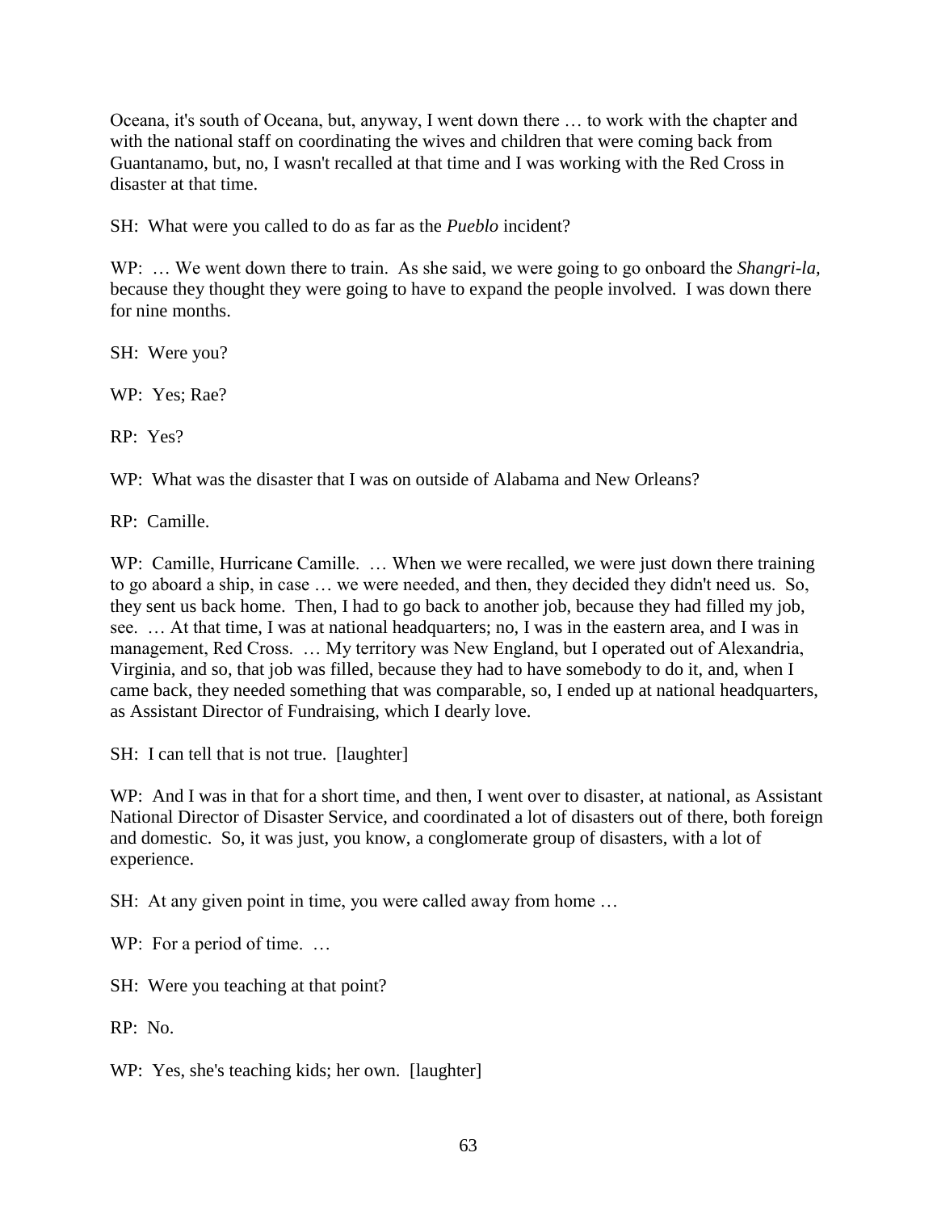Oceana, it's south of Oceana, but, anyway, I went down there … to work with the chapter and with the national staff on coordinating the wives and children that were coming back from Guantanamo, but, no, I wasn't recalled at that time and I was working with the Red Cross in disaster at that time.

SH: What were you called to do as far as the *Pueblo* incident?

WP: … We went down there to train. As she said, we were going to go onboard the *Shangri-la*, because they thought they were going to have to expand the people involved. I was down there for nine months.

SH: Were you?

WP: Yes; Rae?

RP: Yes?

WP: What was the disaster that I was on outside of Alabama and New Orleans?

RP: Camille.

WP: Camille, Hurricane Camille. … When we were recalled, we were just down there training to go aboard a ship, in case … we were needed, and then, they decided they didn't need us. So, they sent us back home. Then, I had to go back to another job, because they had filled my job, see. … At that time, I was at national headquarters; no, I was in the eastern area, and I was in management, Red Cross. … My territory was New England, but I operated out of Alexandria, Virginia, and so, that job was filled, because they had to have somebody to do it, and, when I came back, they needed something that was comparable, so, I ended up at national headquarters, as Assistant Director of Fundraising, which I dearly love.

SH: I can tell that is not true. [laughter]

WP: And I was in that for a short time, and then, I went over to disaster, at national, as Assistant National Director of Disaster Service, and coordinated a lot of disasters out of there, both foreign and domestic. So, it was just, you know, a conglomerate group of disasters, with a lot of experience.

SH: At any given point in time, you were called away from home …

WP: For a period of time. …

SH: Were you teaching at that point?

RP: No.

WP: Yes, she's teaching kids; her own. [laughter]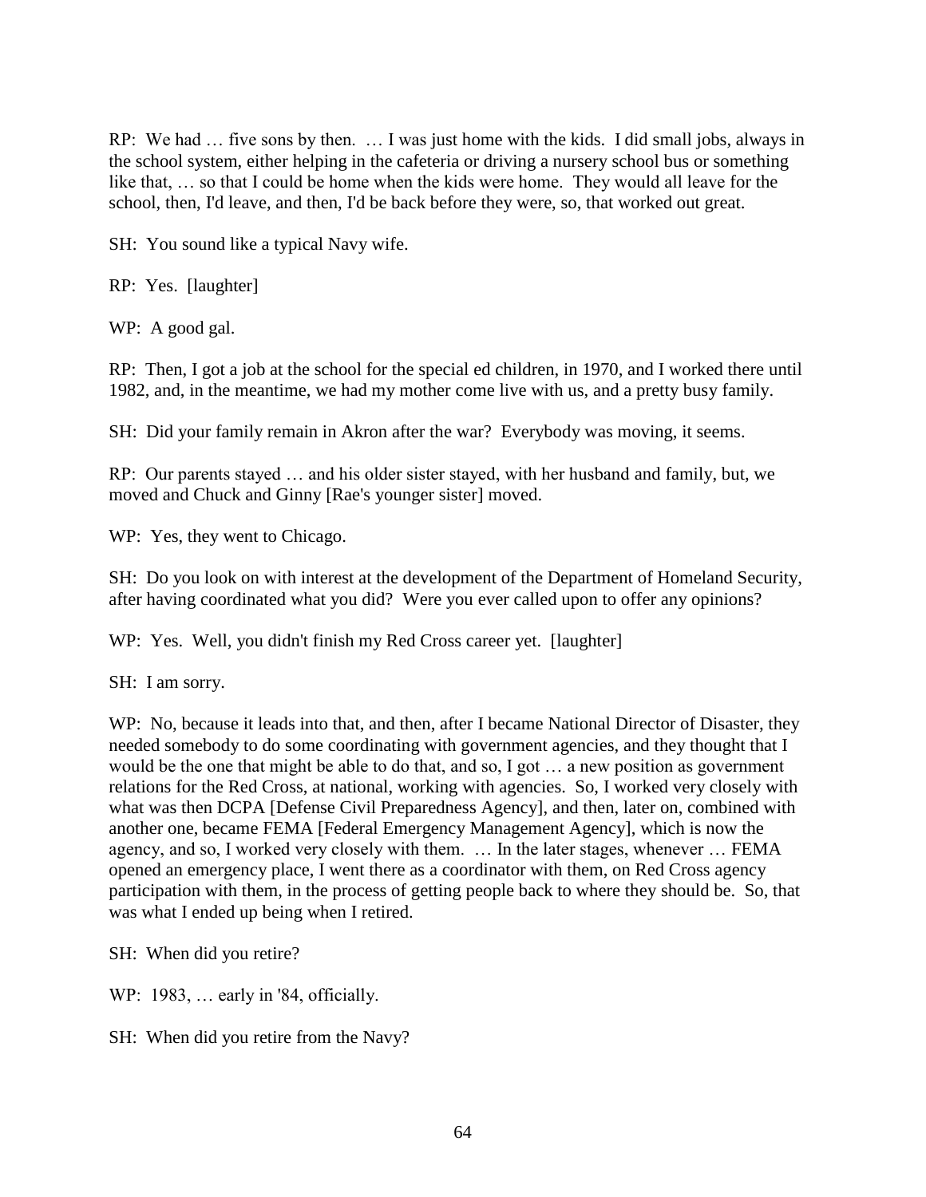RP: We had … five sons by then. … I was just home with the kids. I did small jobs, always in the school system, either helping in the cafeteria or driving a nursery school bus or something like that, … so that I could be home when the kids were home. They would all leave for the school, then, I'd leave, and then, I'd be back before they were, so, that worked out great.

SH: You sound like a typical Navy wife.

RP: Yes. [laughter]

WP: A good gal.

RP: Then, I got a job at the school for the special ed children, in 1970, and I worked there until 1982, and, in the meantime, we had my mother come live with us, and a pretty busy family.

SH: Did your family remain in Akron after the war? Everybody was moving, it seems.

RP: Our parents stayed … and his older sister stayed, with her husband and family, but, we moved and Chuck and Ginny [Rae's younger sister] moved.

WP: Yes, they went to Chicago.

SH: Do you look on with interest at the development of the Department of Homeland Security, after having coordinated what you did? Were you ever called upon to offer any opinions?

WP: Yes. Well, you didn't finish my Red Cross career yet. [laughter]

SH: I am sorry.

WP: No, because it leads into that, and then, after I became National Director of Disaster, they needed somebody to do some coordinating with government agencies, and they thought that I would be the one that might be able to do that, and so, I got … a new position as government relations for the Red Cross, at national, working with agencies. So, I worked very closely with what was then DCPA [Defense Civil Preparedness Agency], and then, later on, combined with another one, became FEMA [Federal Emergency Management Agency], which is now the agency, and so, I worked very closely with them. … In the later stages, whenever … FEMA opened an emergency place, I went there as a coordinator with them, on Red Cross agency participation with them, in the process of getting people back to where they should be. So, that was what I ended up being when I retired.

SH: When did you retire?

WP: 1983, … early in '84, officially.

SH: When did you retire from the Navy?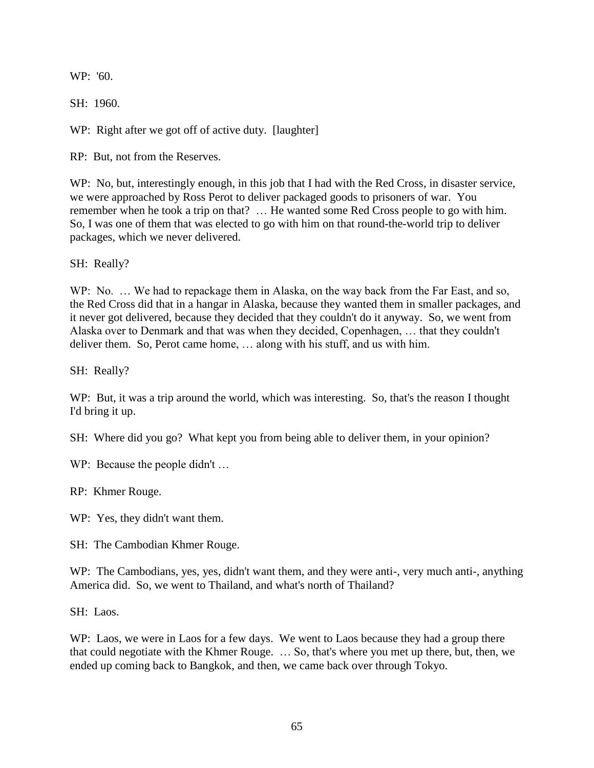WP: '60.

SH: 1960.

WP: Right after we got off of active duty. [laughter]

RP: But, not from the Reserves.

WP: No, but, interestingly enough, in this job that I had with the Red Cross, in disaster service, we were approached by Ross Perot to deliver packaged goods to prisoners of war. You remember when he took a trip on that? … He wanted some Red Cross people to go with him. So, I was one of them that was elected to go with him on that round-the-world trip to deliver packages, which we never delivered.

SH: Really?

WP: No. … We had to repackage them in Alaska, on the way back from the Far East, and so, the Red Cross did that in a hangar in Alaska, because they wanted them in smaller packages, and it never got delivered, because they decided that they couldn't do it anyway. So, we went from Alaska over to Denmark and that was when they decided, Copenhagen, … that they couldn't deliver them. So, Perot came home, … along with his stuff, and us with him.

SH: Really?

WP: But, it was a trip around the world, which was interesting. So, that's the reason I thought I'd bring it up.

SH: Where did you go? What kept you from being able to deliver them, in your opinion?

WP: Because the people didn't …

RP: Khmer Rouge.

WP: Yes, they didn't want them.

SH: The Cambodian Khmer Rouge.

WP: The Cambodians, yes, yes, didn't want them, and they were anti-, very much anti-, anything America did. So, we went to Thailand, and what's north of Thailand?

SH: Laos.

WP: Laos, we were in Laos for a few days. We went to Laos because they had a group there that could negotiate with the Khmer Rouge. … So, that's where you met up there, but, then, we ended up coming back to Bangkok, and then, we came back over through Tokyo.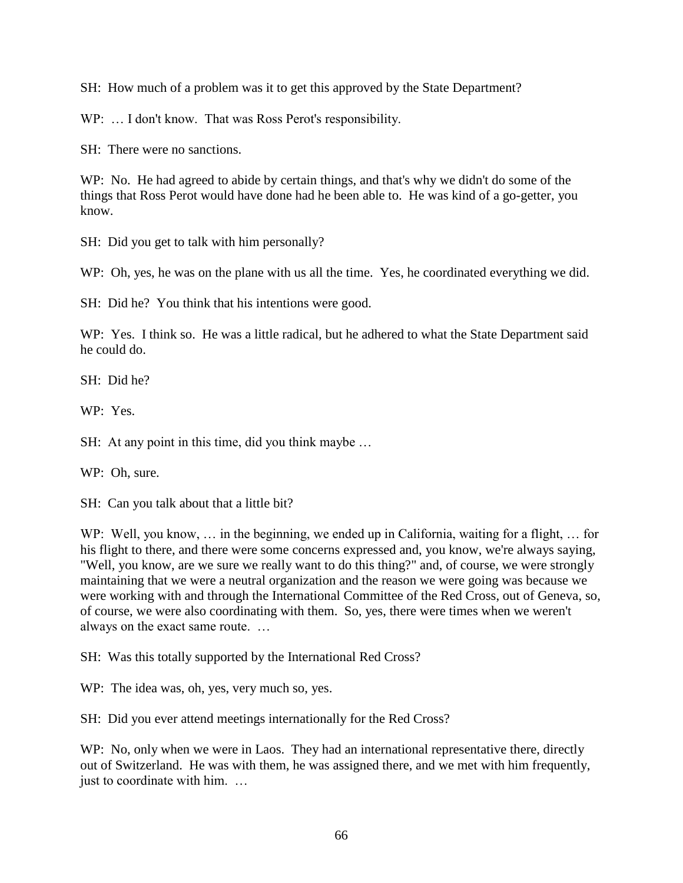SH: How much of a problem was it to get this approved by the State Department?

WP: … I don't know. That was Ross Perot's responsibility.

SH: There were no sanctions.

WP: No. He had agreed to abide by certain things, and that's why we didn't do some of the things that Ross Perot would have done had he been able to. He was kind of a go-getter, you know.

SH: Did you get to talk with him personally?

WP: Oh, yes, he was on the plane with us all the time. Yes, he coordinated everything we did.

SH: Did he? You think that his intentions were good.

WP: Yes. I think so. He was a little radical, but he adhered to what the State Department said he could do.

SH: Did he?

WP: Yes.

SH: At any point in this time, did you think maybe …

WP: Oh, sure.

SH: Can you talk about that a little bit?

WP: Well, you know, … in the beginning, we ended up in California, waiting for a flight, … for his flight to there, and there were some concerns expressed and, you know, we're always saying, "Well, you know, are we sure we really want to do this thing?" and, of course, we were strongly maintaining that we were a neutral organization and the reason we were going was because we were working with and through the International Committee of the Red Cross, out of Geneva, so, of course, we were also coordinating with them. So, yes, there were times when we weren't always on the exact same route. …

SH: Was this totally supported by the International Red Cross?

WP: The idea was, oh, yes, very much so, yes.

SH: Did you ever attend meetings internationally for the Red Cross?

WP: No, only when we were in Laos. They had an international representative there, directly out of Switzerland. He was with them, he was assigned there, and we met with him frequently, just to coordinate with him. …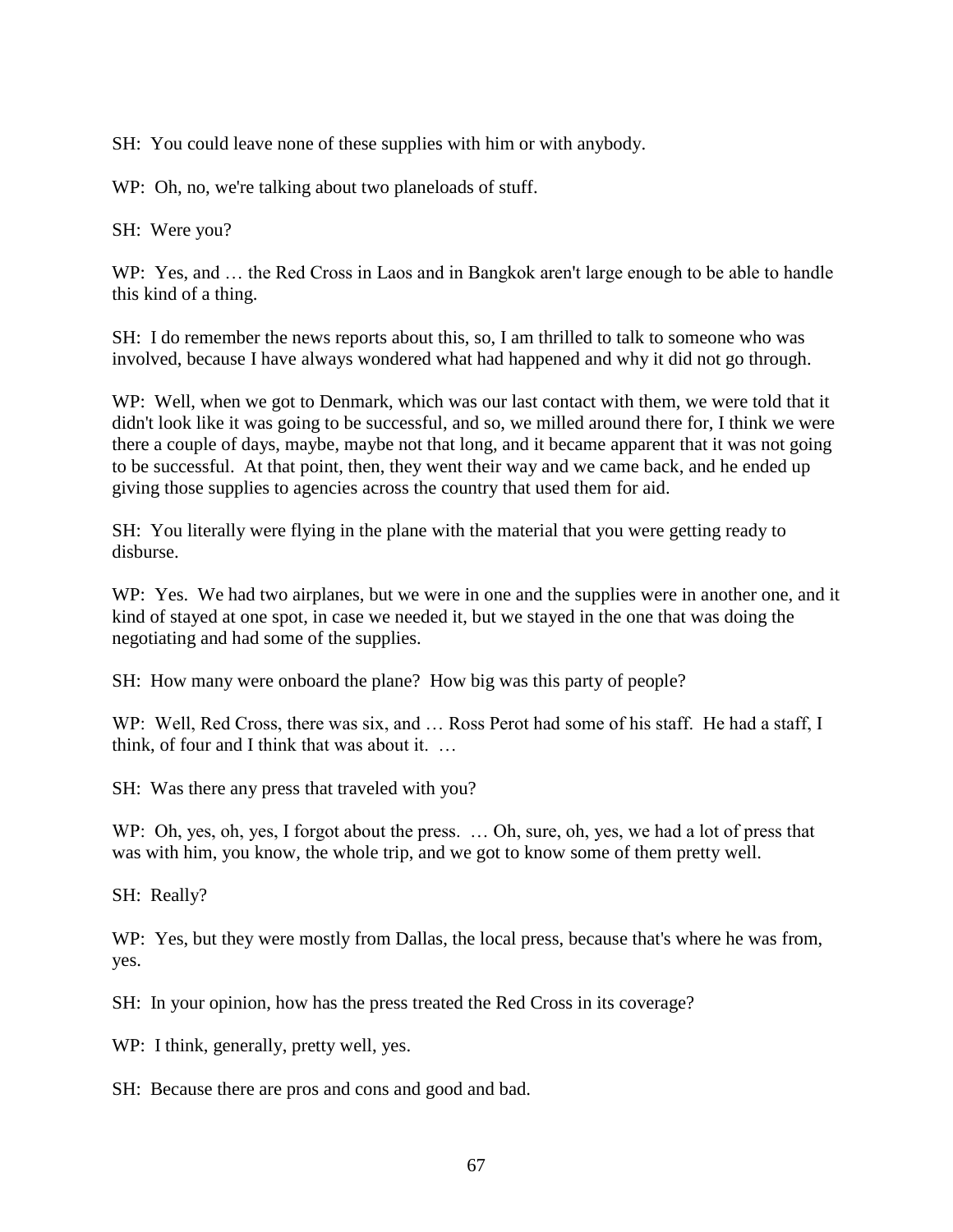SH: You could leave none of these supplies with him or with anybody.

WP: Oh, no, we're talking about two planeloads of stuff.

SH: Were you?

WP: Yes, and … the Red Cross in Laos and in Bangkok aren't large enough to be able to handle this kind of a thing.

SH: I do remember the news reports about this, so, I am thrilled to talk to someone who was involved, because I have always wondered what had happened and why it did not go through.

WP: Well, when we got to Denmark, which was our last contact with them, we were told that it didn't look like it was going to be successful, and so, we milled around there for, I think we were there a couple of days, maybe, maybe not that long, and it became apparent that it was not going to be successful. At that point, then, they went their way and we came back, and he ended up giving those supplies to agencies across the country that used them for aid.

SH: You literally were flying in the plane with the material that you were getting ready to disburse.

WP: Yes. We had two airplanes, but we were in one and the supplies were in another one, and it kind of stayed at one spot, in case we needed it, but we stayed in the one that was doing the negotiating and had some of the supplies.

SH: How many were onboard the plane? How big was this party of people?

WP: Well, Red Cross, there was six, and … Ross Perot had some of his staff. He had a staff, I think, of four and I think that was about it. …

SH: Was there any press that traveled with you?

WP: Oh, yes, oh, yes, I forgot about the press. … Oh, sure, oh, yes, we had a lot of press that was with him, you know, the whole trip, and we got to know some of them pretty well.

SH: Really?

WP: Yes, but they were mostly from Dallas, the local press, because that's where he was from, yes.

SH: In your opinion, how has the press treated the Red Cross in its coverage?

WP: I think, generally, pretty well, yes.

SH: Because there are pros and cons and good and bad.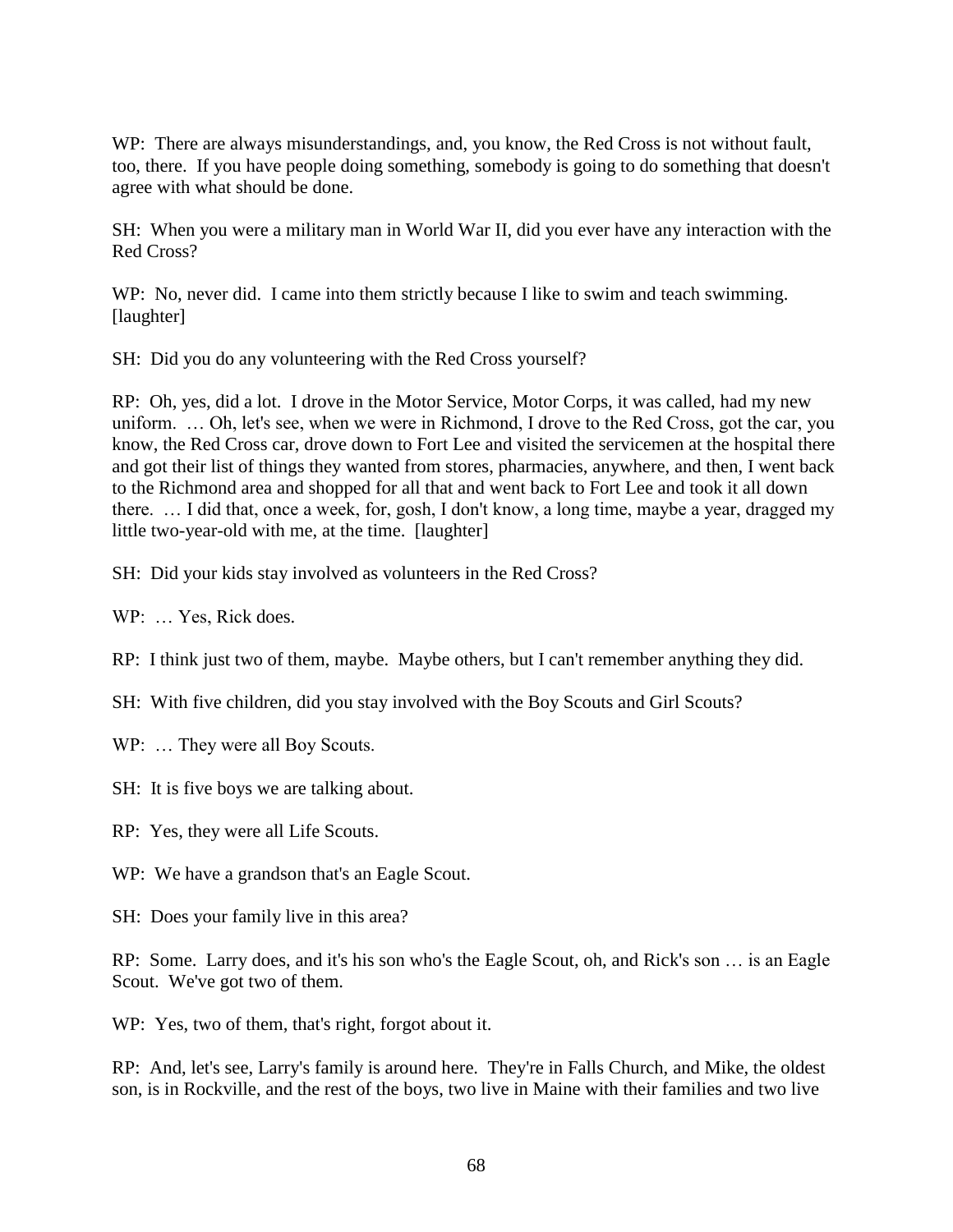WP: There are always misunderstandings, and, you know, the Red Cross is not without fault, too, there. If you have people doing something, somebody is going to do something that doesn't agree with what should be done.

SH: When you were a military man in World War II, did you ever have any interaction with the Red Cross?

WP: No, never did. I came into them strictly because I like to swim and teach swimming. [laughter]

SH: Did you do any volunteering with the Red Cross yourself?

RP: Oh, yes, did a lot. I drove in the Motor Service, Motor Corps, it was called, had my new uniform. … Oh, let's see, when we were in Richmond, I drove to the Red Cross, got the car, you know, the Red Cross car, drove down to Fort Lee and visited the servicemen at the hospital there and got their list of things they wanted from stores, pharmacies, anywhere, and then, I went back to the Richmond area and shopped for all that and went back to Fort Lee and took it all down there. … I did that, once a week, for, gosh, I don't know, a long time, maybe a year, dragged my little two-year-old with me, at the time. [laughter]

SH: Did your kids stay involved as volunteers in the Red Cross?

WP: … Yes, Rick does.

RP: I think just two of them, maybe. Maybe others, but I can't remember anything they did.

SH: With five children, did you stay involved with the Boy Scouts and Girl Scouts?

WP: … They were all Boy Scouts.

SH: It is five boys we are talking about.

RP: Yes, they were all Life Scouts.

WP: We have a grandson that's an Eagle Scout.

SH: Does your family live in this area?

RP: Some. Larry does, and it's his son who's the Eagle Scout, oh, and Rick's son … is an Eagle Scout. We've got two of them.

WP: Yes, two of them, that's right, forgot about it.

RP: And, let's see, Larry's family is around here. They're in Falls Church, and Mike, the oldest son, is in Rockville, and the rest of the boys, two live in Maine with their families and two live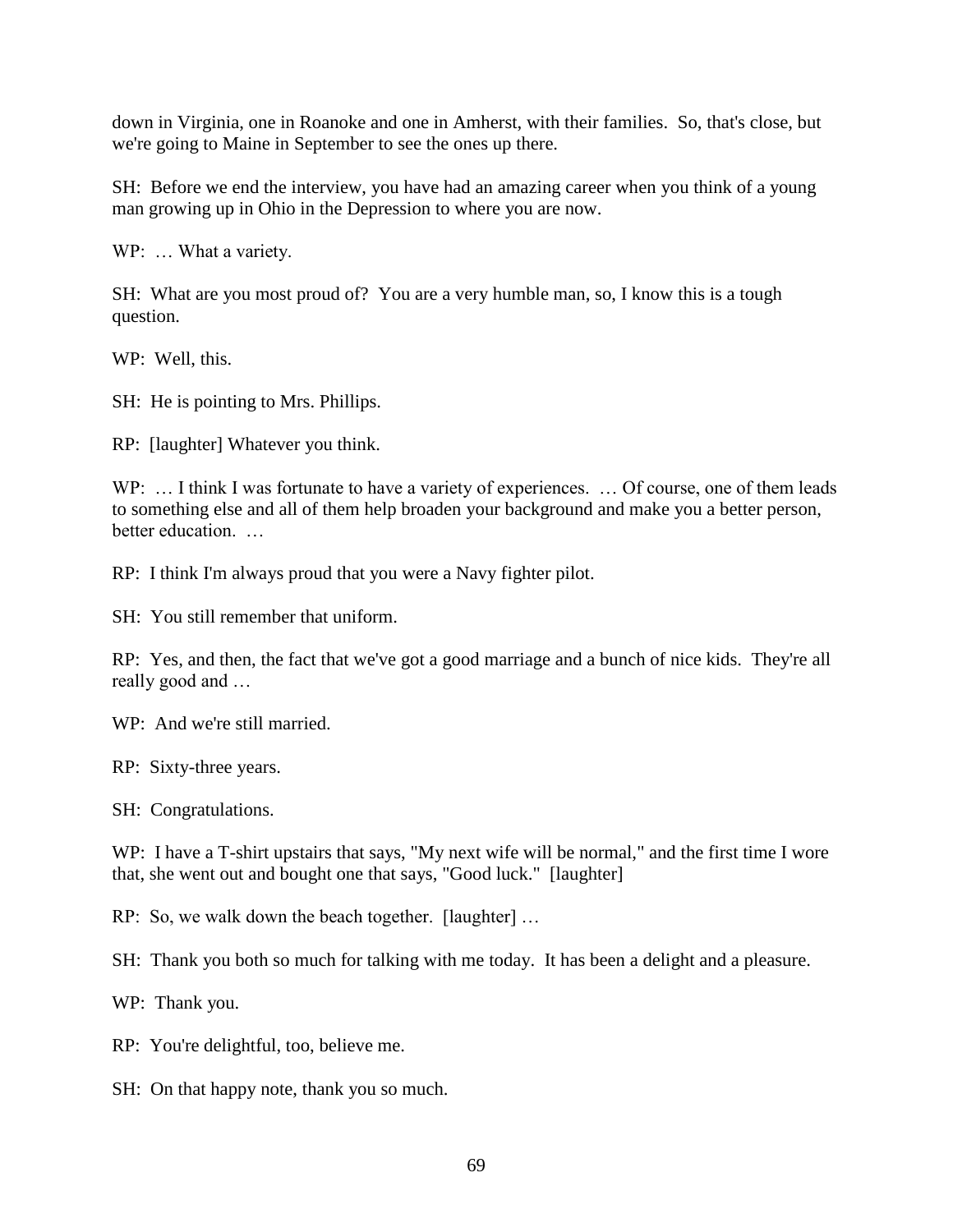down in Virginia, one in Roanoke and one in Amherst, with their families. So, that's close, but we're going to Maine in September to see the ones up there.

SH: Before we end the interview, you have had an amazing career when you think of a young man growing up in Ohio in the Depression to where you are now.

WP: … What a variety.

SH: What are you most proud of? You are a very humble man, so, I know this is a tough question.

WP: Well, this.

SH: He is pointing to Mrs. Phillips.

RP: [laughter] Whatever you think.

WP: … I think I was fortunate to have a variety of experiences. … Of course, one of them leads to something else and all of them help broaden your background and make you a better person, better education. …

RP: I think I'm always proud that you were a Navy fighter pilot.

SH: You still remember that uniform.

RP: Yes, and then, the fact that we've got a good marriage and a bunch of nice kids. They're all really good and …

WP: And we're still married.

RP: Sixty-three years.

SH: Congratulations.

WP: I have a T-shirt upstairs that says, "My next wife will be normal," and the first time I wore that, she went out and bought one that says, "Good luck." [laughter]

RP: So, we walk down the beach together. [laughter] …

SH: Thank you both so much for talking with me today. It has been a delight and a pleasure.

WP: Thank you.

RP: You're delightful, too, believe me.

SH: On that happy note, thank you so much.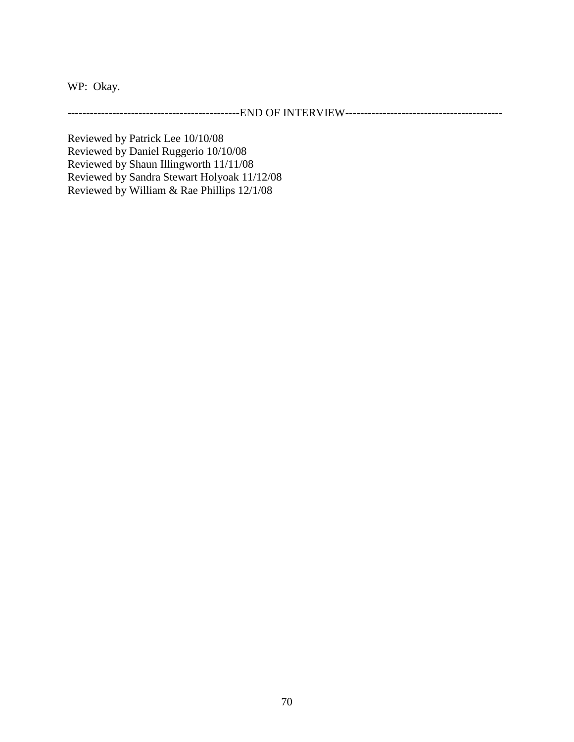WP:  Okay.

----------------------------------------------END OF INTERVIEW------------------------------------------

Reviewed by Patrick Lee 10/10/08
Reviewed by Daniel Ruggerio 10/10/08
Reviewed by Shaun Illingworth 11/11/08
Reviewed by Sandra Stewart Holyoak 11/12/08
Reviewed by William & Rae Phillips 12/1/08